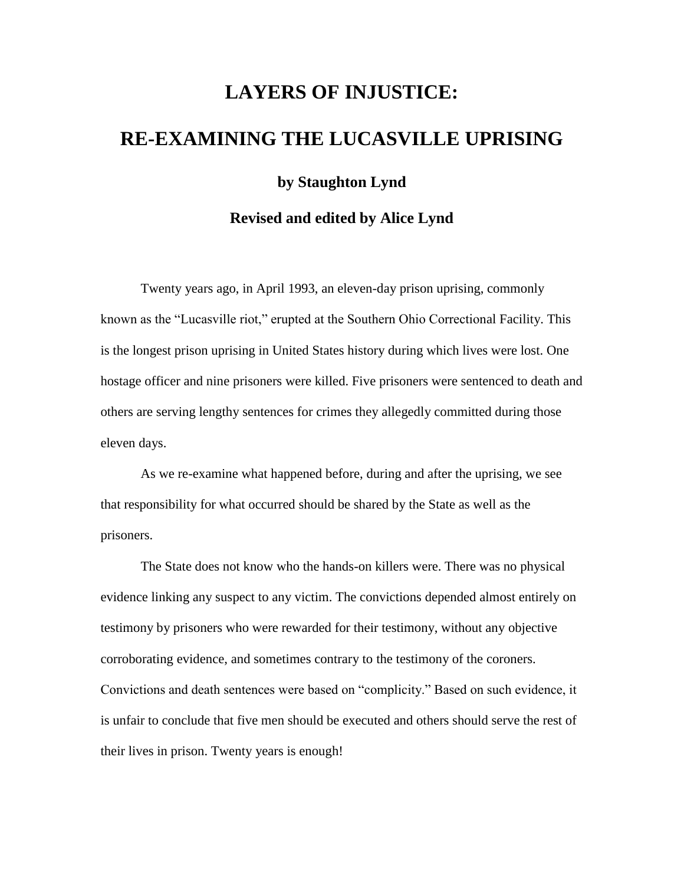# LAYERS OF INJUSTICE:

# RE-EXAMINING THE LUCASVILLE UPRISING

**by Staughton Lynd**

**Revised and edited by Alice Lynd**

Twenty years ago, in April 1993, an eleven-day prison uprising, commonly known as the "Lucasville riot," erupted at the Southern Ohio Correctional Facility. This is the longest prison uprising in United States history during which lives were lost. One hostage officer and nine prisoners were killed. Five prisoners were sentenced to death and others are serving lengthy sentences for crimes they allegedly committed during those eleven days.

As we re-examine what happened before, during and after the uprising, we see that responsibility for what occurred should be shared by the State as well as the prisoners.

The State does not know who the hands-on killers were. There was no physical evidence linking any suspect to any victim. The convictions depended almost entirely on testimony by prisoners who were rewarded for their testimony, without any objective corroborating evidence, and sometimes contrary to the testimony of the coroners. Convictions and death sentences were based on "complicity." Based on such evidence, it is unfair to conclude that five men should be executed and others should serve the rest of their lives in prison. Twenty years is enough!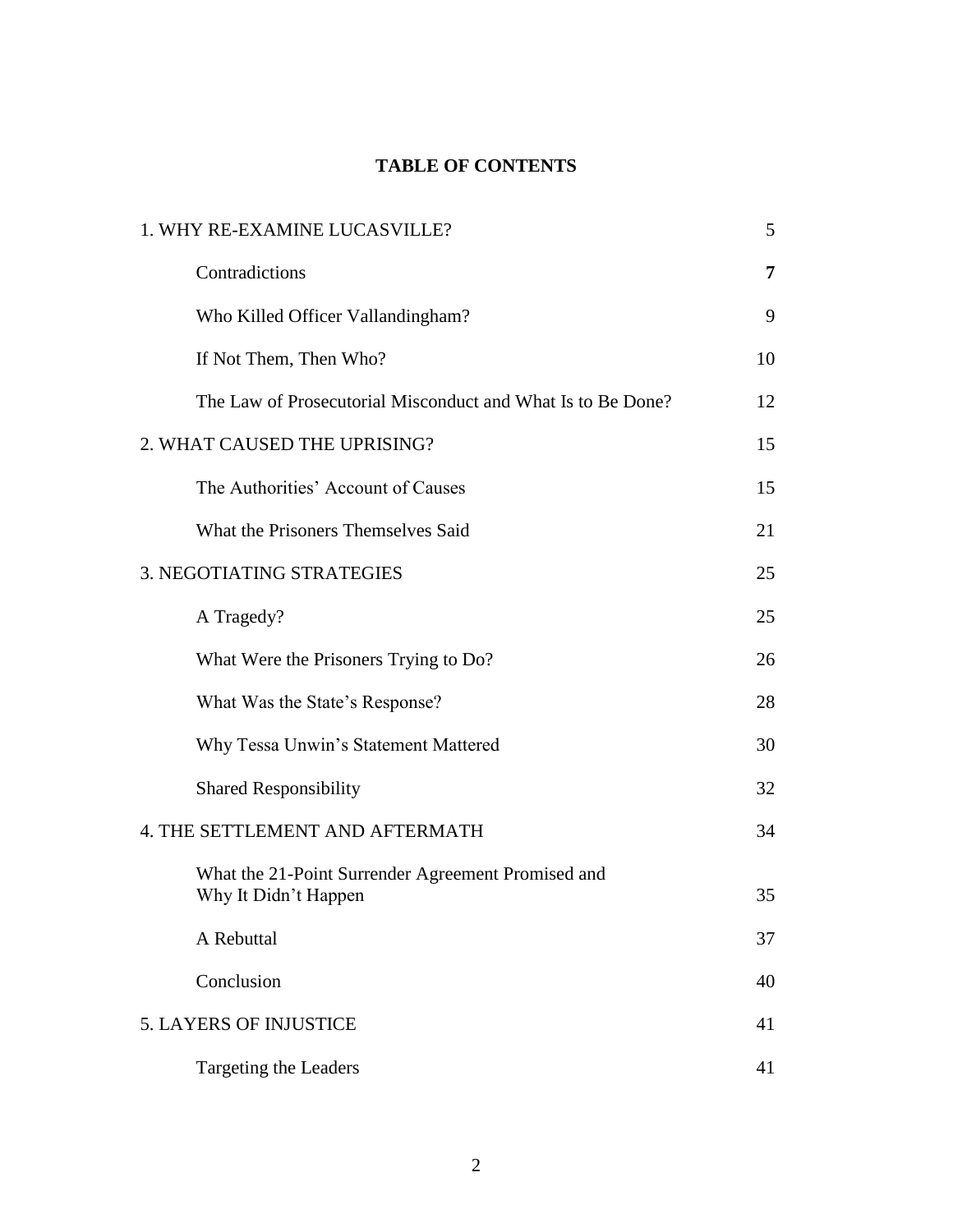## TABLE OF CONTENTS

| | |
|---|---|
| 1. WHY RE-EXAMINE LUCASVILLE? | 5 |
| Contradictions | **7** |
| Who Killed Officer Vallandingham? | 9 |
| If Not Them, Then Who? | 10 |
| The Law of Prosecutorial Misconduct and What Is to Be Done? | 12 |
| 2. WHAT CAUSED THE UPRISING? | 15 |
| The Authorities' Account of Causes | 15 |
| What the Prisoners Themselves Said | 21 |
| 3. NEGOTIATING STRATEGIES | 25 |
| A Tragedy? | 25 |
| What Were the Prisoners Trying to Do? | 26 |
| What Was the State's Response? | 28 |
| Why Tessa Unwin's Statement Mattered | 30 |
| Shared Responsibility | 32 |
| 4. THE SETTLEMENT AND AFTERMATH | 34 |
| What the 21-Point Surrender Agreement Promised and Why It Didn't Happen | 35 |
| A Rebuttal | 37 |
| Conclusion | 40 |
| 5. LAYERS OF INJUSTICE | 41 |
| Targeting the Leaders | 41 |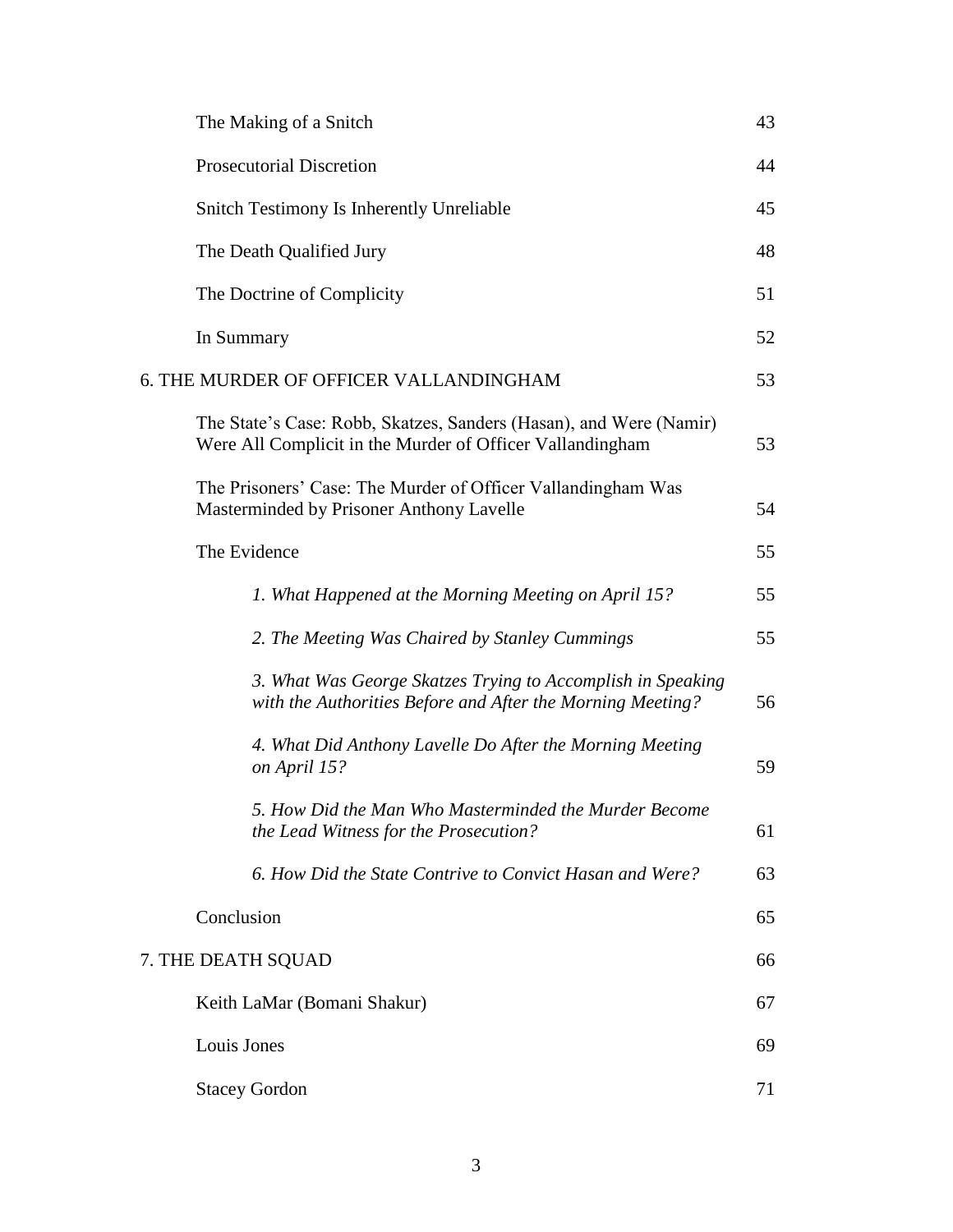The Making of a Snitch 43

Prosecutorial Discretion 44

Snitch Testimony Is Inherently Unreliable 45

The Death Qualified Jury 48

The Doctrine of Complicity 51

In Summary 52

6. THE MURDER OF OFFICER VALLANDINGHAM 53

The State's Case: Robb, Skatzes, Sanders (Hasan), and Were (Namir) Were All Complicit in the Murder of Officer Vallandingham 53

The Prisoners' Case: The Murder of Officer Vallandingham Was Masterminded by Prisoner Anthony Lavelle 54

The Evidence 55

*1. What Happened at the Morning Meeting on April 15?* 55

*2. The Meeting Was Chaired by Stanley Cummings* 55

*3. What Was George Skatzes Trying to Accomplish in Speaking with the Authorities Before and After the Morning Meeting?* 56

*4. What Did Anthony Lavelle Do After the Morning Meeting on April 15?* 59

*5. How Did the Man Who Masterminded the Murder Become the Lead Witness for the Prosecution?* 61

*6. How Did the State Contrive to Convict Hasan and Were?* 63

Conclusion 65

7. THE DEATH SQUAD 66

Keith LaMar (Bomani Shakur) 67

Louis Jones 69

Stacey Gordon 71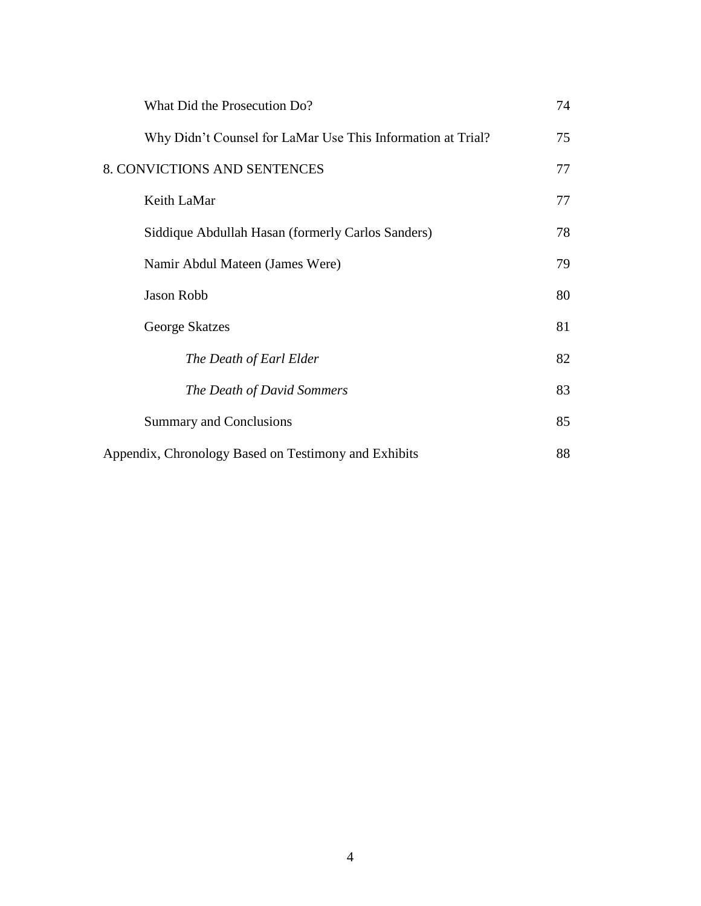| | |
|---|---|
| What Did the Prosecution Do? | 74 |
| Why Didn't Counsel for LaMar Use This Information at Trial? | 75 |
| 8. CONVICTIONS AND SENTENCES | 77 |
| Keith LaMar | 77 |
| Siddique Abdullah Hasan (formerly Carlos Sanders) | 78 |
| Namir Abdul Mateen (James Were) | 79 |
| Jason Robb | 80 |
| George Skatzes | 81 |
| *The Death of Earl Elder* | 82 |
| *The Death of David Sommers* | 83 |
| Summary and Conclusions | 85 |
| Appendix, Chronology Based on Testimony and Exhibits | 88 |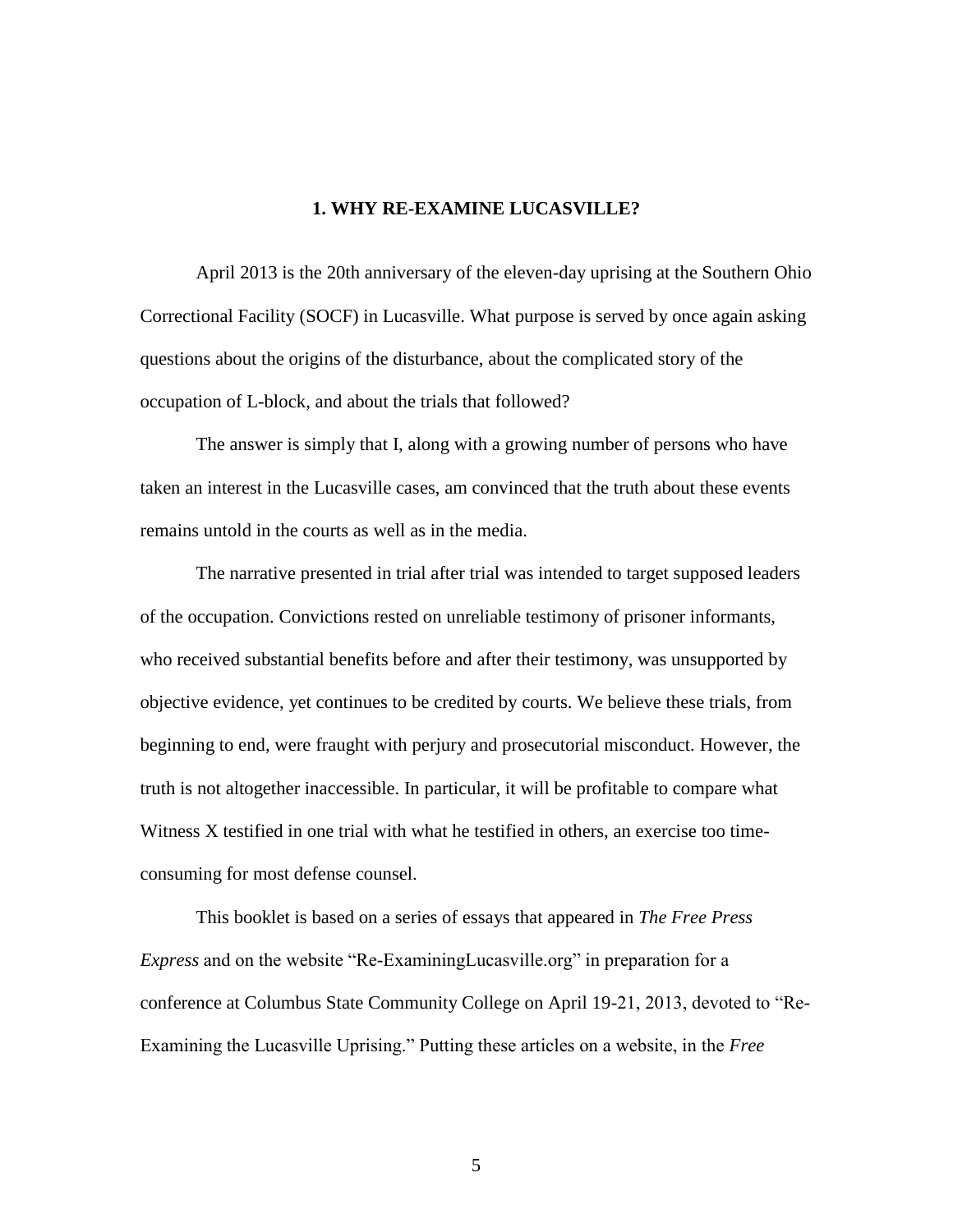## 1. WHY RE-EXAMINE LUCASVILLE?

April 2013 is the 20th anniversary of the eleven-day uprising at the Southern Ohio Correctional Facility (SOCF) in Lucasville. What purpose is served by once again asking questions about the origins of the disturbance, about the complicated story of the occupation of L-block, and about the trials that followed?

The answer is simply that I, along with a growing number of persons who have taken an interest in the Lucasville cases, am convinced that the truth about these events remains untold in the courts as well as in the media.

The narrative presented in trial after trial was intended to target supposed leaders of the occupation. Convictions rested on unreliable testimony of prisoner informants, who received substantial benefits before and after their testimony, was unsupported by objective evidence, yet continues to be credited by courts. We believe these trials, from beginning to end, were fraught with perjury and prosecutorial misconduct. However, the truth is not altogether inaccessible. In particular, it will be profitable to compare what Witness X testified in one trial with what he testified in others, an exercise too time-consuming for most defense counsel.

This booklet is based on a series of essays that appeared in *The Free Press Express* and on the website "Re-ExaminingLucasville.org" in preparation for a conference at Columbus State Community College on April 19-21, 2013, devoted to "Re-Examining the Lucasville Uprising." Putting these articles on a website, in the *Free*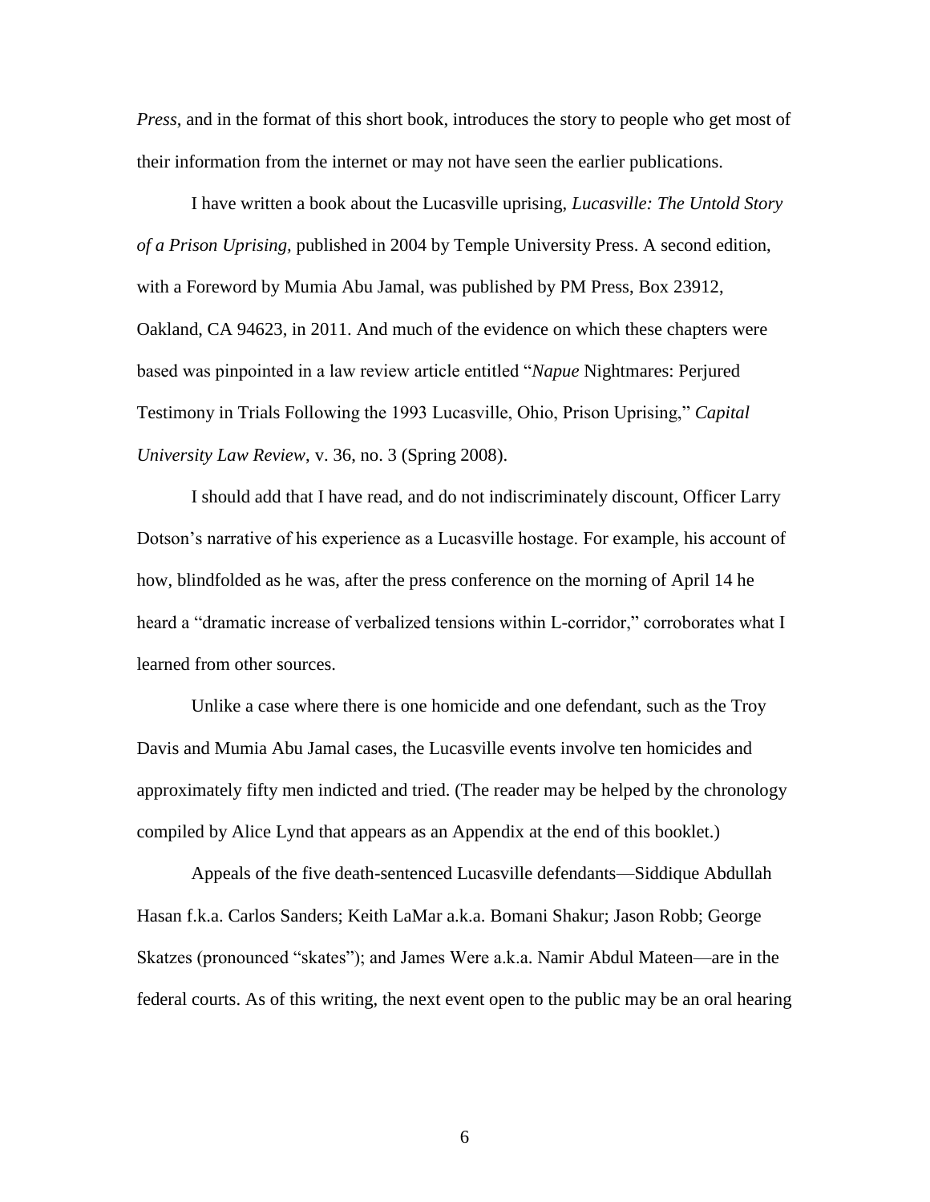*Press*, and in the format of this short book, introduces the story to people who get most of their information from the internet or may not have seen the earlier publications.

I have written a book about the Lucasville uprising, *Lucasville: The Untold Story of a Prison Uprising,* published in 2004 by Temple University Press. A second edition, with a Foreword by Mumia Abu Jamal, was published by PM Press, Box 23912, Oakland, CA 94623, in 2011. And much of the evidence on which these chapters were based was pinpointed in a law review article entitled "*Napue* Nightmares: Perjured Testimony in Trials Following the 1993 Lucasville, Ohio, Prison Uprising," *Capital University Law Review*, v. 36, no. 3 (Spring 2008).

I should add that I have read, and do not indiscriminately discount, Officer Larry Dotson's narrative of his experience as a Lucasville hostage. For example, his account of how, blindfolded as he was, after the press conference on the morning of April 14 he heard a "dramatic increase of verbalized tensions within L-corridor," corroborates what I learned from other sources.

Unlike a case where there is one homicide and one defendant, such as the Troy Davis and Mumia Abu Jamal cases, the Lucasville events involve ten homicides and approximately fifty men indicted and tried. (The reader may be helped by the chronology compiled by Alice Lynd that appears as an Appendix at the end of this booklet.)

Appeals of the five death-sentenced Lucasville defendants—Siddique Abdullah Hasan f.k.a. Carlos Sanders; Keith LaMar a.k.a. Bomani Shakur; Jason Robb; George Skatzes (pronounced "skates"); and James Were a.k.a. Namir Abdul Mateen—are in the federal courts. As of this writing, the next event open to the public may be an oral hearing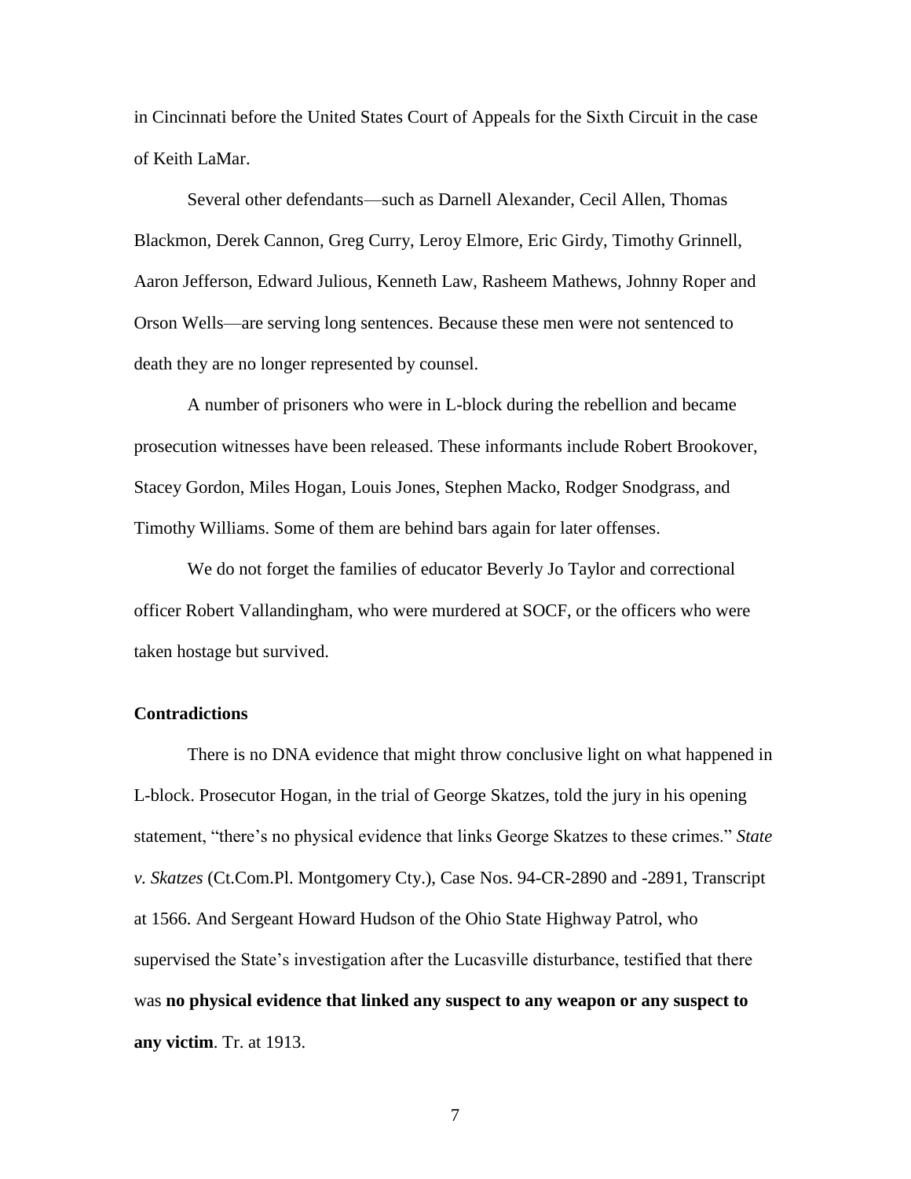in Cincinnati before the United States Court of Appeals for the Sixth Circuit in the case of Keith LaMar.

Several other defendants—such as Darnell Alexander, Cecil Allen, Thomas Blackmon, Derek Cannon, Greg Curry, Leroy Elmore, Eric Girdy, Timothy Grinnell, Aaron Jefferson, Edward Julious, Kenneth Law, Rasheem Mathews, Johnny Roper and Orson Wells—are serving long sentences. Because these men were not sentenced to death they are no longer represented by counsel.

A number of prisoners who were in L-block during the rebellion and became prosecution witnesses have been released. These informants include Robert Brookover, Stacey Gordon, Miles Hogan, Louis Jones, Stephen Macko, Rodger Snodgrass, and Timothy Williams. Some of them are behind bars again for later offenses.

We do not forget the families of educator Beverly Jo Taylor and correctional officer Robert Vallandingham, who were murdered at SOCF, or the officers who were taken hostage but survived.

**Contradictions**

There is no DNA evidence that might throw conclusive light on what happened in L-block. Prosecutor Hogan, in the trial of George Skatzes, told the jury in his opening statement, "there's no physical evidence that links George Skatzes to these crimes." *State v. Skatzes* (Ct.Com.Pl. Montgomery Cty.), Case Nos. 94-CR-2890 and -2891, Transcript at 1566. And Sergeant Howard Hudson of the Ohio State Highway Patrol, who supervised the State's investigation after the Lucasville disturbance, testified that there was **no physical evidence that linked any suspect to any weapon or any suspect to any victim**. Tr. at 1913.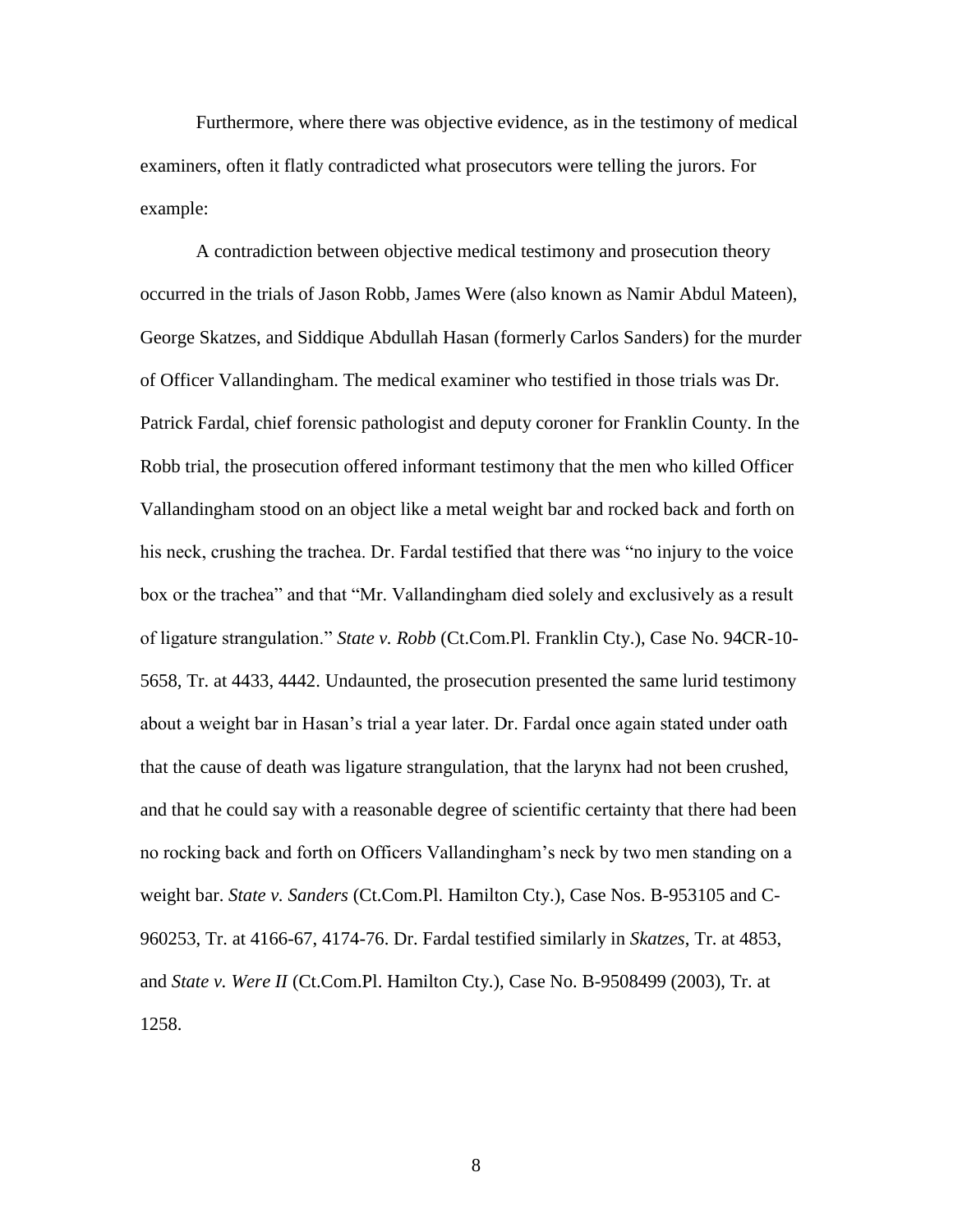Furthermore, where there was objective evidence, as in the testimony of medical examiners, often it flatly contradicted what prosecutors were telling the jurors. For example:

A contradiction between objective medical testimony and prosecution theory occurred in the trials of Jason Robb, James Were (also known as Namir Abdul Mateen), George Skatzes, and Siddique Abdullah Hasan (formerly Carlos Sanders) for the murder of Officer Vallandingham. The medical examiner who testified in those trials was Dr. Patrick Fardal, chief forensic pathologist and deputy coroner for Franklin County. In the Robb trial, the prosecution offered informant testimony that the men who killed Officer Vallandingham stood on an object like a metal weight bar and rocked back and forth on his neck, crushing the trachea. Dr. Fardal testified that there was "no injury to the voice box or the trachea" and that "Mr. Vallandingham died solely and exclusively as a result of ligature strangulation." *State v. Robb* (Ct.Com.Pl. Franklin Cty.), Case No. 94CR-10-5658, Tr. at 4433, 4442. Undaunted, the prosecution presented the same lurid testimony about a weight bar in Hasan's trial a year later. Dr. Fardal once again stated under oath that the cause of death was ligature strangulation, that the larynx had not been crushed, and that he could say with a reasonable degree of scientific certainty that there had been no rocking back and forth on Officers Vallandingham's neck by two men standing on a weight bar. *State v. Sanders* (Ct.Com.Pl. Hamilton Cty.), Case Nos. B-953105 and C-960253, Tr. at 4166-67, 4174-76. Dr. Fardal testified similarly in *Skatzes*, Tr. at 4853, and *State v. Were II* (Ct.Com.Pl. Hamilton Cty.), Case No. B-9508499 (2003), Tr. at 1258.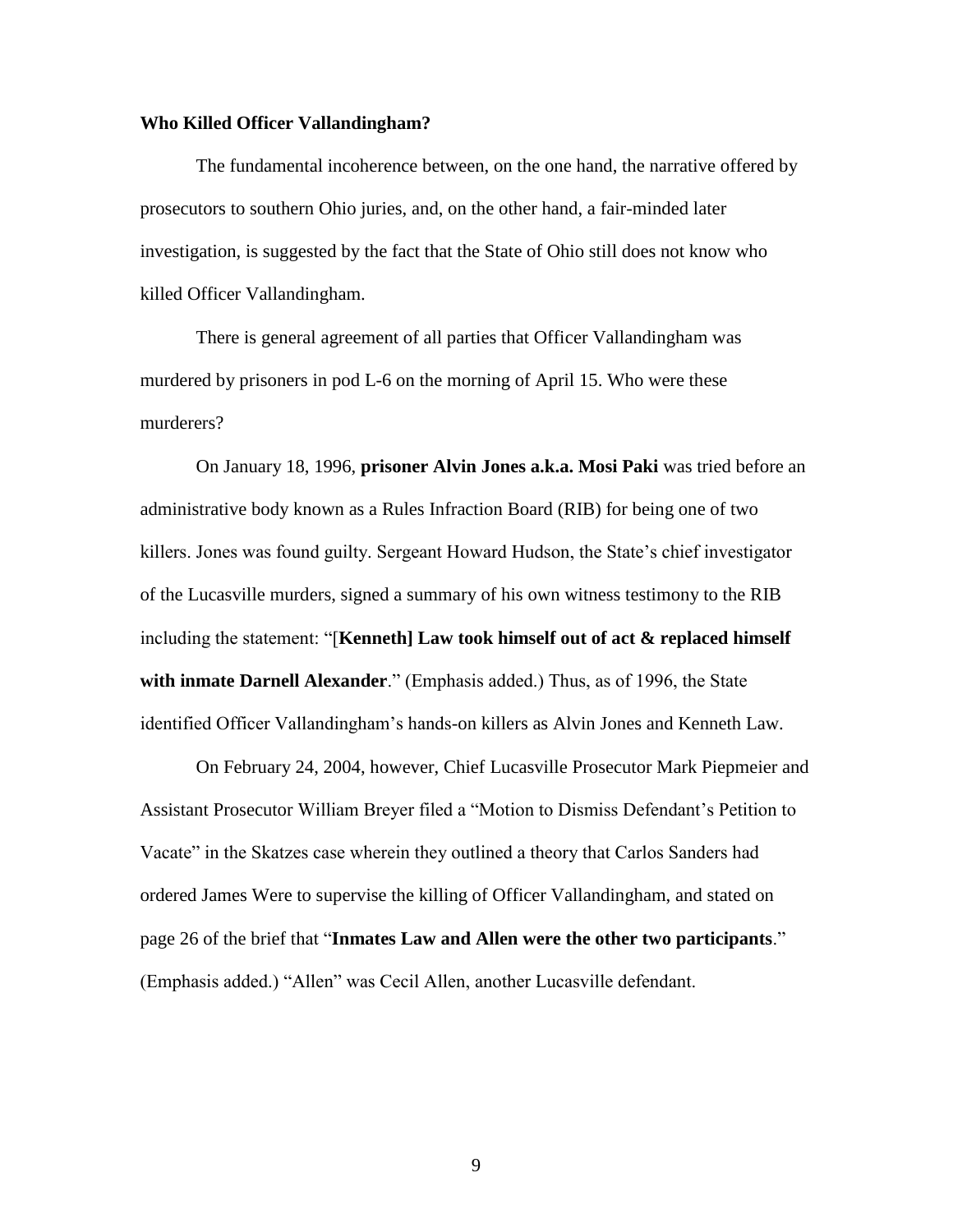**Who Killed Officer Vallandingham?**

The fundamental incoherence between, on the one hand, the narrative offered by prosecutors to southern Ohio juries, and, on the other hand, a fair-minded later investigation, is suggested by the fact that the State of Ohio still does not know who killed Officer Vallandingham.

There is general agreement of all parties that Officer Vallandingham was murdered by prisoners in pod L-6 on the morning of April 15. Who were these murderers?

On January 18, 1996, **prisoner Alvin Jones a.k.a. Mosi Paki** was tried before an administrative body known as a Rules Infraction Board (RIB) for being one of two killers. Jones was found guilty. Sergeant Howard Hudson, the State's chief investigator of the Lucasville murders, signed a summary of his own witness testimony to the RIB including the statement: "[**Kenneth] Law took himself out of act & replaced himself with inmate Darnell Alexander**." (Emphasis added.) Thus, as of 1996, the State identified Officer Vallandingham's hands-on killers as Alvin Jones and Kenneth Law.

On February 24, 2004, however, Chief Lucasville Prosecutor Mark Piepmeier and Assistant Prosecutor William Breyer filed a "Motion to Dismiss Defendant's Petition to Vacate" in the Skatzes case wherein they outlined a theory that Carlos Sanders had ordered James Were to supervise the killing of Officer Vallandingham, and stated on page 26 of the brief that "**Inmates Law and Allen were the other two participants**." (Emphasis added.) "Allen" was Cecil Allen, another Lucasville defendant.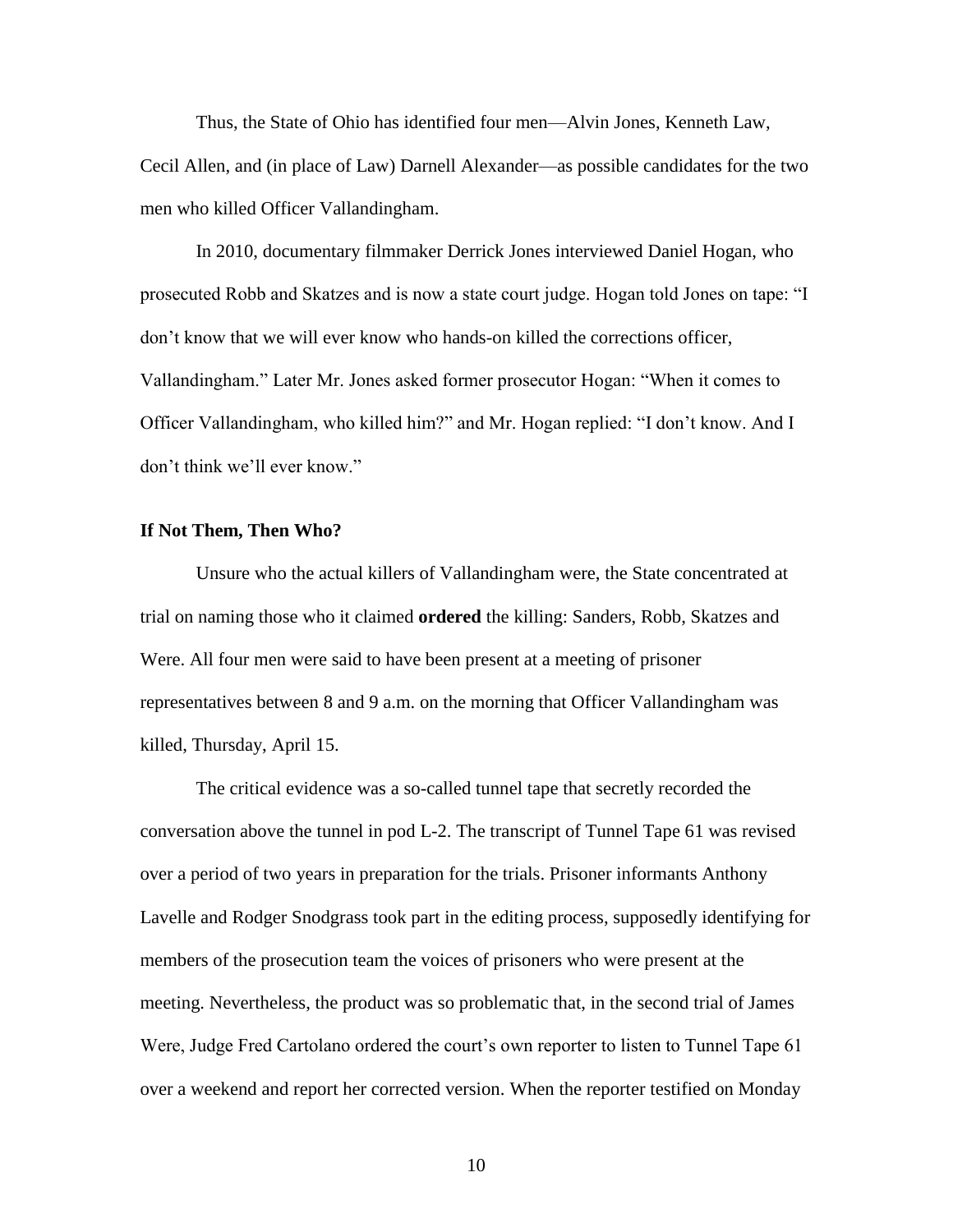Thus, the State of Ohio has identified four men—Alvin Jones, Kenneth Law, Cecil Allen, and (in place of Law) Darnell Alexander—as possible candidates for the two men who killed Officer Vallandingham.

In 2010, documentary filmmaker Derrick Jones interviewed Daniel Hogan, who prosecuted Robb and Skatzes and is now a state court judge. Hogan told Jones on tape: "I don't know that we will ever know who hands-on killed the corrections officer, Vallandingham." Later Mr. Jones asked former prosecutor Hogan: "When it comes to Officer Vallandingham, who killed him?" and Mr. Hogan replied: "I don't know. And I don't think we'll ever know."

**If Not Them, Then Who?**

Unsure who the actual killers of Vallandingham were, the State concentrated at trial on naming those who it claimed **ordered** the killing: Sanders, Robb, Skatzes and Were. All four men were said to have been present at a meeting of prisoner representatives between 8 and 9 a.m. on the morning that Officer Vallandingham was killed, Thursday, April 15.

The critical evidence was a so-called tunnel tape that secretly recorded the conversation above the tunnel in pod L-2. The transcript of Tunnel Tape 61 was revised over a period of two years in preparation for the trials. Prisoner informants Anthony Lavelle and Rodger Snodgrass took part in the editing process, supposedly identifying for members of the prosecution team the voices of prisoners who were present at the meeting. Nevertheless, the product was so problematic that, in the second trial of James Were, Judge Fred Cartolano ordered the court's own reporter to listen to Tunnel Tape 61 over a weekend and report her corrected version. When the reporter testified on Monday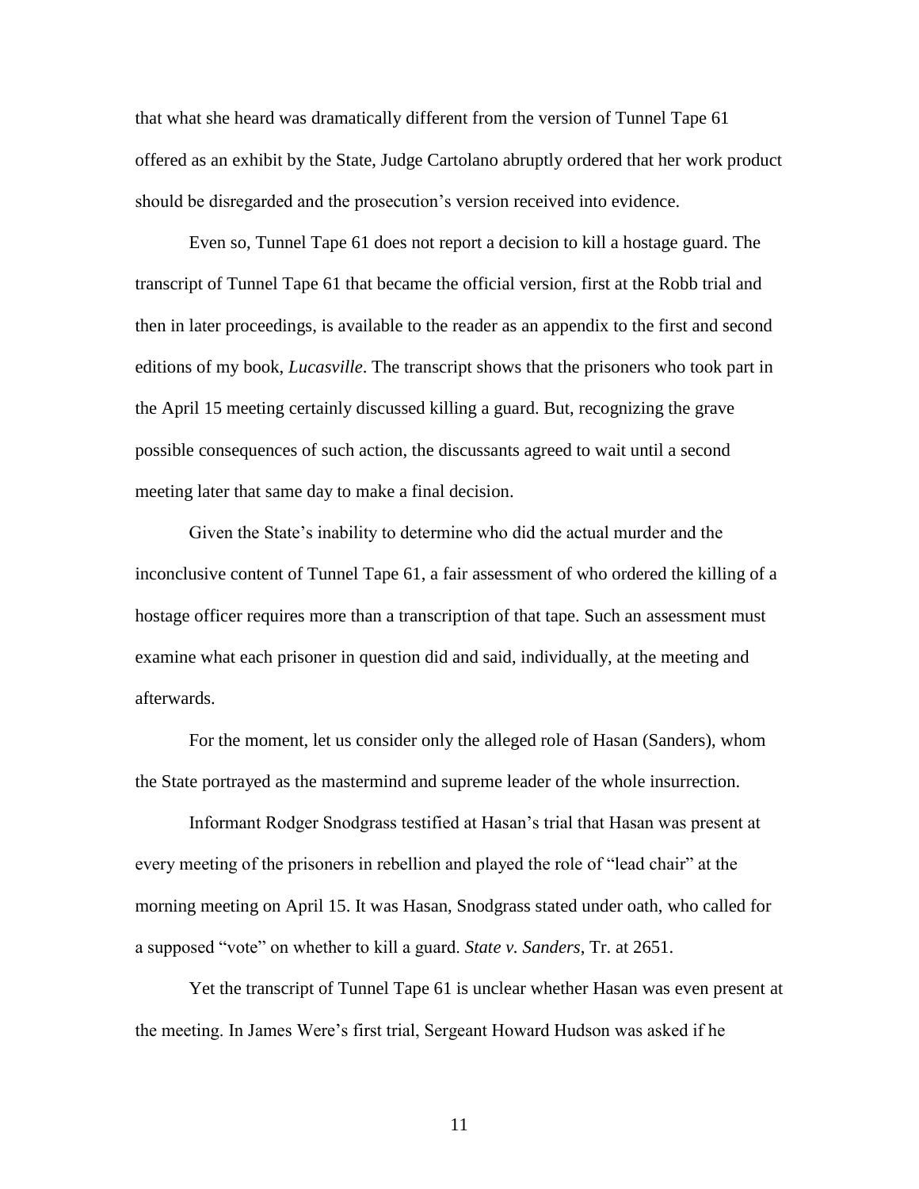that what she heard was dramatically different from the version of Tunnel Tape 61 offered as an exhibit by the State, Judge Cartolano abruptly ordered that her work product should be disregarded and the prosecution's version received into evidence.

Even so, Tunnel Tape 61 does not report a decision to kill a hostage guard. The transcript of Tunnel Tape 61 that became the official version, first at the Robb trial and then in later proceedings, is available to the reader as an appendix to the first and second editions of my book, *Lucasville*. The transcript shows that the prisoners who took part in the April 15 meeting certainly discussed killing a guard. But, recognizing the grave possible consequences of such action, the discussants agreed to wait until a second meeting later that same day to make a final decision.

Given the State's inability to determine who did the actual murder and the inconclusive content of Tunnel Tape 61, a fair assessment of who ordered the killing of a hostage officer requires more than a transcription of that tape. Such an assessment must examine what each prisoner in question did and said, individually, at the meeting and afterwards.

For the moment, let us consider only the alleged role of Hasan (Sanders), whom the State portrayed as the mastermind and supreme leader of the whole insurrection.

Informant Rodger Snodgrass testified at Hasan's trial that Hasan was present at every meeting of the prisoners in rebellion and played the role of "lead chair" at the morning meeting on April 15. It was Hasan, Snodgrass stated under oath, who called for a supposed "vote" on whether to kill a guard. *State v. Sanders*, Tr. at 2651.

Yet the transcript of Tunnel Tape 61 is unclear whether Hasan was even present at the meeting. In James Were's first trial, Sergeant Howard Hudson was asked if he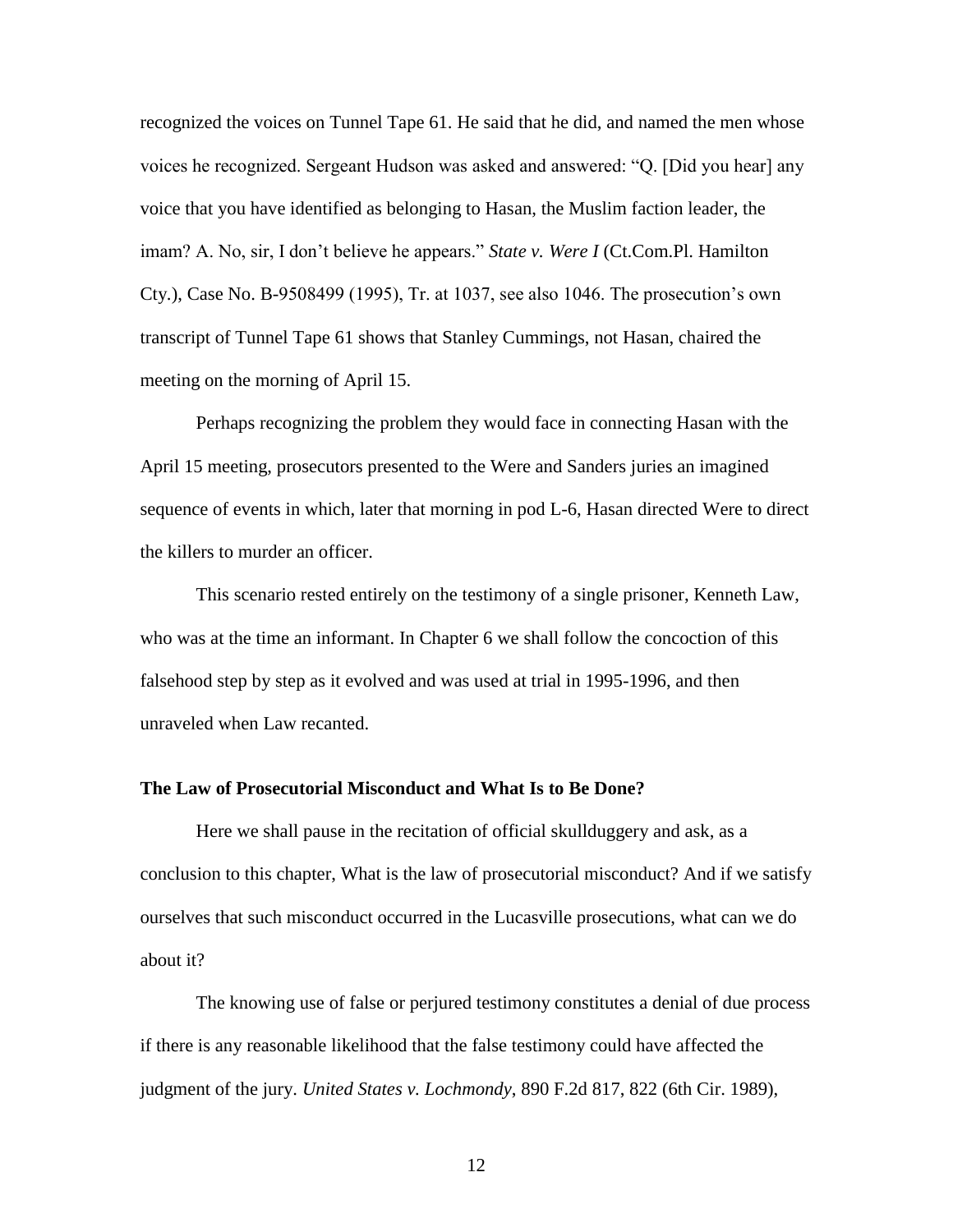recognized the voices on Tunnel Tape 61. He said that he did, and named the men whose voices he recognized. Sergeant Hudson was asked and answered: "Q. [Did you hear] any voice that you have identified as belonging to Hasan, the Muslim faction leader, the imam? A. No, sir, I don't believe he appears." *State v. Were I* (Ct.Com.Pl. Hamilton Cty.), Case No. B-9508499 (1995), Tr. at 1037, see also 1046. The prosecution's own transcript of Tunnel Tape 61 shows that Stanley Cummings, not Hasan, chaired the meeting on the morning of April 15.

Perhaps recognizing the problem they would face in connecting Hasan with the April 15 meeting, prosecutors presented to the Were and Sanders juries an imagined sequence of events in which, later that morning in pod L-6, Hasan directed Were to direct the killers to murder an officer.

This scenario rested entirely on the testimony of a single prisoner, Kenneth Law, who was at the time an informant. In Chapter 6 we shall follow the concoction of this falsehood step by step as it evolved and was used at trial in 1995-1996, and then unraveled when Law recanted.

**The Law of Prosecutorial Misconduct and What Is to Be Done?**

Here we shall pause in the recitation of official skullduggery and ask, as a conclusion to this chapter, What is the law of prosecutorial misconduct? And if we satisfy ourselves that such misconduct occurred in the Lucasville prosecutions, what can we do about it?

The knowing use of false or perjured testimony constitutes a denial of due process if there is any reasonable likelihood that the false testimony could have affected the judgment of the jury. *United States v. Lochmondy*, 890 F.2d 817, 822 (6th Cir. 1989),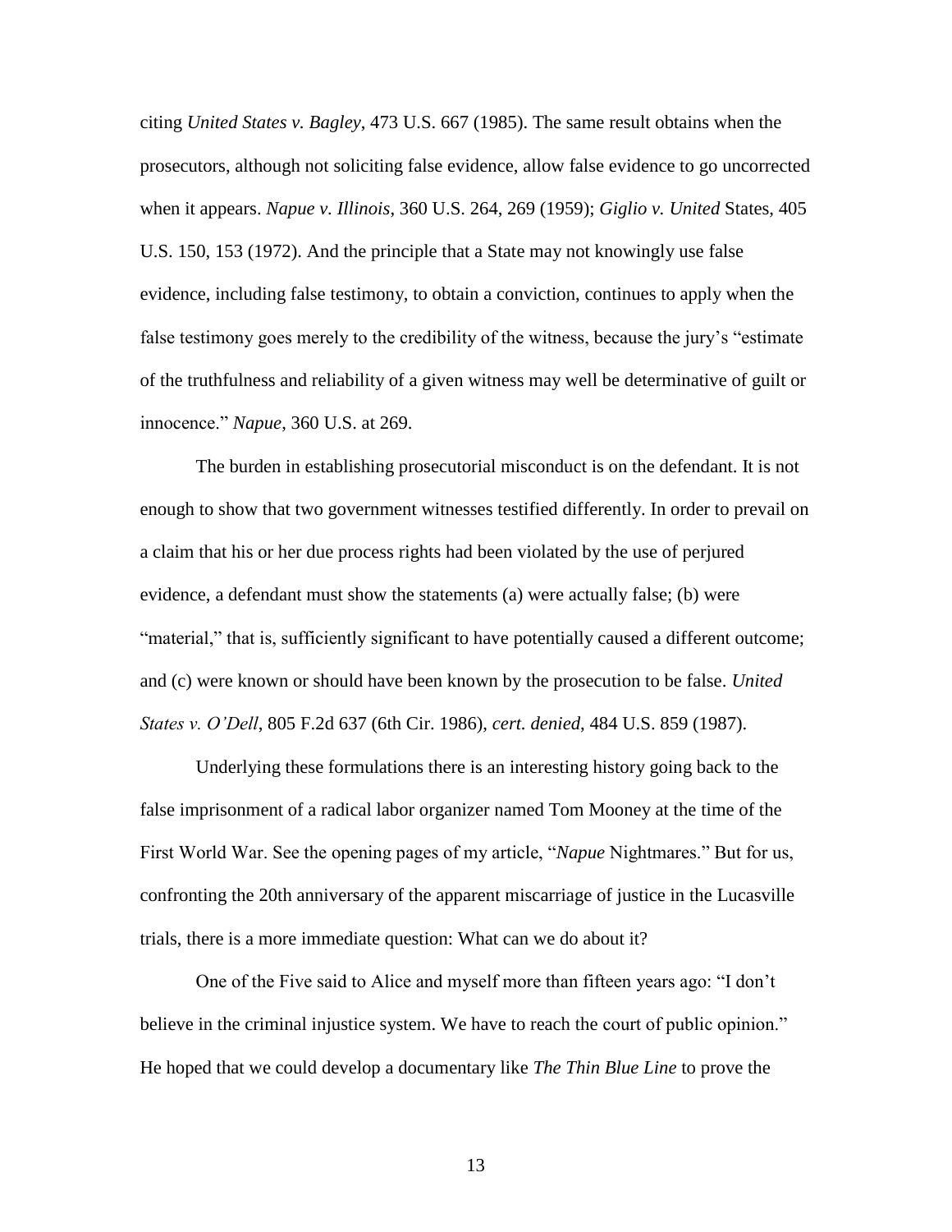citing *United States v. Bagley*, 473 U.S. 667 (1985). The same result obtains when the prosecutors, although not soliciting false evidence, allow false evidence to go uncorrected when it appears. *Napue v. Illinois*, 360 U.S. 264, 269 (1959); *Giglio v. United* States, 405 U.S. 150, 153 (1972). And the principle that a State may not knowingly use false evidence, including false testimony, to obtain a conviction, continues to apply when the false testimony goes merely to the credibility of the witness, because the jury's "estimate of the truthfulness and reliability of a given witness may well be determinative of guilt or innocence." *Napue*, 360 U.S. at 269.

The burden in establishing prosecutorial misconduct is on the defendant. It is not enough to show that two government witnesses testified differently. In order to prevail on a claim that his or her due process rights had been violated by the use of perjured evidence, a defendant must show the statements (a) were actually false; (b) were "material," that is, sufficiently significant to have potentially caused a different outcome; and (c) were known or should have been known by the prosecution to be false. *United States v. O'Dell*, 805 F.2d 637 (6th Cir. 1986), *cert. denied*, 484 U.S. 859 (1987).

Underlying these formulations there is an interesting history going back to the false imprisonment of a radical labor organizer named Tom Mooney at the time of the First World War. See the opening pages of my article, "*Napue* Nightmares." But for us, confronting the 20th anniversary of the apparent miscarriage of justice in the Lucasville trials, there is a more immediate question: What can we do about it?

One of the Five said to Alice and myself more than fifteen years ago: "I don't believe in the criminal injustice system. We have to reach the court of public opinion." He hoped that we could develop a documentary like *The Thin Blue Line* to prove the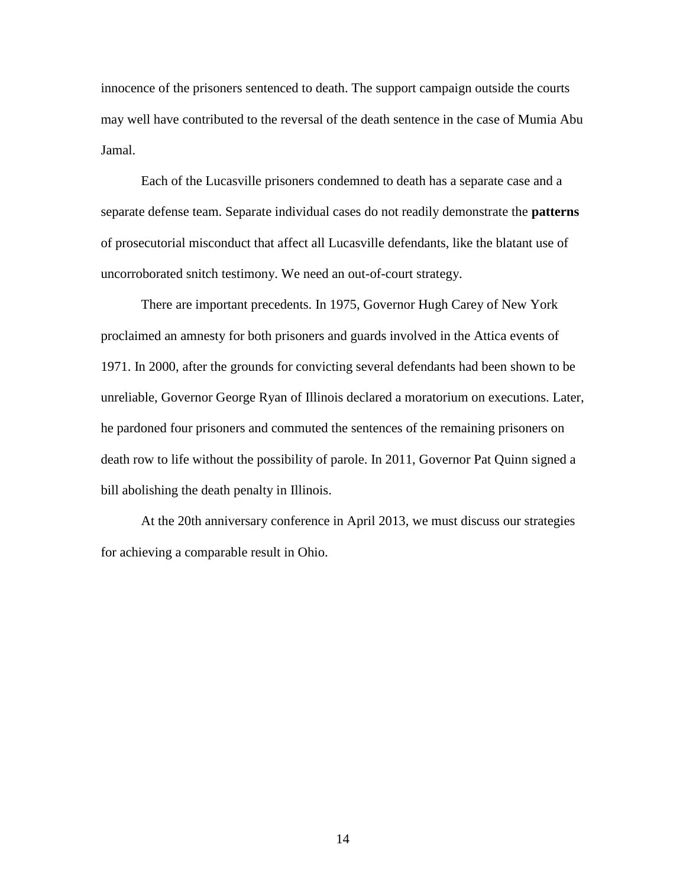innocence of the prisoners sentenced to death. The support campaign outside the courts may well have contributed to the reversal of the death sentence in the case of Mumia Abu Jamal.

Each of the Lucasville prisoners condemned to death has a separate case and a separate defense team. Separate individual cases do not readily demonstrate the **patterns** of prosecutorial misconduct that affect all Lucasville defendants, like the blatant use of uncorroborated snitch testimony. We need an out-of-court strategy.

There are important precedents. In 1975, Governor Hugh Carey of New York proclaimed an amnesty for both prisoners and guards involved in the Attica events of 1971. In 2000, after the grounds for convicting several defendants had been shown to be unreliable, Governor George Ryan of Illinois declared a moratorium on executions. Later, he pardoned four prisoners and commuted the sentences of the remaining prisoners on death row to life without the possibility of parole. In 2011, Governor Pat Quinn signed a bill abolishing the death penalty in Illinois.

At the 20th anniversary conference in April 2013, we must discuss our strategies for achieving a comparable result in Ohio.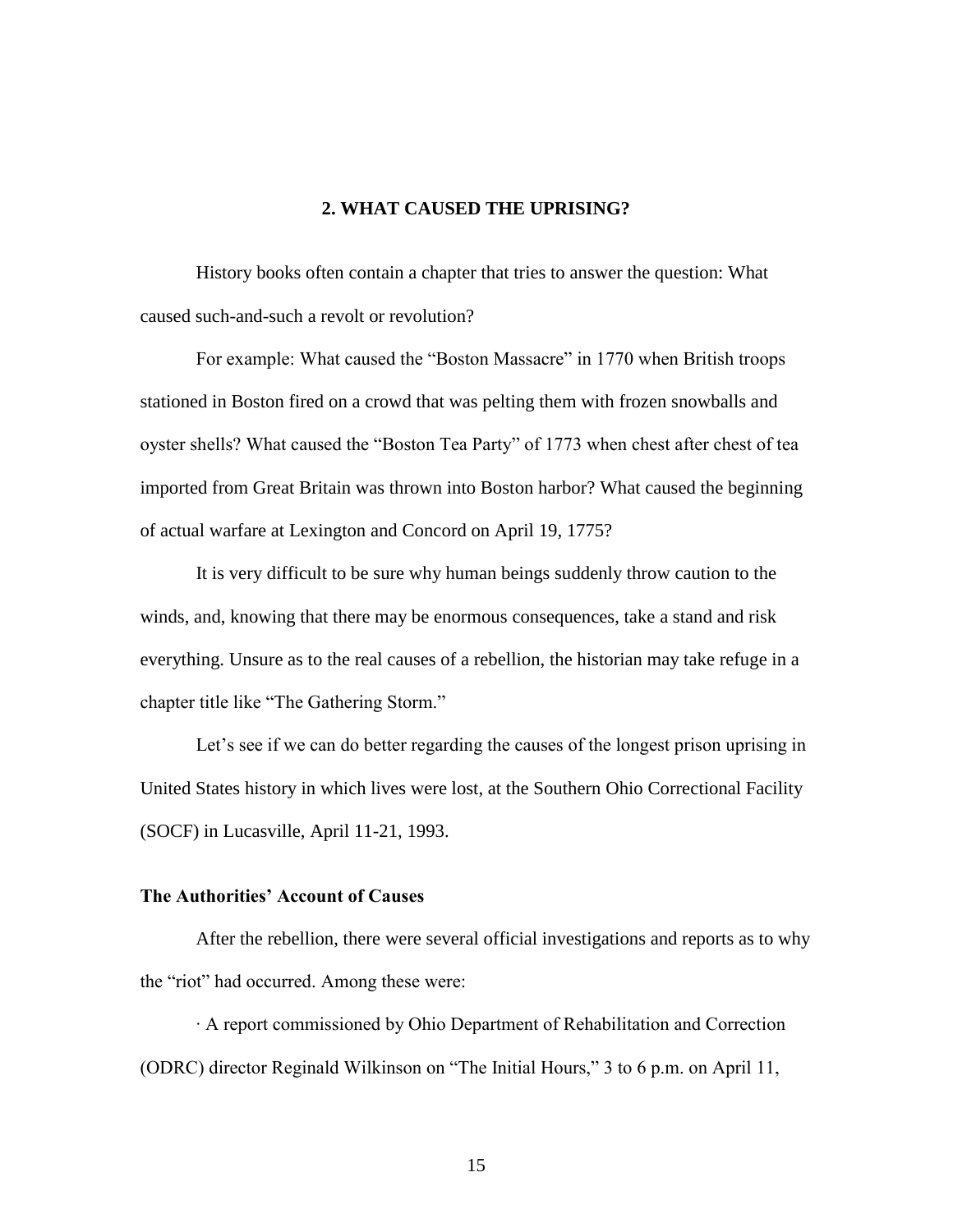## 2. WHAT CAUSED THE UPRISING?

History books often contain a chapter that tries to answer the question: What caused such-and-such a revolt or revolution?

For example: What caused the "Boston Massacre" in 1770 when British troops stationed in Boston fired on a crowd that was pelting them with frozen snowballs and oyster shells? What caused the "Boston Tea Party" of 1773 when chest after chest of tea imported from Great Britain was thrown into Boston harbor? What caused the beginning of actual warfare at Lexington and Concord on April 19, 1775?

It is very difficult to be sure why human beings suddenly throw caution to the winds, and, knowing that there may be enormous consequences, take a stand and risk everything. Unsure as to the real causes of a rebellion, the historian may take refuge in a chapter title like "The Gathering Storm."

Let's see if we can do better regarding the causes of the longest prison uprising in United States history in which lives were lost, at the Southern Ohio Correctional Facility (SOCF) in Lucasville, April 11-21, 1993.

### The Authorities' Account of Causes

After the rebellion, there were several official investigations and reports as to why the "riot" had occurred. Among these were:

· A report commissioned by Ohio Department of Rehabilitation and Correction (ODRC) director Reginald Wilkinson on "The Initial Hours," 3 to 6 p.m. on April 11,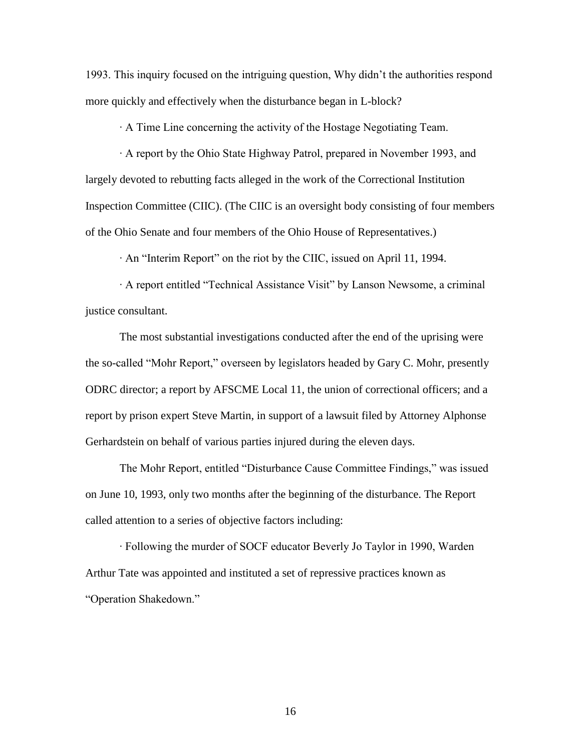1993. This inquiry focused on the intriguing question, Why didn't the authorities respond more quickly and effectively when the disturbance began in L-block?

· A Time Line concerning the activity of the Hostage Negotiating Team.

· A report by the Ohio State Highway Patrol, prepared in November 1993, and largely devoted to rebutting facts alleged in the work of the Correctional Institution Inspection Committee (CIIC). (The CIIC is an oversight body consisting of four members of the Ohio Senate and four members of the Ohio House of Representatives.)

· An "Interim Report" on the riot by the CIIC, issued on April 11, 1994.

· A report entitled "Technical Assistance Visit" by Lanson Newsome, a criminal justice consultant.

The most substantial investigations conducted after the end of the uprising were the so-called "Mohr Report," overseen by legislators headed by Gary C. Mohr, presently ODRC director; a report by AFSCME Local 11, the union of correctional officers; and a report by prison expert Steve Martin, in support of a lawsuit filed by Attorney Alphonse Gerhardstein on behalf of various parties injured during the eleven days.

The Mohr Report, entitled "Disturbance Cause Committee Findings," was issued on June 10, 1993, only two months after the beginning of the disturbance. The Report called attention to a series of objective factors including:

· Following the murder of SOCF educator Beverly Jo Taylor in 1990, Warden Arthur Tate was appointed and instituted a set of repressive practices known as "Operation Shakedown."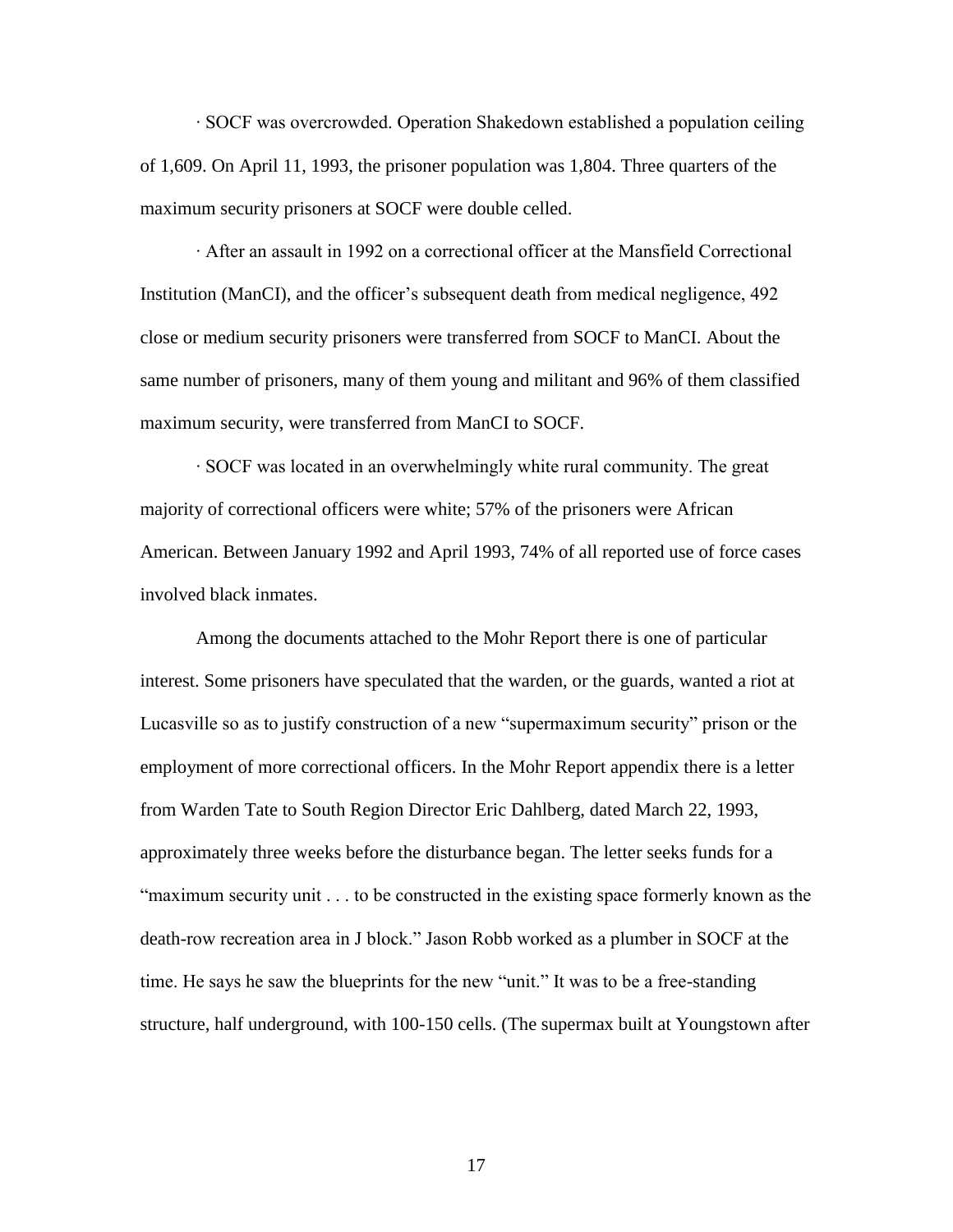· SOCF was overcrowded. Operation Shakedown established a population ceiling of 1,609. On April 11, 1993, the prisoner population was 1,804. Three quarters of the maximum security prisoners at SOCF were double celled.

· After an assault in 1992 on a correctional officer at the Mansfield Correctional Institution (ManCI), and the officer's subsequent death from medical negligence, 492 close or medium security prisoners were transferred from SOCF to ManCI. About the same number of prisoners, many of them young and militant and 96% of them classified maximum security, were transferred from ManCI to SOCF.

· SOCF was located in an overwhelmingly white rural community. The great majority of correctional officers were white; 57% of the prisoners were African American. Between January 1992 and April 1993, 74% of all reported use of force cases involved black inmates.

Among the documents attached to the Mohr Report there is one of particular interest. Some prisoners have speculated that the warden, or the guards, wanted a riot at Lucasville so as to justify construction of a new "supermaximum security" prison or the employment of more correctional officers. In the Mohr Report appendix there is a letter from Warden Tate to South Region Director Eric Dahlberg, dated March 22, 1993, approximately three weeks before the disturbance began. The letter seeks funds for a "maximum security unit . . . to be constructed in the existing space formerly known as the death-row recreation area in J block." Jason Robb worked as a plumber in SOCF at the time. He says he saw the blueprints for the new "unit." It was to be a free-standing structure, half underground, with 100-150 cells. (The supermax built at Youngstown after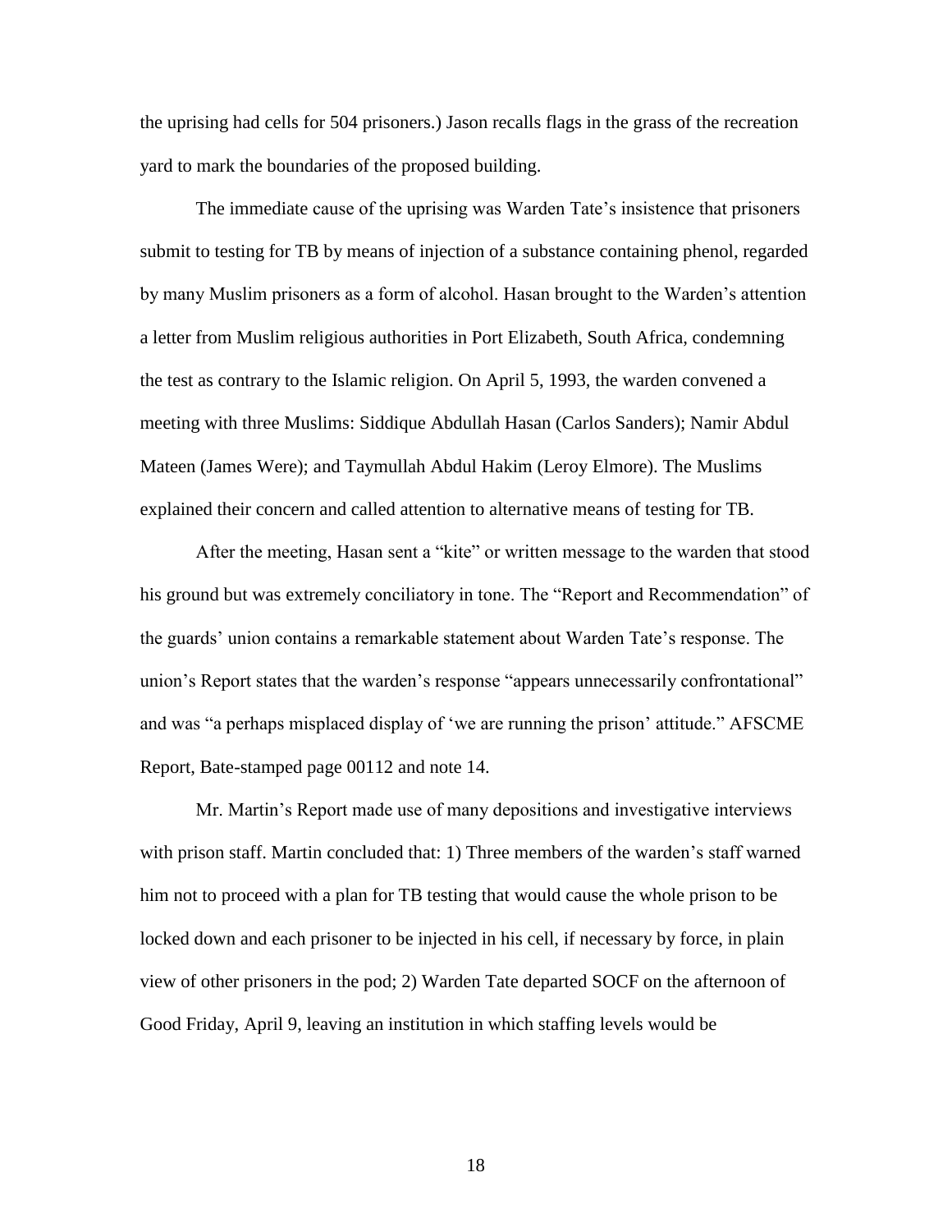the uprising had cells for 504 prisoners.) Jason recalls flags in the grass of the recreation yard to mark the boundaries of the proposed building.

The immediate cause of the uprising was Warden Tate's insistence that prisoners submit to testing for TB by means of injection of a substance containing phenol, regarded by many Muslim prisoners as a form of alcohol. Hasan brought to the Warden's attention a letter from Muslim religious authorities in Port Elizabeth, South Africa, condemning the test as contrary to the Islamic religion. On April 5, 1993, the warden convened a meeting with three Muslims: Siddique Abdullah Hasan (Carlos Sanders); Namir Abdul Mateen (James Were); and Taymullah Abdul Hakim (Leroy Elmore). The Muslims explained their concern and called attention to alternative means of testing for TB.

After the meeting, Hasan sent a "kite" or written message to the warden that stood his ground but was extremely conciliatory in tone. The "Report and Recommendation" of the guards' union contains a remarkable statement about Warden Tate's response. The union's Report states that the warden's response "appears unnecessarily confrontational" and was "a perhaps misplaced display of 'we are running the prison' attitude." AFSCME Report, Bate-stamped page 00112 and note 14.

Mr. Martin's Report made use of many depositions and investigative interviews with prison staff. Martin concluded that: 1) Three members of the warden's staff warned him not to proceed with a plan for TB testing that would cause the whole prison to be locked down and each prisoner to be injected in his cell, if necessary by force, in plain view of other prisoners in the pod; 2) Warden Tate departed SOCF on the afternoon of Good Friday, April 9, leaving an institution in which staffing levels would be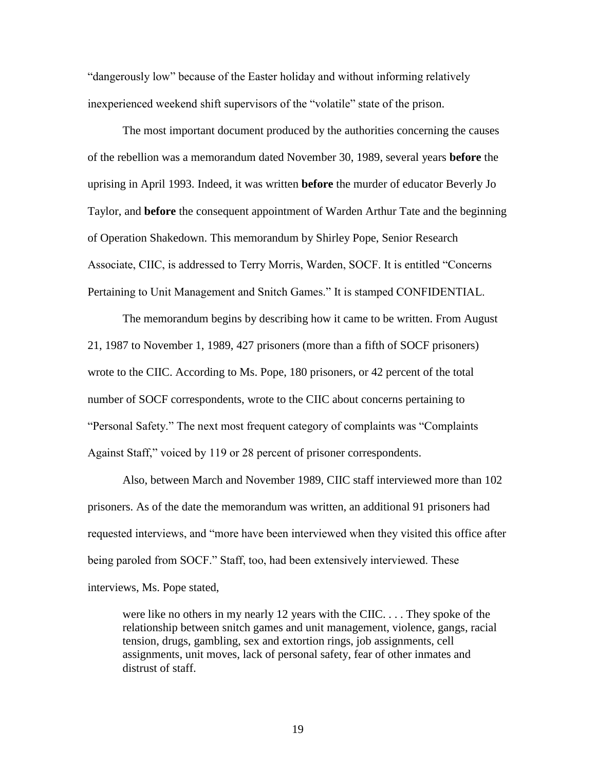"dangerously low" because of the Easter holiday and without informing relatively inexperienced weekend shift supervisors of the "volatile" state of the prison.

The most important document produced by the authorities concerning the causes of the rebellion was a memorandum dated November 30, 1989, several years **before** the uprising in April 1993. Indeed, it was written **before** the murder of educator Beverly Jo Taylor, and **before** the consequent appointment of Warden Arthur Tate and the beginning of Operation Shakedown. This memorandum by Shirley Pope, Senior Research Associate, CIIC, is addressed to Terry Morris, Warden, SOCF. It is entitled "Concerns Pertaining to Unit Management and Snitch Games." It is stamped CONFIDENTIAL.

The memorandum begins by describing how it came to be written. From August 21, 1987 to November 1, 1989, 427 prisoners (more than a fifth of SOCF prisoners) wrote to the CIIC. According to Ms. Pope, 180 prisoners, or 42 percent of the total number of SOCF correspondents, wrote to the CIIC about concerns pertaining to "Personal Safety." The next most frequent category of complaints was "Complaints Against Staff," voiced by 119 or 28 percent of prisoner correspondents.

Also, between March and November 1989, CIIC staff interviewed more than 102 prisoners. As of the date the memorandum was written, an additional 91 prisoners had requested interviews, and "more have been interviewed when they visited this office after being paroled from SOCF." Staff, too, had been extensively interviewed. These interviews, Ms. Pope stated,

> were like no others in my nearly 12 years with the CIIC. . . . They spoke of the relationship between snitch games and unit management, violence, gangs, racial tension, drugs, gambling, sex and extortion rings, job assignments, cell assignments, unit moves, lack of personal safety, fear of other inmates and distrust of staff.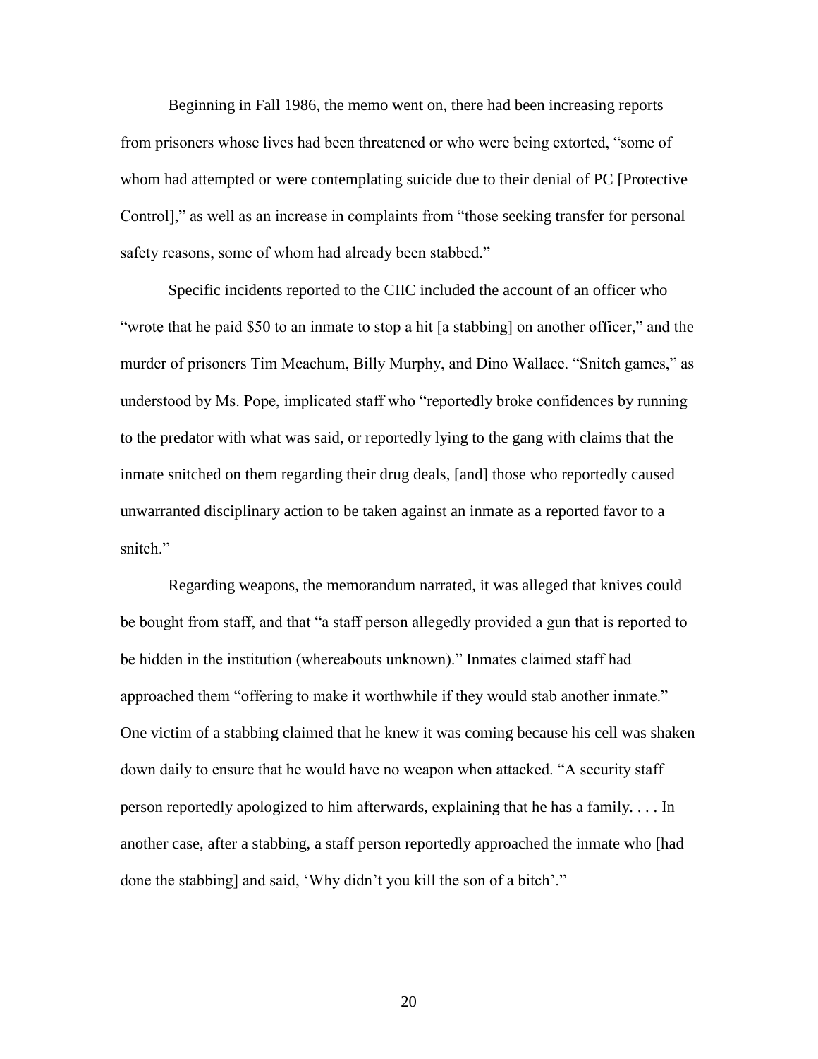Beginning in Fall 1986, the memo went on, there had been increasing reports from prisoners whose lives had been threatened or who were being extorted, "some of whom had attempted or were contemplating suicide due to their denial of PC [Protective Control]," as well as an increase in complaints from "those seeking transfer for personal safety reasons, some of whom had already been stabbed."

Specific incidents reported to the CIIC included the account of an officer who "wrote that he paid $50 to an inmate to stop a hit [a stabbing] on another officer," and the murder of prisoners Tim Meachum, Billy Murphy, and Dino Wallace. "Snitch games," as understood by Ms. Pope, implicated staff who "reportedly broke confidences by running to the predator with what was said, or reportedly lying to the gang with claims that the inmate snitched on them regarding their drug deals, [and] those who reportedly caused unwarranted disciplinary action to be taken against an inmate as a reported favor to a snitch."

Regarding weapons, the memorandum narrated, it was alleged that knives could be bought from staff, and that "a staff person allegedly provided a gun that is reported to be hidden in the institution (whereabouts unknown)." Inmates claimed staff had approached them "offering to make it worthwhile if they would stab another inmate." One victim of a stabbing claimed that he knew it was coming because his cell was shaken down daily to ensure that he would have no weapon when attacked. "A security staff person reportedly apologized to him afterwards, explaining that he has a family. . . . In another case, after a stabbing, a staff person reportedly approached the inmate who [had done the stabbing] and said, 'Why didn't you kill the son of a bitch'."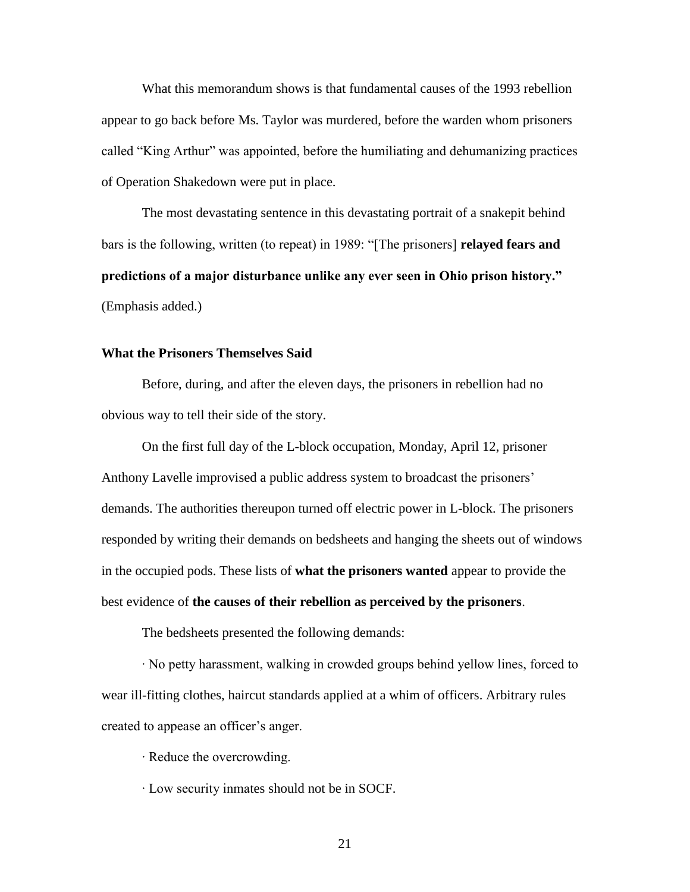What this memorandum shows is that fundamental causes of the 1993 rebellion appear to go back before Ms. Taylor was murdered, before the warden whom prisoners called "King Arthur" was appointed, before the humiliating and dehumanizing practices of Operation Shakedown were put in place.

The most devastating sentence in this devastating portrait of a snakepit behind bars is the following, written (to repeat) in 1989: "[The prisoners] **relayed fears and predictions of a major disturbance unlike any ever seen in Ohio prison history."** (Emphasis added.)

**What the Prisoners Themselves Said**

Before, during, and after the eleven days, the prisoners in rebellion had no obvious way to tell their side of the story.

On the first full day of the L-block occupation, Monday, April 12, prisoner Anthony Lavelle improvised a public address system to broadcast the prisoners' demands. The authorities thereupon turned off electric power in L-block. The prisoners responded by writing their demands on bedsheets and hanging the sheets out of windows in the occupied pods. These lists of **what the prisoners wanted** appear to provide the best evidence of **the causes of their rebellion as perceived by the prisoners**.

The bedsheets presented the following demands:

· No petty harassment, walking in crowded groups behind yellow lines, forced to wear ill-fitting clothes, haircut standards applied at a whim of officers. Arbitrary rules created to appease an officer's anger.

· Reduce the overcrowding.

· Low security inmates should not be in SOCF.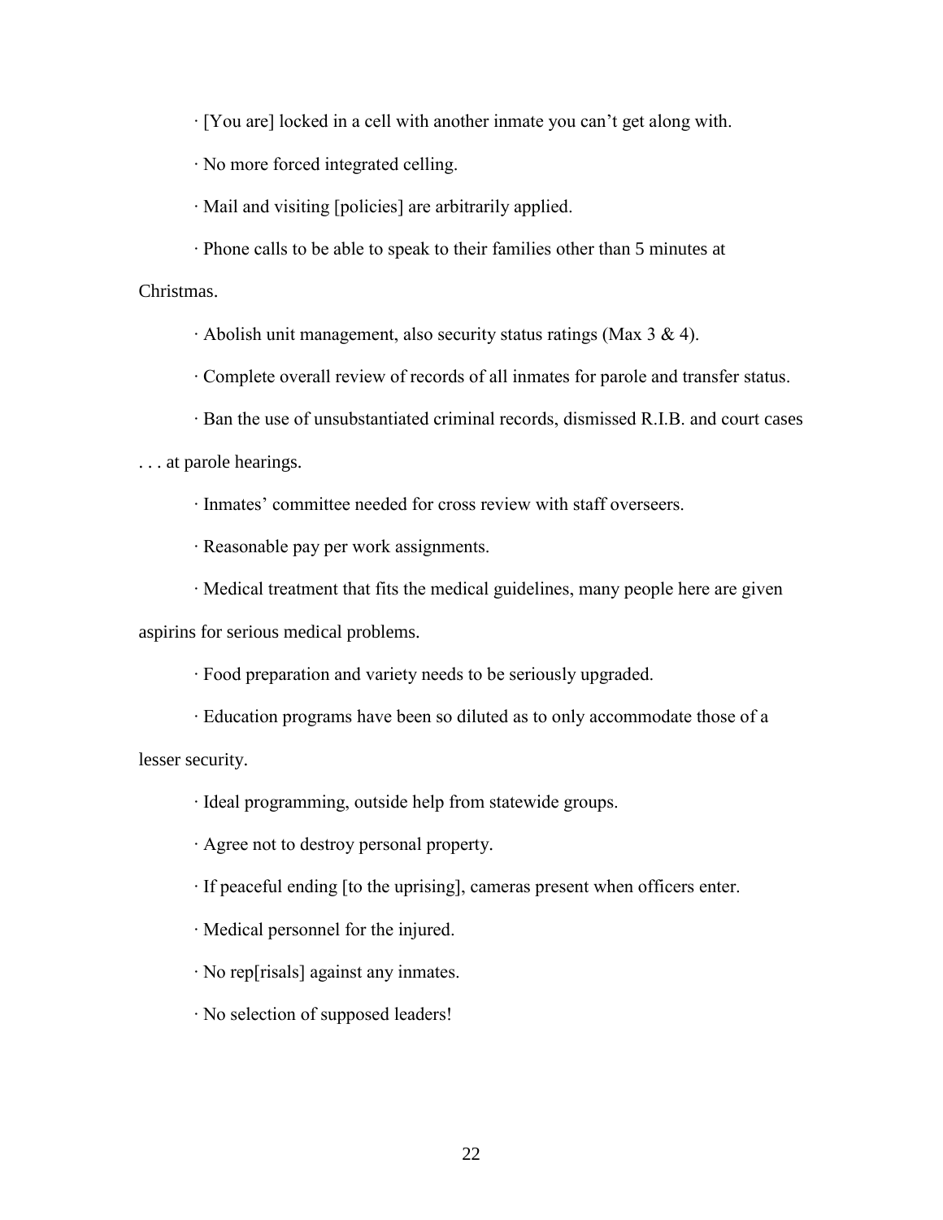· [You are] locked in a cell with another inmate you can't get along with.

· No more forced integrated celling.

· Mail and visiting [policies] are arbitrarily applied.

· Phone calls to be able to speak to their families other than 5 minutes at Christmas.

· Abolish unit management, also security status ratings (Max 3 & 4).

· Complete overall review of records of all inmates for parole and transfer status.

· Ban the use of unsubstantiated criminal records, dismissed R.I.B. and court cases . . . at parole hearings.

· Inmates' committee needed for cross review with staff overseers.

· Reasonable pay per work assignments.

· Medical treatment that fits the medical guidelines, many people here are given aspirins for serious medical problems.

· Food preparation and variety needs to be seriously upgraded.

· Education programs have been so diluted as to only accommodate those of a lesser security.

· Ideal programming, outside help from statewide groups.

· Agree not to destroy personal property.

· If peaceful ending [to the uprising], cameras present when officers enter.

· Medical personnel for the injured.

· No rep[risals] against any inmates.

· No selection of supposed leaders!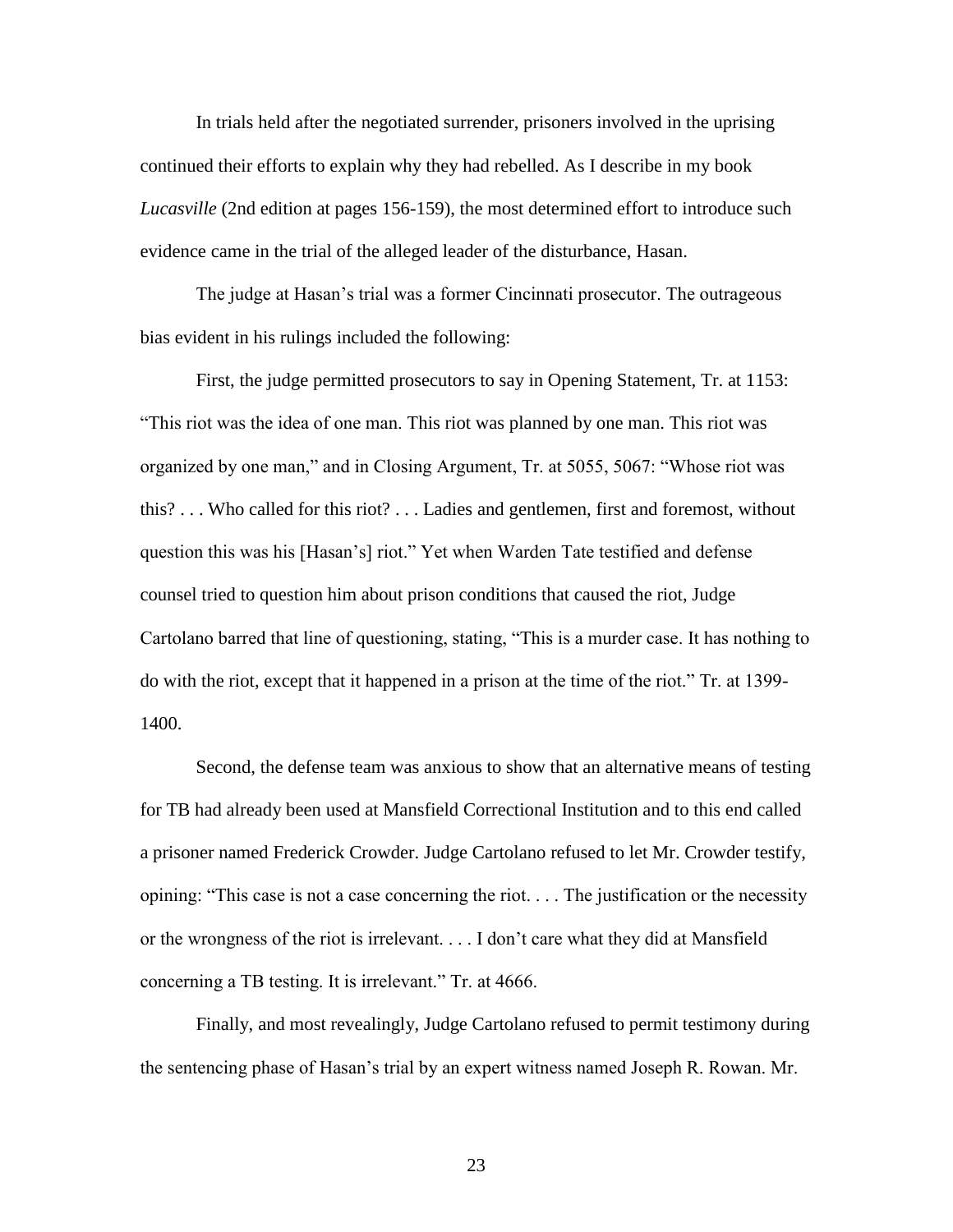In trials held after the negotiated surrender, prisoners involved in the uprising continued their efforts to explain why they had rebelled. As I describe in my book *Lucasville* (2nd edition at pages 156-159), the most determined effort to introduce such evidence came in the trial of the alleged leader of the disturbance, Hasan.

The judge at Hasan's trial was a former Cincinnati prosecutor. The outrageous bias evident in his rulings included the following:

First, the judge permitted prosecutors to say in Opening Statement, Tr. at 1153: "This riot was the idea of one man. This riot was planned by one man. This riot was organized by one man," and in Closing Argument, Tr. at 5055, 5067: "Whose riot was this? . . . Who called for this riot? . . . Ladies and gentlemen, first and foremost, without question this was his [Hasan's] riot." Yet when Warden Tate testified and defense counsel tried to question him about prison conditions that caused the riot, Judge Cartolano barred that line of questioning, stating, "This is a murder case. It has nothing to do with the riot, except that it happened in a prison at the time of the riot." Tr. at 1399-1400.

Second, the defense team was anxious to show that an alternative means of testing for TB had already been used at Mansfield Correctional Institution and to this end called a prisoner named Frederick Crowder. Judge Cartolano refused to let Mr. Crowder testify, opining: "This case is not a case concerning the riot. . . . The justification or the necessity or the wrongness of the riot is irrelevant. . . . I don't care what they did at Mansfield concerning a TB testing. It is irrelevant." Tr. at 4666.

Finally, and most revealingly, Judge Cartolano refused to permit testimony during the sentencing phase of Hasan's trial by an expert witness named Joseph R. Rowan. Mr.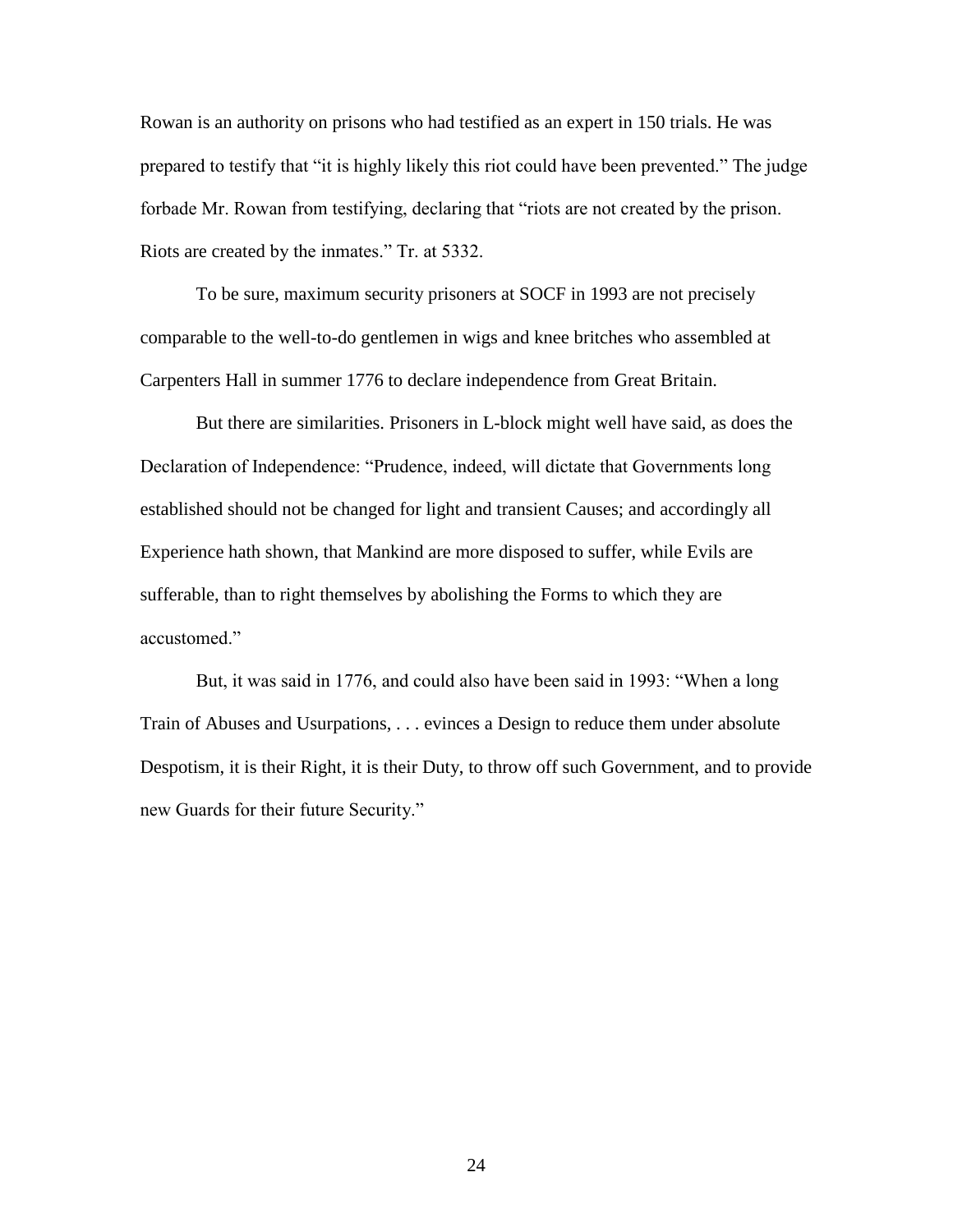Rowan is an authority on prisons who had testified as an expert in 150 trials. He was prepared to testify that "it is highly likely this riot could have been prevented." The judge forbade Mr. Rowan from testifying, declaring that "riots are not created by the prison. Riots are created by the inmates." Tr. at 5332.

To be sure, maximum security prisoners at SOCF in 1993 are not precisely comparable to the well-to-do gentlemen in wigs and knee britches who assembled at Carpenters Hall in summer 1776 to declare independence from Great Britain.

But there are similarities. Prisoners in L-block might well have said, as does the Declaration of Independence: "Prudence, indeed, will dictate that Governments long established should not be changed for light and transient Causes; and accordingly all Experience hath shown, that Mankind are more disposed to suffer, while Evils are sufferable, than to right themselves by abolishing the Forms to which they are accustomed."

But, it was said in 1776, and could also have been said in 1993: "When a long Train of Abuses and Usurpations, . . . evinces a Design to reduce them under absolute Despotism, it is their Right, it is their Duty, to throw off such Government, and to provide new Guards for their future Security."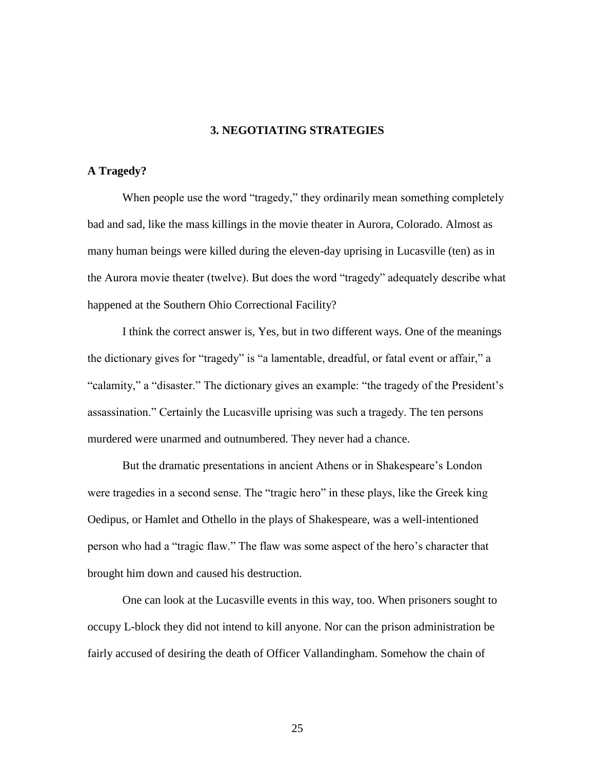## 3. NEGOTIATING STRATEGIES

### A Tragedy?

When people use the word "tragedy," they ordinarily mean something completely bad and sad, like the mass killings in the movie theater in Aurora, Colorado. Almost as many human beings were killed during the eleven-day uprising in Lucasville (ten) as in the Aurora movie theater (twelve). But does the word "tragedy" adequately describe what happened at the Southern Ohio Correctional Facility?

I think the correct answer is, Yes, but in two different ways. One of the meanings the dictionary gives for "tragedy" is "a lamentable, dreadful, or fatal event or affair," a "calamity," a "disaster." The dictionary gives an example: "the tragedy of the President's assassination." Certainly the Lucasville uprising was such a tragedy. The ten persons murdered were unarmed and outnumbered. They never had a chance.

But the dramatic presentations in ancient Athens or in Shakespeare's London were tragedies in a second sense. The "tragic hero" in these plays, like the Greek king Oedipus, or Hamlet and Othello in the plays of Shakespeare, was a well-intentioned person who had a "tragic flaw." The flaw was some aspect of the hero's character that brought him down and caused his destruction.

One can look at the Lucasville events in this way, too. When prisoners sought to occupy L-block they did not intend to kill anyone. Nor can the prison administration be fairly accused of desiring the death of Officer Vallandingham. Somehow the chain of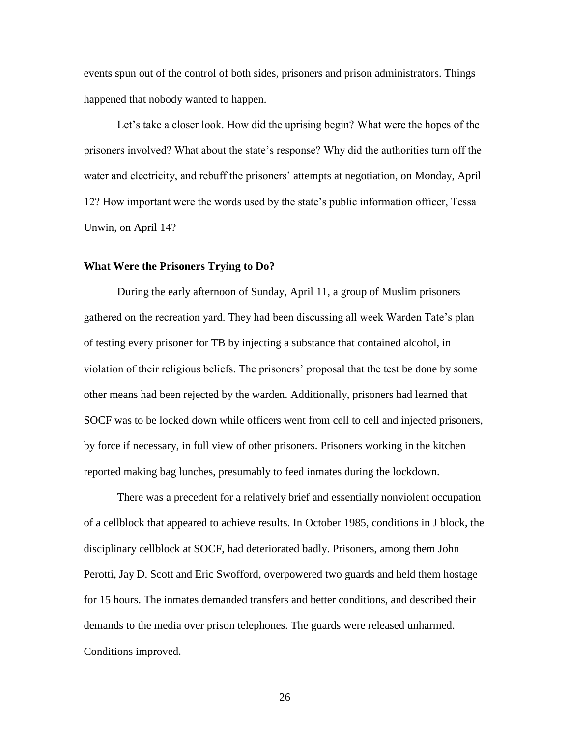events spun out of the control of both sides, prisoners and prison administrators. Things happened that nobody wanted to happen.

Let's take a closer look. How did the uprising begin? What were the hopes of the prisoners involved? What about the state's response? Why did the authorities turn off the water and electricity, and rebuff the prisoners' attempts at negotiation, on Monday, April 12? How important were the words used by the state's public information officer, Tessa Unwin, on April 14?

**What Were the Prisoners Trying to Do?**

During the early afternoon of Sunday, April 11, a group of Muslim prisoners gathered on the recreation yard. They had been discussing all week Warden Tate's plan of testing every prisoner for TB by injecting a substance that contained alcohol, in violation of their religious beliefs. The prisoners' proposal that the test be done by some other means had been rejected by the warden. Additionally, prisoners had learned that SOCF was to be locked down while officers went from cell to cell and injected prisoners, by force if necessary, in full view of other prisoners. Prisoners working in the kitchen reported making bag lunches, presumably to feed inmates during the lockdown.

There was a precedent for a relatively brief and essentially nonviolent occupation of a cellblock that appeared to achieve results. In October 1985, conditions in J block, the disciplinary cellblock at SOCF, had deteriorated badly. Prisoners, among them John Perotti, Jay D. Scott and Eric Swofford, overpowered two guards and held them hostage for 15 hours. The inmates demanded transfers and better conditions, and described their demands to the media over prison telephones. The guards were released unharmed. Conditions improved.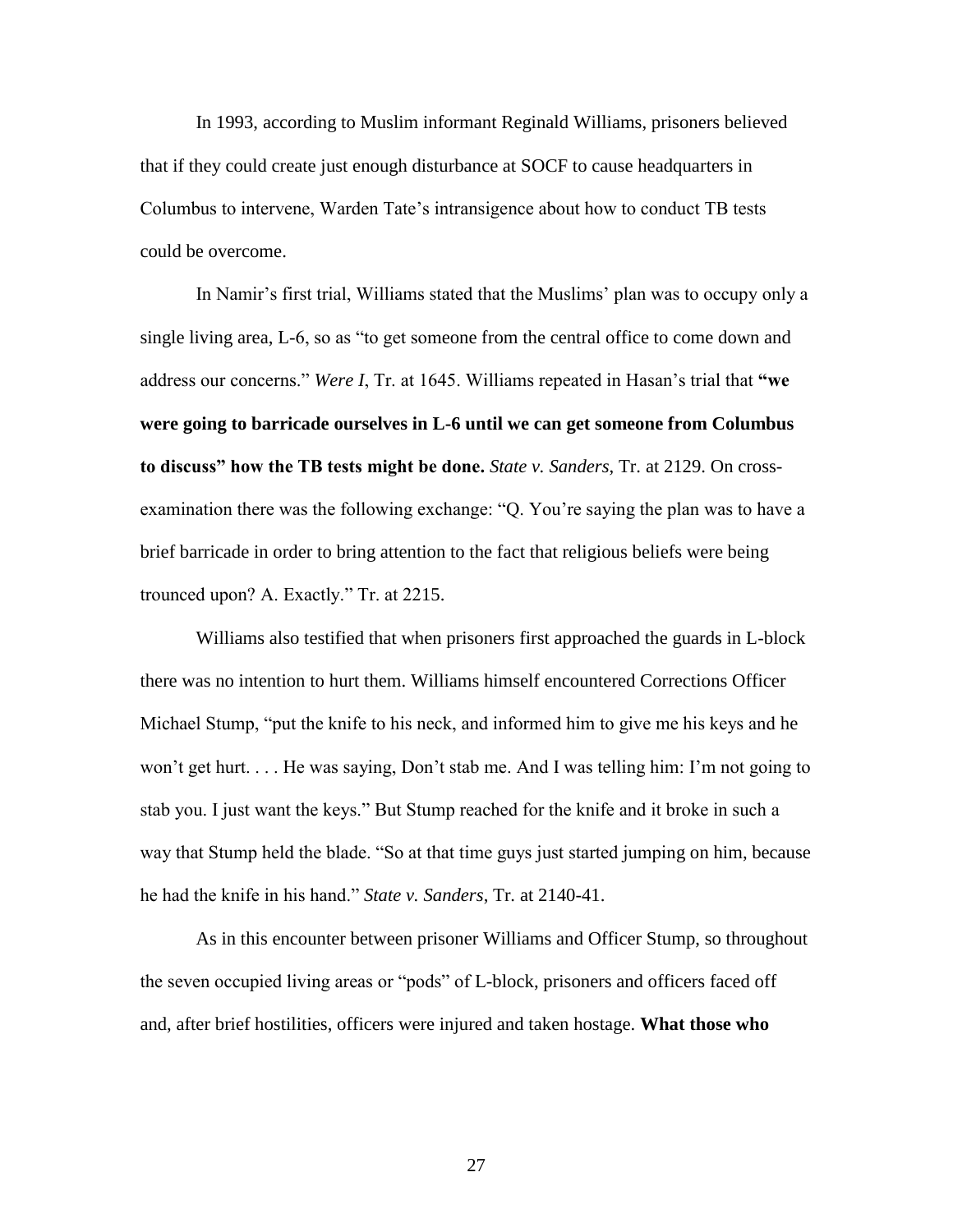In 1993, according to Muslim informant Reginald Williams, prisoners believed that if they could create just enough disturbance at SOCF to cause headquarters in Columbus to intervene, Warden Tate's intransigence about how to conduct TB tests could be overcome.

In Namir's first trial, Williams stated that the Muslims' plan was to occupy only a single living area, L-6, so as "to get someone from the central office to come down and address our concerns." *Were I*, Tr. at 1645. Williams repeated in Hasan's trial that **"we were going to barricade ourselves in L-6 until we can get someone from Columbus to discuss" how the TB tests might be done.** *State v. Sanders*, Tr. at 2129. On cross-examination there was the following exchange: "Q. You're saying the plan was to have a brief barricade in order to bring attention to the fact that religious beliefs were being trounced upon? A. Exactly." Tr. at 2215.

Williams also testified that when prisoners first approached the guards in L-block there was no intention to hurt them. Williams himself encountered Corrections Officer Michael Stump, "put the knife to his neck, and informed him to give me his keys and he won't get hurt. . . . He was saying, Don't stab me. And I was telling him: I'm not going to stab you. I just want the keys." But Stump reached for the knife and it broke in such a way that Stump held the blade. "So at that time guys just started jumping on him, because he had the knife in his hand." *State v. Sanders*, Tr. at 2140-41.

As in this encounter between prisoner Williams and Officer Stump, so throughout the seven occupied living areas or "pods" of L-block, prisoners and officers faced off and, after brief hostilities, officers were injured and taken hostage. **What those who**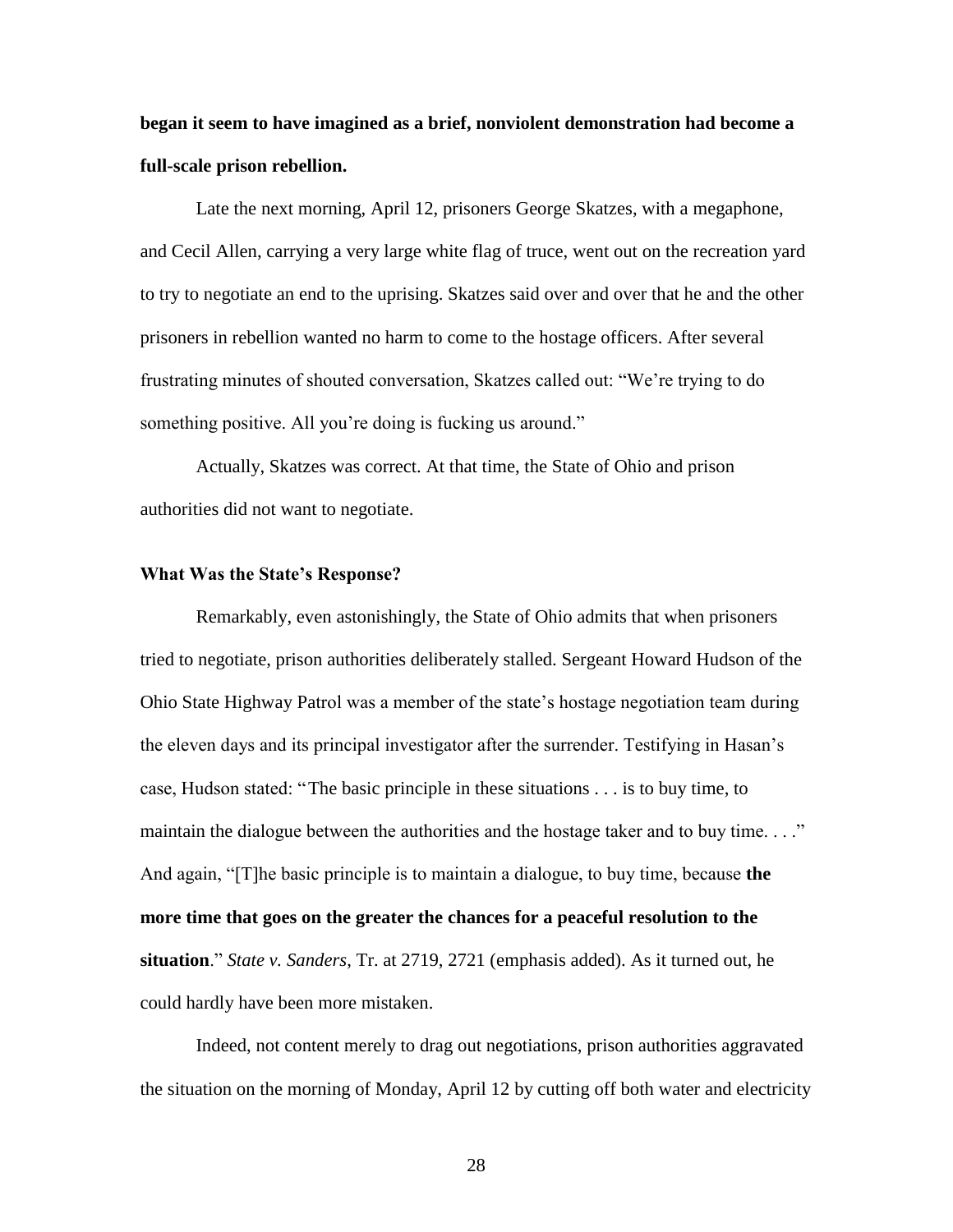**began it seem to have imagined as a brief, nonviolent demonstration had become a full-scale prison rebellion.**

Late the next morning, April 12, prisoners George Skatzes, with a megaphone, and Cecil Allen, carrying a very large white flag of truce, went out on the recreation yard to try to negotiate an end to the uprising. Skatzes said over and over that he and the other prisoners in rebellion wanted no harm to come to the hostage officers. After several frustrating minutes of shouted conversation, Skatzes called out: "We're trying to do something positive. All you're doing is fucking us around."

Actually, Skatzes was correct. At that time, the State of Ohio and prison authorities did not want to negotiate.

### What Was the State's Response?

Remarkably, even astonishingly, the State of Ohio admits that when prisoners tried to negotiate, prison authorities deliberately stalled. Sergeant Howard Hudson of the Ohio State Highway Patrol was a member of the state's hostage negotiation team during the eleven days and its principal investigator after the surrender. Testifying in Hasan's case, Hudson stated: "The basic principle in these situations . . . is to buy time, to maintain the dialogue between the authorities and the hostage taker and to buy time. . . ." And again, "[T]he basic principle is to maintain a dialogue, to buy time, because **the more time that goes on the greater the chances for a peaceful resolution to the situation**." *State v. Sanders*, Tr. at 2719, 2721 (emphasis added). As it turned out, he could hardly have been more mistaken.

Indeed, not content merely to drag out negotiations, prison authorities aggravated the situation on the morning of Monday, April 12 by cutting off both water and electricity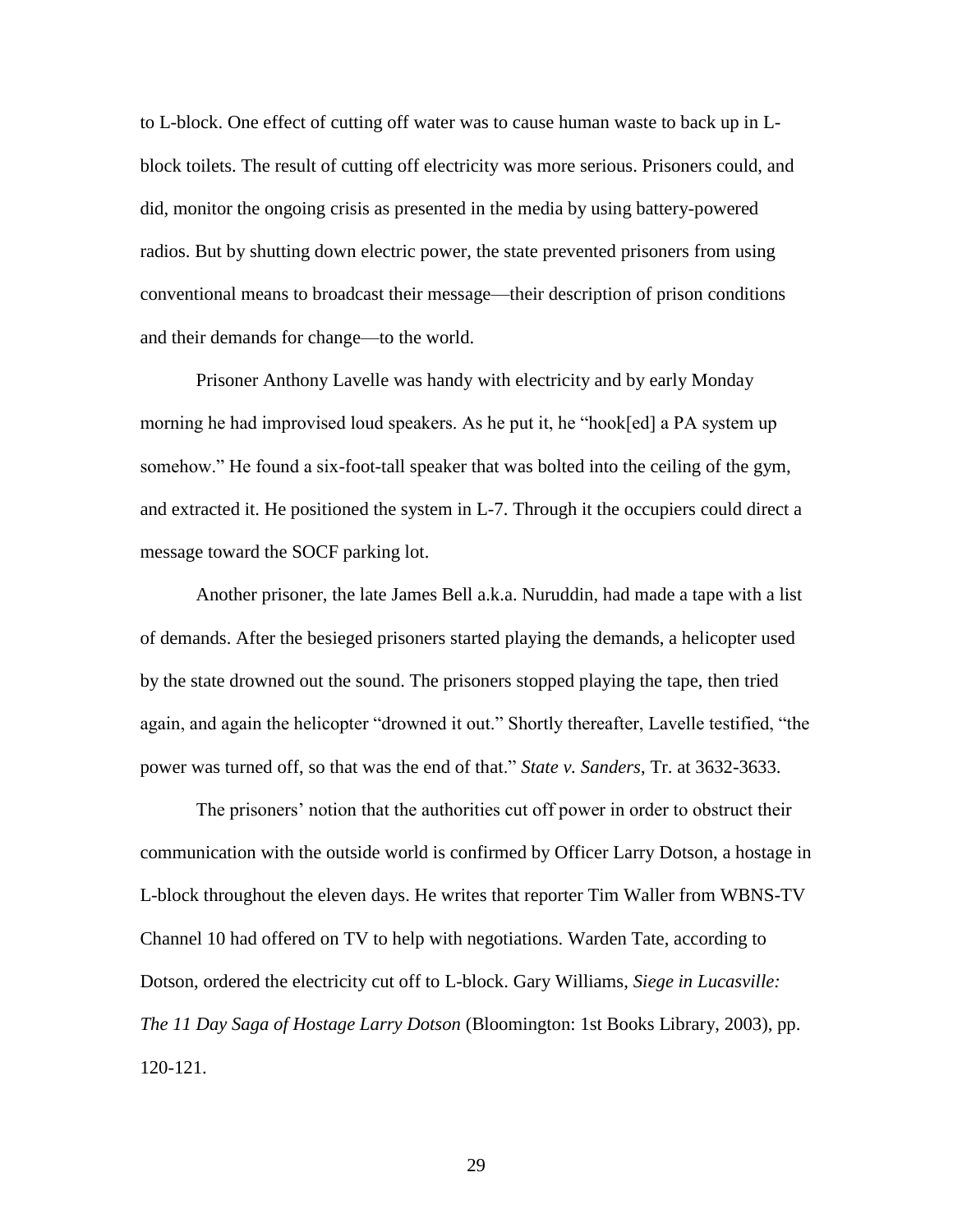to L-block. One effect of cutting off water was to cause human waste to back up in L-block toilets. The result of cutting off electricity was more serious. Prisoners could, and did, monitor the ongoing crisis as presented in the media by using battery-powered radios. But by shutting down electric power, the state prevented prisoners from using conventional means to broadcast their message—their description of prison conditions and their demands for change—to the world.

Prisoner Anthony Lavelle was handy with electricity and by early Monday morning he had improvised loud speakers. As he put it, he "hook[ed] a PA system up somehow." He found a six-foot-tall speaker that was bolted into the ceiling of the gym, and extracted it. He positioned the system in L-7. Through it the occupiers could direct a message toward the SOCF parking lot.

Another prisoner, the late James Bell a.k.a. Nuruddin, had made a tape with a list of demands. After the besieged prisoners started playing the demands, a helicopter used by the state drowned out the sound. The prisoners stopped playing the tape, then tried again, and again the helicopter "drowned it out." Shortly thereafter, Lavelle testified, "the power was turned off, so that was the end of that." *State v. Sanders*, Tr. at 3632-3633.

The prisoners' notion that the authorities cut off power in order to obstruct their communication with the outside world is confirmed by Officer Larry Dotson, a hostage in L-block throughout the eleven days. He writes that reporter Tim Waller from WBNS-TV Channel 10 had offered on TV to help with negotiations. Warden Tate, according to Dotson, ordered the electricity cut off to L-block. Gary Williams, *Siege in Lucasville: The 11 Day Saga of Hostage Larry Dotson* (Bloomington: 1st Books Library, 2003), pp. 120-121.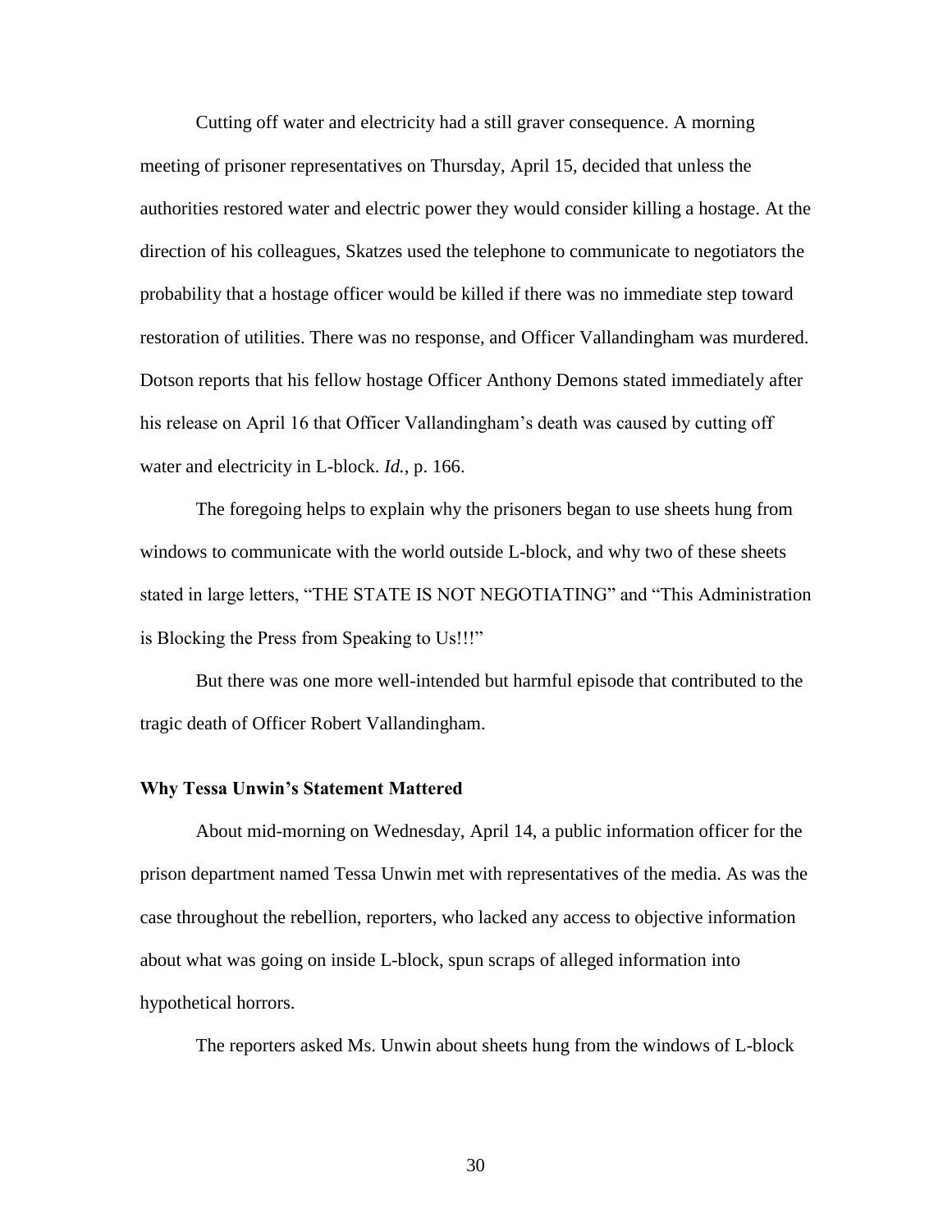Cutting off water and electricity had a still graver consequence. A morning meeting of prisoner representatives on Thursday, April 15, decided that unless the authorities restored water and electric power they would consider killing a hostage. At the direction of his colleagues, Skatzes used the telephone to communicate to negotiators the probability that a hostage officer would be killed if there was no immediate step toward restoration of utilities. There was no response, and Officer Vallandingham was murdered. Dotson reports that his fellow hostage Officer Anthony Demons stated immediately after his release on April 16 that Officer Vallandingham's death was caused by cutting off water and electricity in L-block. *Id.*, p. 166.

The foregoing helps to explain why the prisoners began to use sheets hung from windows to communicate with the world outside L-block, and why two of these sheets stated in large letters, "THE STATE IS NOT NEGOTIATING" and "This Administration is Blocking the Press from Speaking to Us!!!"

But there was one more well-intended but harmful episode that contributed to the tragic death of Officer Robert Vallandingham.

**Why Tessa Unwin's Statement Mattered**

About mid-morning on Wednesday, April 14, a public information officer for the prison department named Tessa Unwin met with representatives of the media. As was the case throughout the rebellion, reporters, who lacked any access to objective information about what was going on inside L-block, spun scraps of alleged information into hypothetical horrors.

The reporters asked Ms. Unwin about sheets hung from the windows of L-block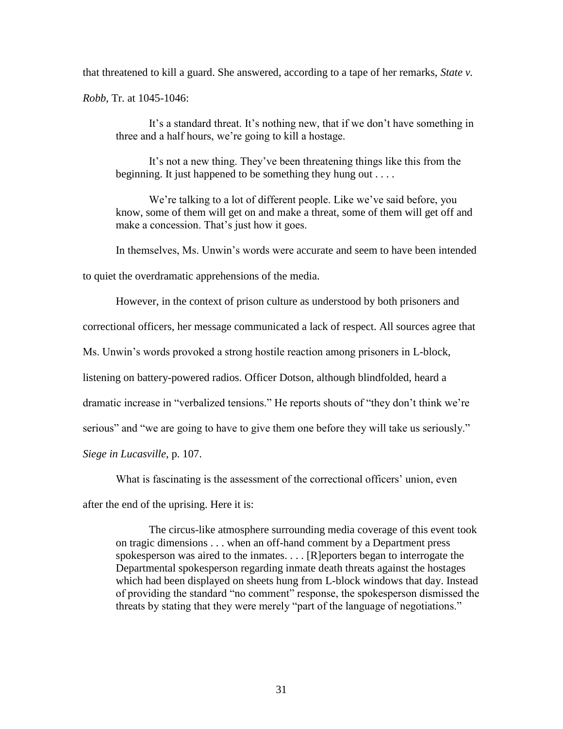that threatened to kill a guard. She answered, according to a tape of her remarks, *State v. Robb*, Tr. at 1045-1046:

> It's a standard threat. It's nothing new, that if we don't have something in three and a half hours, we're going to kill a hostage.
>
> It's not a new thing. They've been threatening things like this from the beginning. It just happened to be something they hung out . . . .
>
> We're talking to a lot of different people. Like we've said before, you know, some of them will get on and make a threat, some of them will get off and make a concession. That's just how it goes.

In themselves, Ms. Unwin's words were accurate and seem to have been intended to quiet the overdramatic apprehensions of the media.

However, in the context of prison culture as understood by both prisoners and correctional officers, her message communicated a lack of respect. All sources agree that Ms. Unwin's words provoked a strong hostile reaction among prisoners in L-block, listening on battery-powered radios. Officer Dotson, although blindfolded, heard a dramatic increase in "verbalized tensions." He reports shouts of "they don't think we're serious" and "we are going to have to give them one before they will take us seriously." *Siege in Lucasville*, p. 107.

What is fascinating is the assessment of the correctional officers' union, even after the end of the uprising. Here it is:

> The circus-like atmosphere surrounding media coverage of this event took on tragic dimensions . . . when an off-hand comment by a Department press spokesperson was aired to the inmates. . . . [R]eporters began to interrogate the Departmental spokesperson regarding inmate death threats against the hostages which had been displayed on sheets hung from L-block windows that day. Instead of providing the standard "no comment" response, the spokesperson dismissed the threats by stating that they were merely "part of the language of negotiations."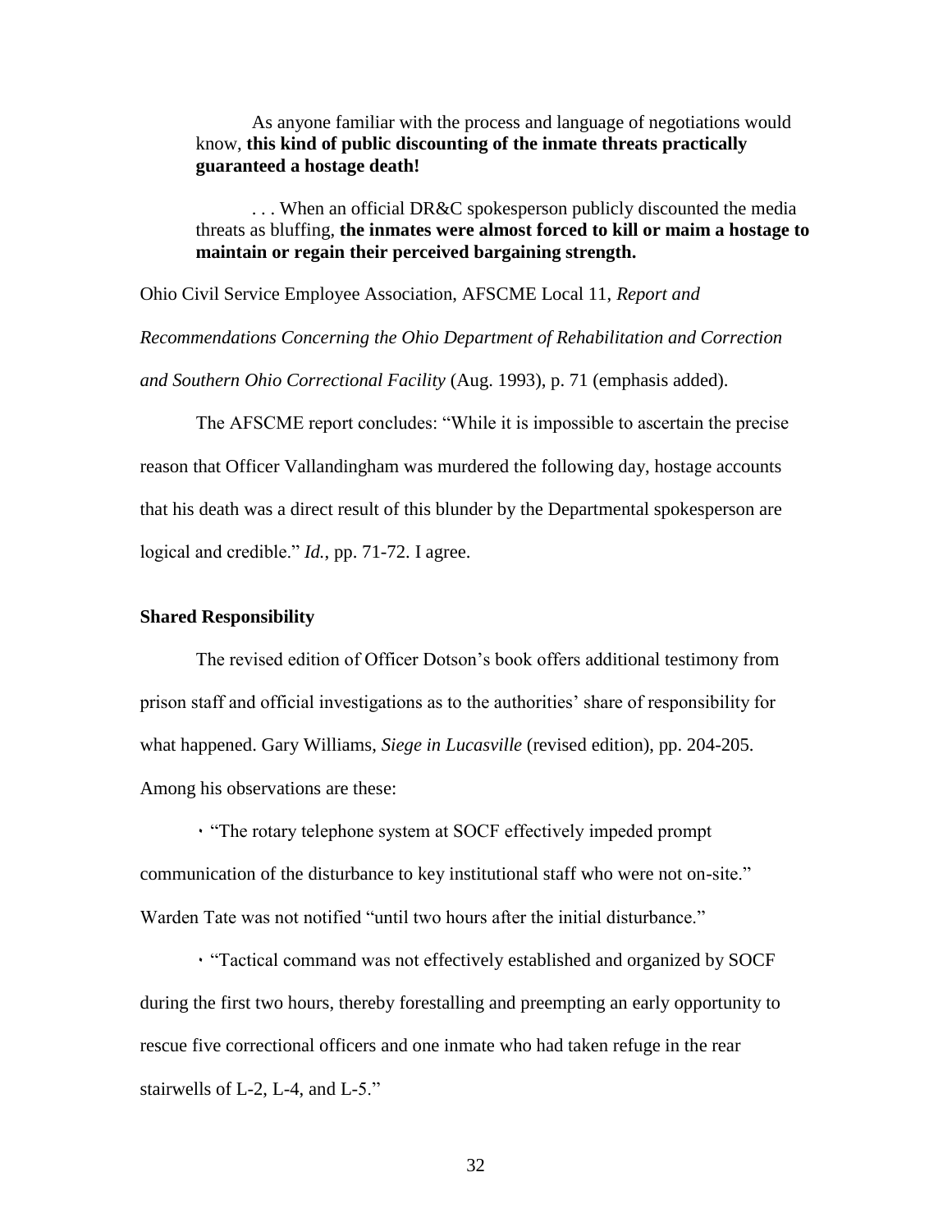> As anyone familiar with the process and language of negotiations would know, **this kind of public discounting of the inmate threats practically guaranteed a hostage death!**
>
> . . . When an official DR&C spokesperson publicly discounted the media threats as bluffing, **the inmates were almost forced to kill or maim a hostage to maintain or regain their perceived bargaining strength.**

Ohio Civil Service Employee Association, AFSCME Local 11, *Report and Recommendations Concerning the Ohio Department of Rehabilitation and Correction and Southern Ohio Correctional Facility* (Aug. 1993), p. 71 (emphasis added).

The AFSCME report concludes: "While it is impossible to ascertain the precise reason that Officer Vallandingham was murdered the following day, hostage accounts that his death was a direct result of this blunder by the Departmental spokesperson are logical and credible." *Id.*, pp. 71-72. I agree.

**Shared Responsibility**

The revised edition of Officer Dotson's book offers additional testimony from prison staff and official investigations as to the authorities' share of responsibility for what happened. Gary Williams, *Siege in Lucasville* (revised edition), pp. 204-205. Among his observations are these:

- "The rotary telephone system at SOCF effectively impeded prompt communication of the disturbance to key institutional staff who were not on-site." Warden Tate was not notified "until two hours after the initial disturbance."

- "Tactical command was not effectively established and organized by SOCF during the first two hours, thereby forestalling and preempting an early opportunity to rescue five correctional officers and one inmate who had taken refuge in the rear stairwells of L-2, L-4, and L-5."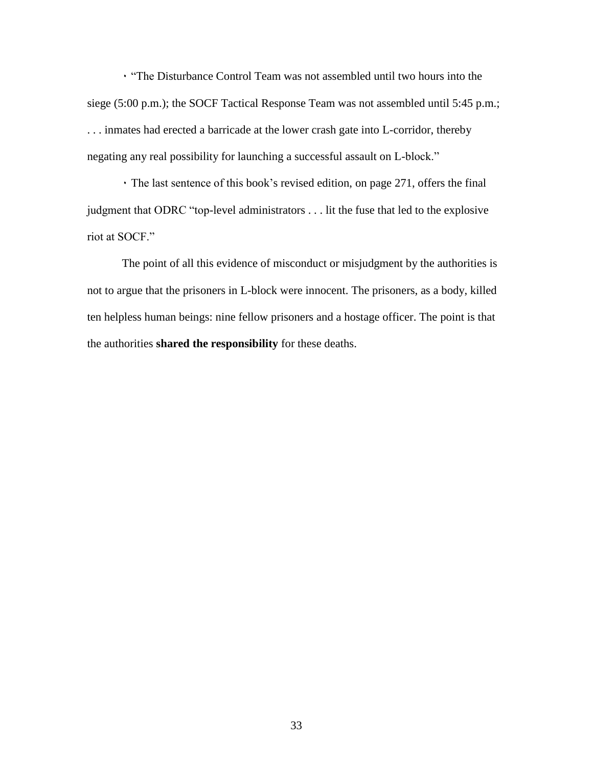- "The Disturbance Control Team was not assembled until two hours into the siege (5:00 p.m.); the SOCF Tactical Response Team was not assembled until 5:45 p.m.; . . . inmates had erected a barricade at the lower crash gate into L-corridor, thereby negating any real possibility for launching a successful assault on L-block."

- The last sentence of this book's revised edition, on page 271, offers the final judgment that ODRC "top-level administrators . . . lit the fuse that led to the explosive riot at SOCF."

The point of all this evidence of misconduct or misjudgment by the authorities is not to argue that the prisoners in L-block were innocent. The prisoners, as a body, killed ten helpless human beings: nine fellow prisoners and a hostage officer. The point is that the authorities **shared the responsibility** for these deaths.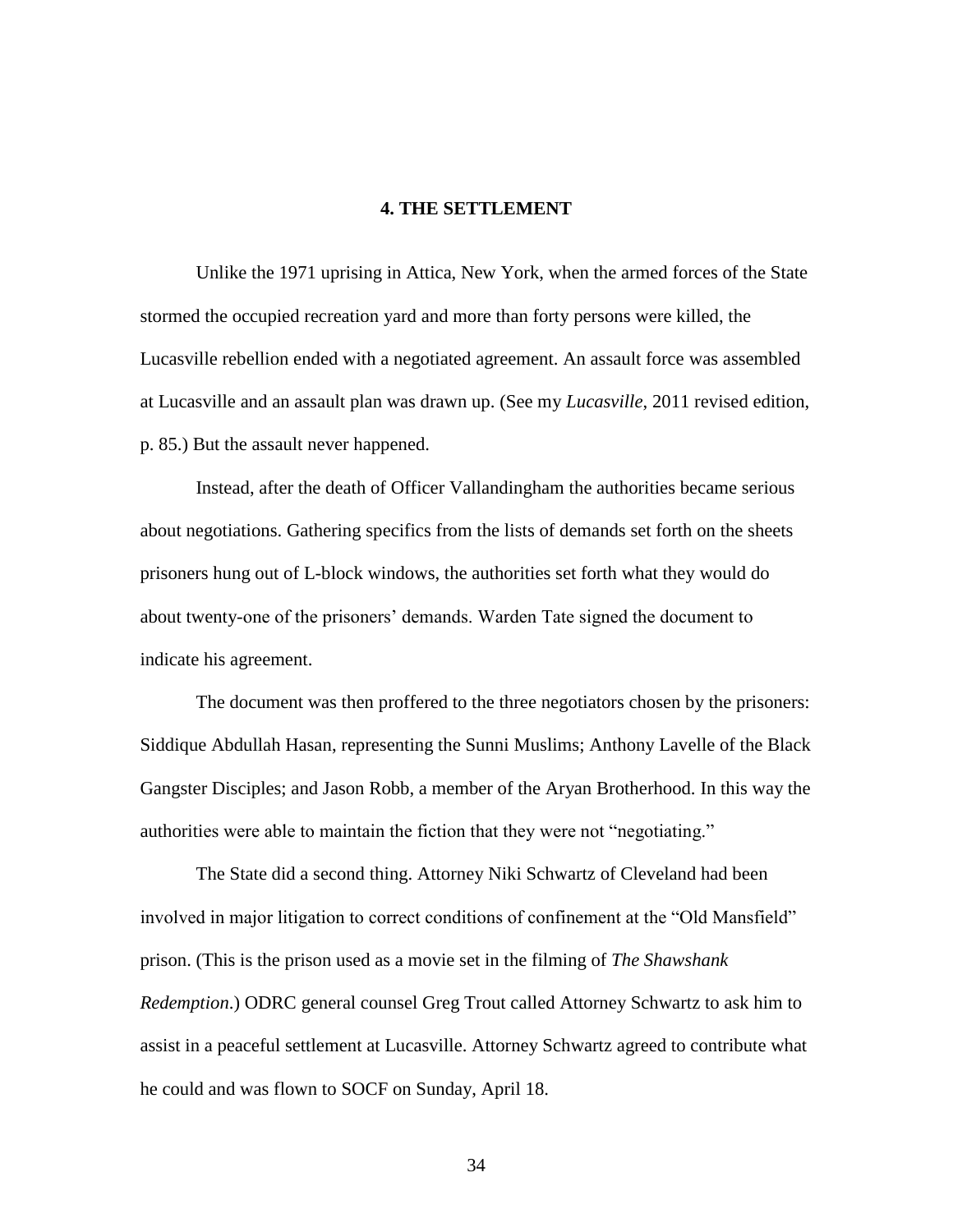## 4. THE SETTLEMENT

Unlike the 1971 uprising in Attica, New York, when the armed forces of the State stormed the occupied recreation yard and more than forty persons were killed, the Lucasville rebellion ended with a negotiated agreement. An assault force was assembled at Lucasville and an assault plan was drawn up. (See my *Lucasville*, 2011 revised edition, p. 85.) But the assault never happened.

Instead, after the death of Officer Vallandingham the authorities became serious about negotiations. Gathering specifics from the lists of demands set forth on the sheets prisoners hung out of L-block windows, the authorities set forth what they would do about twenty-one of the prisoners' demands. Warden Tate signed the document to indicate his agreement.

The document was then proffered to the three negotiators chosen by the prisoners: Siddique Abdullah Hasan, representing the Sunni Muslims; Anthony Lavelle of the Black Gangster Disciples; and Jason Robb, a member of the Aryan Brotherhood. In this way the authorities were able to maintain the fiction that they were not "negotiating."

The State did a second thing. Attorney Niki Schwartz of Cleveland had been involved in major litigation to correct conditions of confinement at the "Old Mansfield" prison. (This is the prison used as a movie set in the filming of *The Shawshank Redemption*.) ODRC general counsel Greg Trout called Attorney Schwartz to ask him to assist in a peaceful settlement at Lucasville. Attorney Schwartz agreed to contribute what he could and was flown to SOCF on Sunday, April 18.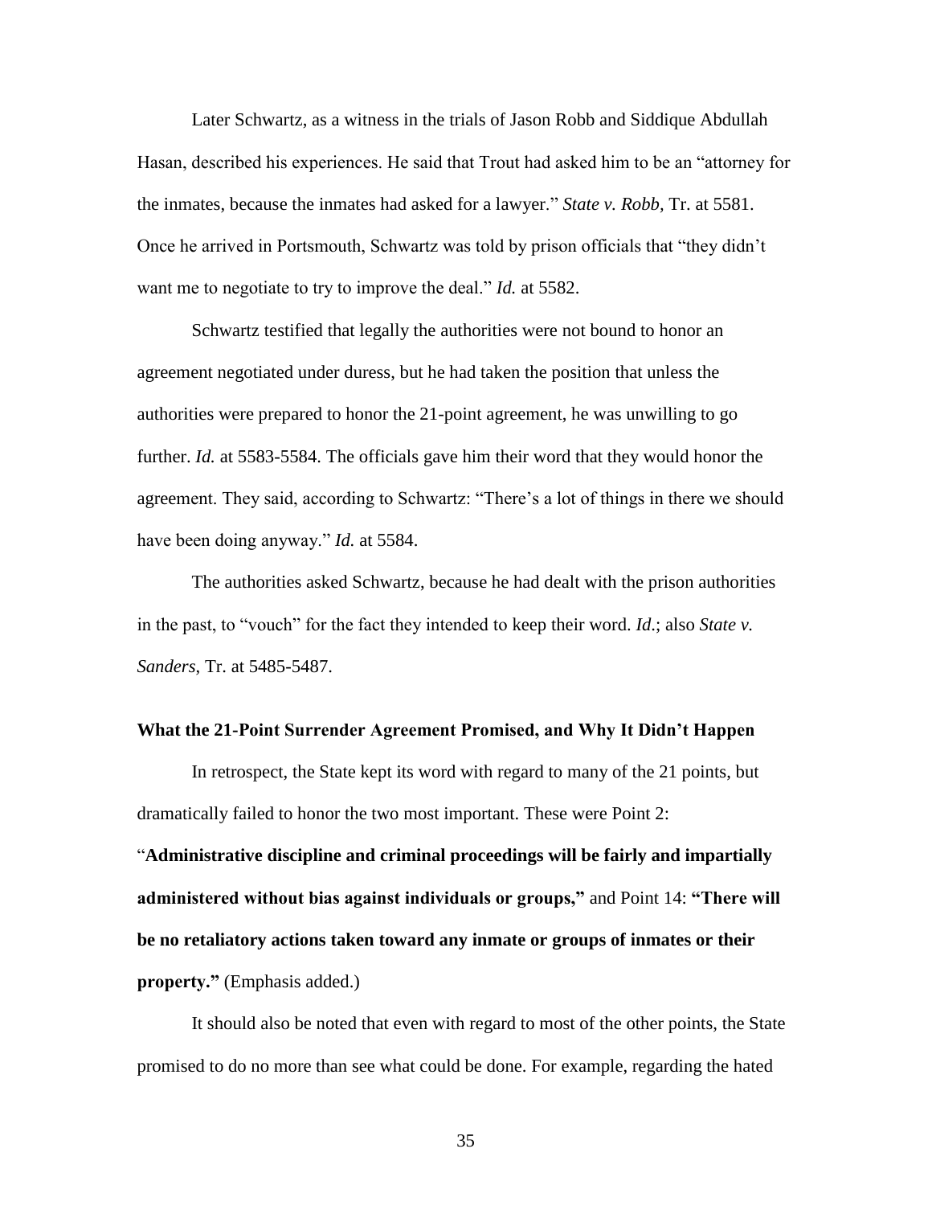Later Schwartz, as a witness in the trials of Jason Robb and Siddique Abdullah Hasan, described his experiences. He said that Trout had asked him to be an "attorney for the inmates, because the inmates had asked for a lawyer." *State v. Robb,* Tr. at 5581. Once he arrived in Portsmouth, Schwartz was told by prison officials that "they didn't want me to negotiate to try to improve the deal." *Id.* at 5582.

Schwartz testified that legally the authorities were not bound to honor an agreement negotiated under duress, but he had taken the position that unless the authorities were prepared to honor the 21-point agreement, he was unwilling to go further. *Id.* at 5583-5584. The officials gave him their word that they would honor the agreement. They said, according to Schwartz: "There's a lot of things in there we should have been doing anyway." *Id.* at 5584.

The authorities asked Schwartz, because he had dealt with the prison authorities in the past, to "vouch" for the fact they intended to keep their word. *Id*.; also *State v. Sanders*, Tr. at 5485-5487.

**What the 21-Point Surrender Agreement Promised, and Why It Didn't Happen**

In retrospect, the State kept its word with regard to many of the 21 points, but dramatically failed to honor the two most important. These were Point 2: "**Administrative discipline and criminal proceedings will be fairly and impartially administered without bias against individuals or groups,"** and Point 14: **"There will be no retaliatory actions taken toward any inmate or groups of inmates or their property."** (Emphasis added.)

It should also be noted that even with regard to most of the other points, the State promised to do no more than see what could be done. For example, regarding the hated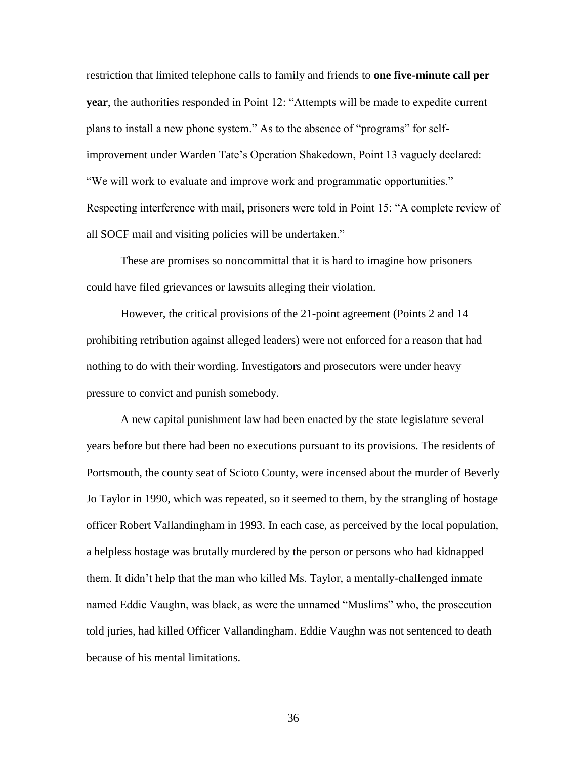restriction that limited telephone calls to family and friends to **one five-minute call per year**, the authorities responded in Point 12: "Attempts will be made to expedite current plans to install a new phone system." As to the absence of "programs" for self-improvement under Warden Tate's Operation Shakedown, Point 13 vaguely declared: "We will work to evaluate and improve work and programmatic opportunities." Respecting interference with mail, prisoners were told in Point 15: "A complete review of all SOCF mail and visiting policies will be undertaken."

These are promises so noncommittal that it is hard to imagine how prisoners could have filed grievances or lawsuits alleging their violation.

However, the critical provisions of the 21-point agreement (Points 2 and 14 prohibiting retribution against alleged leaders) were not enforced for a reason that had nothing to do with their wording. Investigators and prosecutors were under heavy pressure to convict and punish somebody.

A new capital punishment law had been enacted by the state legislature several years before but there had been no executions pursuant to its provisions. The residents of Portsmouth, the county seat of Scioto County, were incensed about the murder of Beverly Jo Taylor in 1990, which was repeated, so it seemed to them, by the strangling of hostage officer Robert Vallandingham in 1993. In each case, as perceived by the local population, a helpless hostage was brutally murdered by the person or persons who had kidnapped them. It didn't help that the man who killed Ms. Taylor, a mentally-challenged inmate named Eddie Vaughn, was black, as were the unnamed "Muslims" who, the prosecution told juries, had killed Officer Vallandingham. Eddie Vaughn was not sentenced to death because of his mental limitations.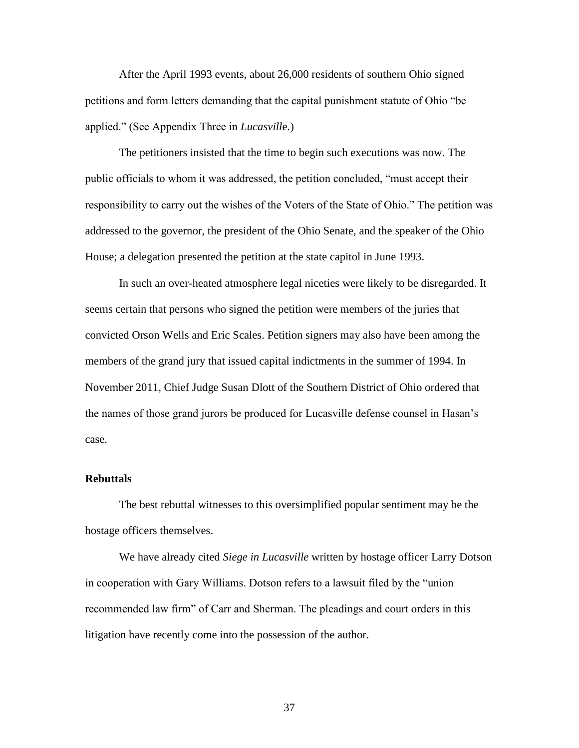After the April 1993 events, about 26,000 residents of southern Ohio signed petitions and form letters demanding that the capital punishment statute of Ohio "be applied." (See Appendix Three in *Lucasville*.)

The petitioners insisted that the time to begin such executions was now. The public officials to whom it was addressed, the petition concluded, "must accept their responsibility to carry out the wishes of the Voters of the State of Ohio." The petition was addressed to the governor, the president of the Ohio Senate, and the speaker of the Ohio House; a delegation presented the petition at the state capitol in June 1993.

In such an over-heated atmosphere legal niceties were likely to be disregarded. It seems certain that persons who signed the petition were members of the juries that convicted Orson Wells and Eric Scales. Petition signers may also have been among the members of the grand jury that issued capital indictments in the summer of 1994. In November 2011, Chief Judge Susan Dlott of the Southern District of Ohio ordered that the names of those grand jurors be produced for Lucasville defense counsel in Hasan's case.

**Rebuttals**

The best rebuttal witnesses to this oversimplified popular sentiment may be the hostage officers themselves.

We have already cited *Siege in Lucasville* written by hostage officer Larry Dotson in cooperation with Gary Williams. Dotson refers to a lawsuit filed by the "union recommended law firm" of Carr and Sherman. The pleadings and court orders in this litigation have recently come into the possession of the author.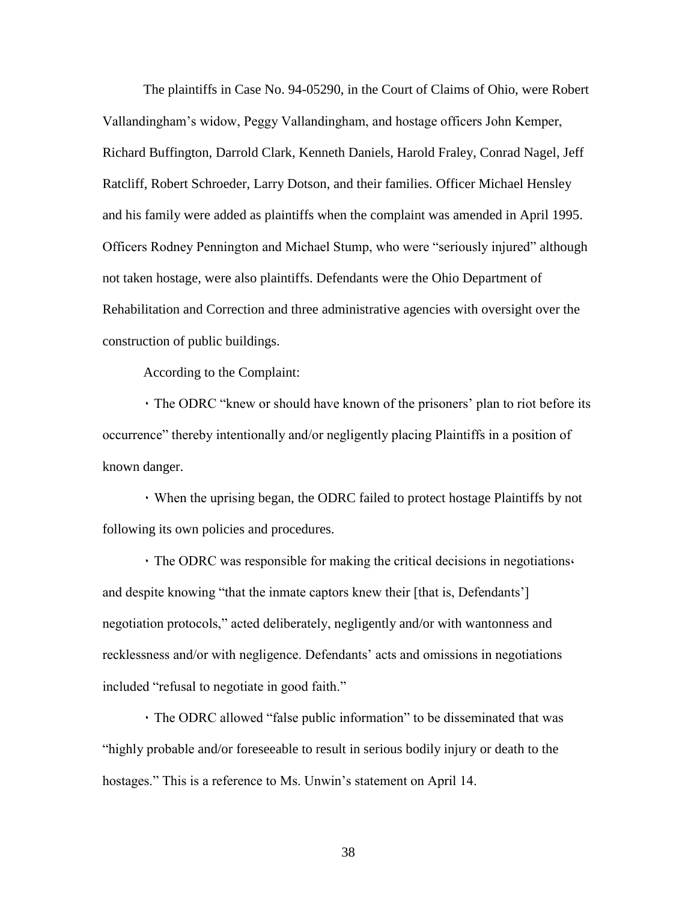The plaintiffs in Case No. 94-05290, in the Court of Claims of Ohio, were Robert Vallandingham's widow, Peggy Vallandingham, and hostage officers John Kemper, Richard Buffington, Darrold Clark, Kenneth Daniels, Harold Fraley, Conrad Nagel, Jeff Ratcliff, Robert Schroeder, Larry Dotson, and their families. Officer Michael Hensley and his family were added as plaintiffs when the complaint was amended in April 1995. Officers Rodney Pennington and Michael Stump, who were "seriously injured" although not taken hostage, were also plaintiffs. Defendants were the Ohio Department of Rehabilitation and Correction and three administrative agencies with oversight over the construction of public buildings.

According to the Complaint:

- The ODRC "knew or should have known of the prisoners' plan to riot before its occurrence" thereby intentionally and/or negligently placing Plaintiffs in a position of known danger.

- When the uprising began, the ODRC failed to protect hostage Plaintiffs by not following its own policies and procedures.

- The ODRC was responsible for making the critical decisions in negotiations, and despite knowing "that the inmate captors knew their [that is, Defendants'] negotiation protocols," acted deliberately, negligently and/or with wantonness and recklessness and/or with negligence. Defendants' acts and omissions in negotiations included "refusal to negotiate in good faith."

- The ODRC allowed "false public information" to be disseminated that was "highly probable and/or foreseeable to result in serious bodily injury or death to the hostages." This is a reference to Ms. Unwin's statement on April 14.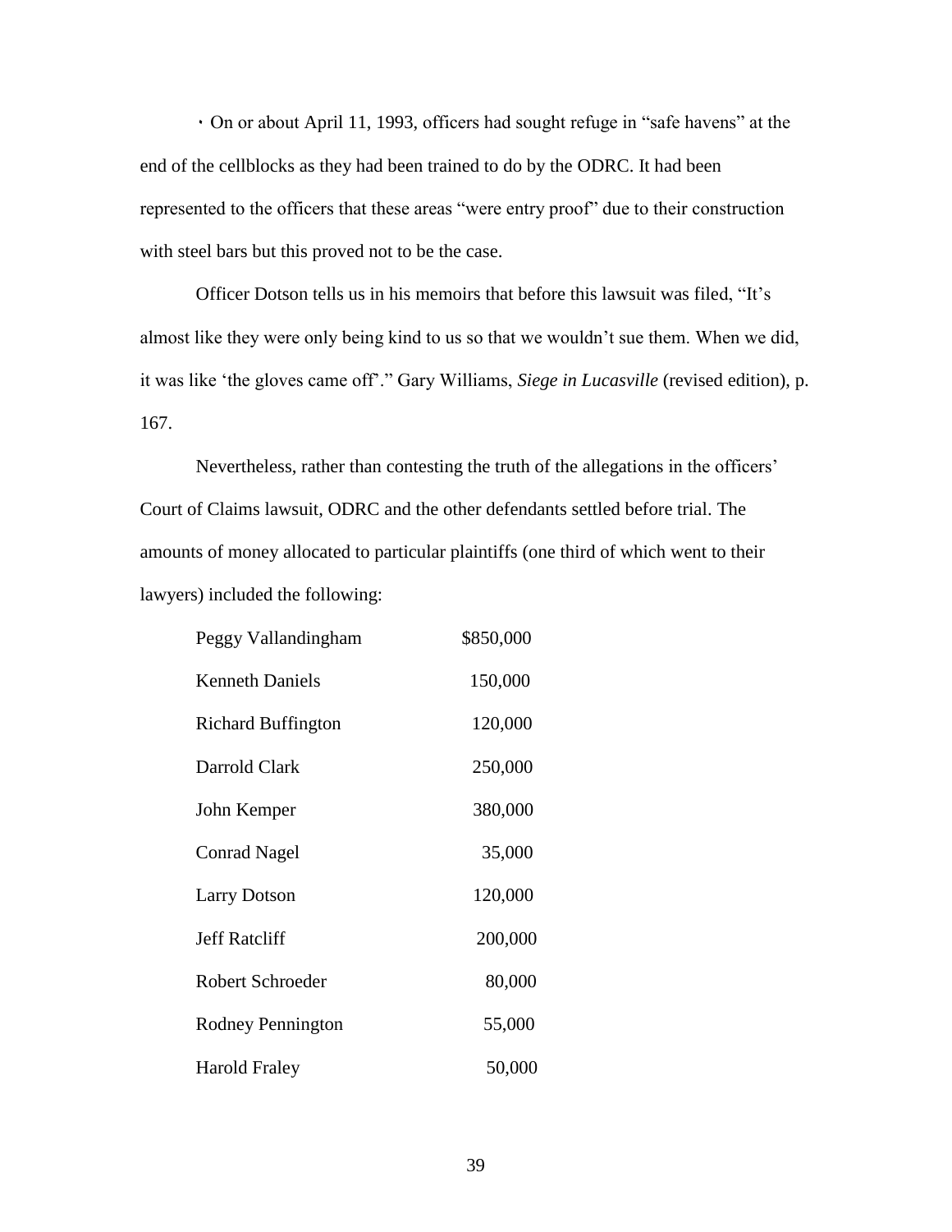• On or about April 11, 1993, officers had sought refuge in "safe havens" at the end of the cellblocks as they had been trained to do by the ODRC. It had been represented to the officers that these areas "were entry proof" due to their construction with steel bars but this proved not to be the case.

Officer Dotson tells us in his memoirs that before this lawsuit was filed, "It's almost like they were only being kind to us so that we wouldn't sue them. When we did, it was like 'the gloves came off'." Gary Williams, *Siege in Lucasville* (revised edition), p. 167.

Nevertheless, rather than contesting the truth of the allegations in the officers' Court of Claims lawsuit, ODRC and the other defendants settled before trial. The amounts of money allocated to particular plaintiffs (one third of which went to their lawyers) included the following:

| | |
|---|---|
| Peggy Vallandingham | $850,000 |
| Kenneth Daniels | 150,000 |
| Richard Buffington | 120,000 |
| Darrold Clark | 250,000 |
| John Kemper | 380,000 |
| Conrad Nagel | 35,000 |
| Larry Dotson | 120,000 |
| Jeff Ratcliff | 200,000 |
| Robert Schroeder | 80,000 |
| Rodney Pennington | 55,000 |
| Harold Fraley | 50,000 |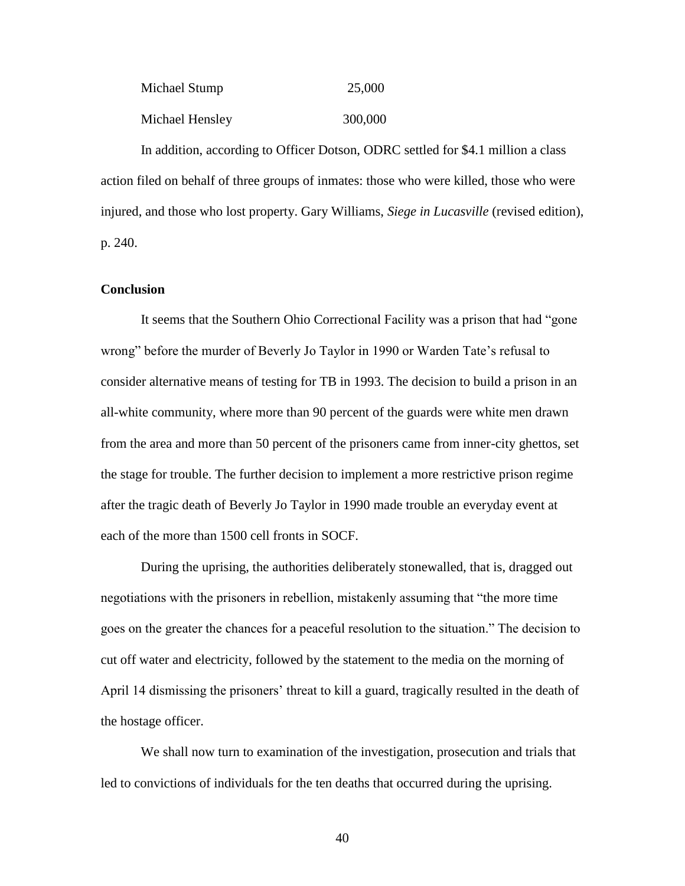| | |
|---|---|
| Michael Stump | 25,000 |
| Michael Hensley | 300,000 |

In addition, according to Officer Dotson, ODRC settled for $4.1 million a class action filed on behalf of three groups of inmates: those who were killed, those who were injured, and those who lost property. Gary Williams, *Siege in Lucasville* (revised edition), p. 240.

**Conclusion**

It seems that the Southern Ohio Correctional Facility was a prison that had "gone wrong" before the murder of Beverly Jo Taylor in 1990 or Warden Tate's refusal to consider alternative means of testing for TB in 1993. The decision to build a prison in an all-white community, where more than 90 percent of the guards were white men drawn from the area and more than 50 percent of the prisoners came from inner-city ghettos, set the stage for trouble. The further decision to implement a more restrictive prison regime after the tragic death of Beverly Jo Taylor in 1990 made trouble an everyday event at each of the more than 1500 cell fronts in SOCF.

During the uprising, the authorities deliberately stonewalled, that is, dragged out negotiations with the prisoners in rebellion, mistakenly assuming that "the more time goes on the greater the chances for a peaceful resolution to the situation." The decision to cut off water and electricity, followed by the statement to the media on the morning of April 14 dismissing the prisoners' threat to kill a guard, tragically resulted in the death of the hostage officer.

We shall now turn to examination of the investigation, prosecution and trials that led to convictions of individuals for the ten deaths that occurred during the uprising.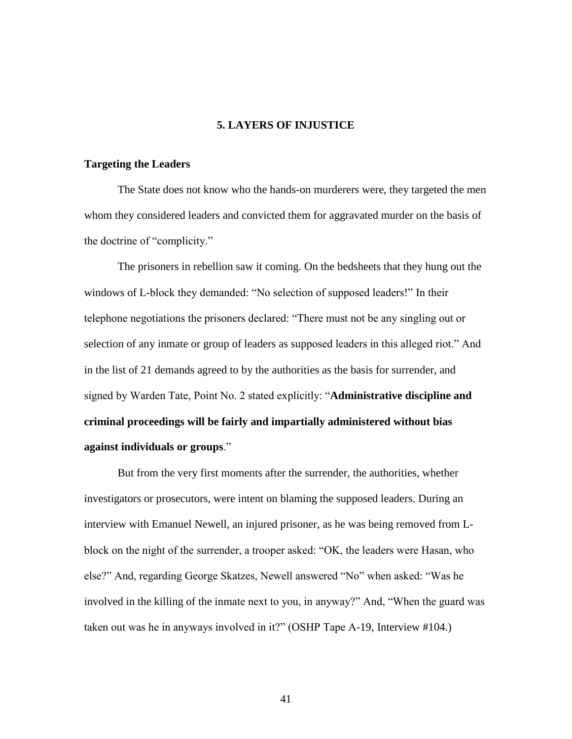## 5. LAYERS OF INJUSTICE

### Targeting the Leaders

The State does not know who the hands-on murderers were, they targeted the men whom they considered leaders and convicted them for aggravated murder on the basis of the doctrine of "complicity."

The prisoners in rebellion saw it coming. On the bedsheets that they hung out the windows of L-block they demanded: "No selection of supposed leaders!" In their telephone negotiations the prisoners declared: "There must not be any singling out or selection of any inmate or group of leaders as supposed leaders in this alleged riot." And in the list of 21 demands agreed to by the authorities as the basis for surrender, and signed by Warden Tate, Point No. 2 stated explicitly: "**Administrative discipline and criminal proceedings will be fairly and impartially administered without bias against individuals or groups**."

But from the very first moments after the surrender, the authorities, whether investigators or prosecutors, were intent on blaming the supposed leaders. During an interview with Emanuel Newell, an injured prisoner, as he was being removed from L-block on the night of the surrender, a trooper asked: "OK, the leaders were Hasan, who else?" And, regarding George Skatzes, Newell answered "No" when asked: "Was he involved in the killing of the inmate next to you, in anyway?" And, "When the guard was taken out was he in anyways involved in it?" (OSHP Tape A-19, Interview #104.)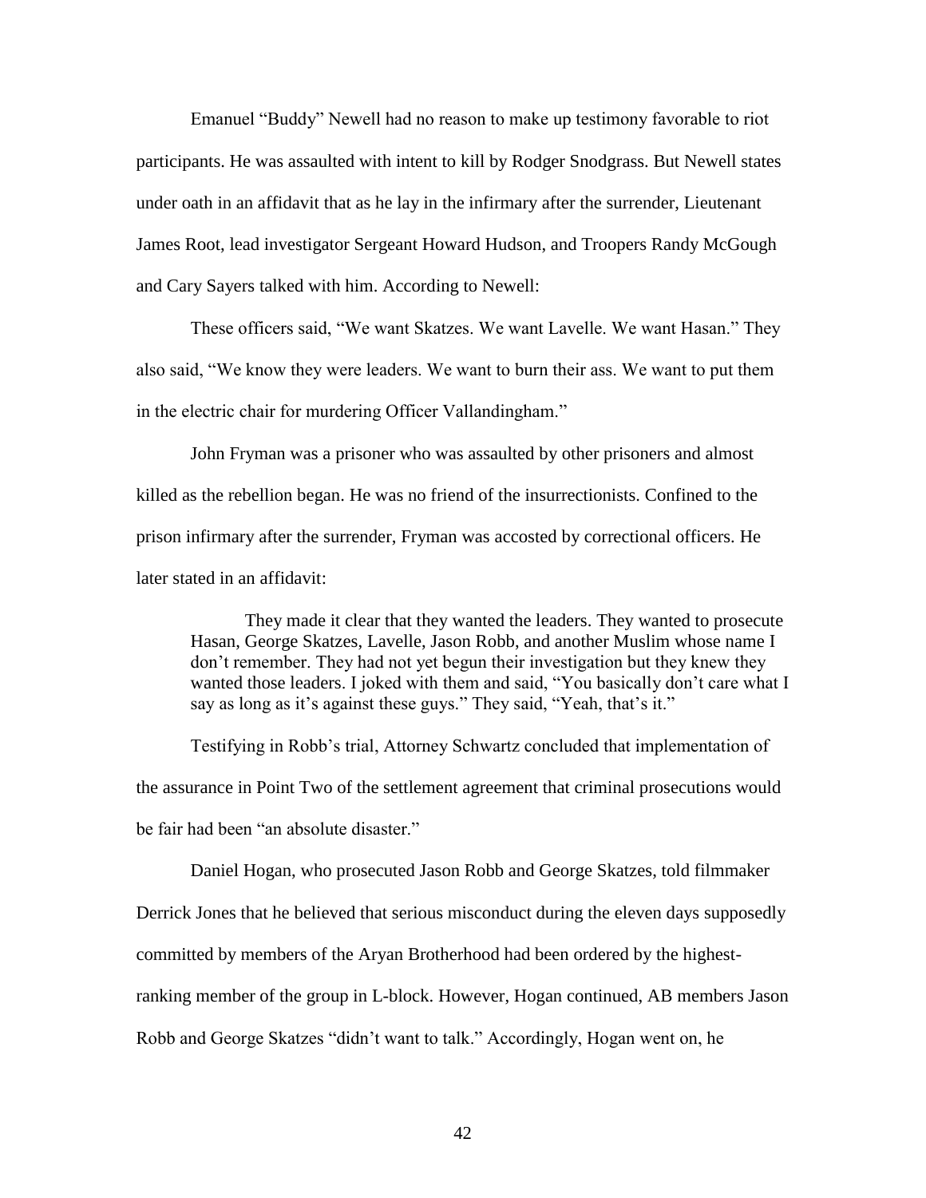Emanuel "Buddy" Newell had no reason to make up testimony favorable to riot participants. He was assaulted with intent to kill by Rodger Snodgrass. But Newell states under oath in an affidavit that as he lay in the infirmary after the surrender, Lieutenant James Root, lead investigator Sergeant Howard Hudson, and Troopers Randy McGough and Cary Sayers talked with him. According to Newell:

These officers said, "We want Skatzes. We want Lavelle. We want Hasan." They also said, "We know they were leaders. We want to burn their ass. We want to put them in the electric chair for murdering Officer Vallandingham."

John Fryman was a prisoner who was assaulted by other prisoners and almost killed as the rebellion began. He was no friend of the insurrectionists. Confined to the prison infirmary after the surrender, Fryman was accosted by correctional officers. He later stated in an affidavit:

> They made it clear that they wanted the leaders. They wanted to prosecute Hasan, George Skatzes, Lavelle, Jason Robb, and another Muslim whose name I don't remember. They had not yet begun their investigation but they knew they wanted those leaders. I joked with them and said, "You basically don't care what I say as long as it's against these guys." They said, "Yeah, that's it."

Testifying in Robb's trial, Attorney Schwartz concluded that implementation of the assurance in Point Two of the settlement agreement that criminal prosecutions would be fair had been "an absolute disaster."

Daniel Hogan, who prosecuted Jason Robb and George Skatzes, told filmmaker Derrick Jones that he believed that serious misconduct during the eleven days supposedly committed by members of the Aryan Brotherhood had been ordered by the highest-ranking member of the group in L-block. However, Hogan continued, AB members Jason Robb and George Skatzes "didn't want to talk." Accordingly, Hogan went on, he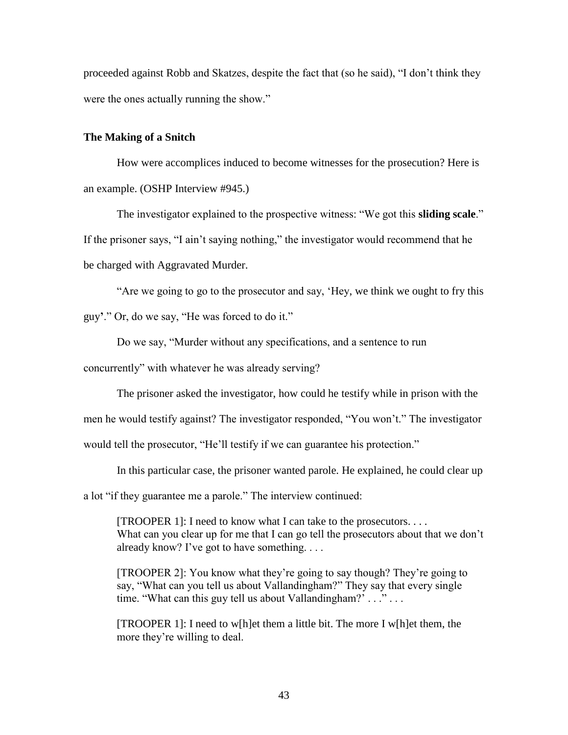proceeded against Robb and Skatzes, despite the fact that (so he said), "I don't think they were the ones actually running the show."

### The Making of a Snitch

How were accomplices induced to become witnesses for the prosecution? Here is an example. (OSHP Interview #945.)

The investigator explained to the prospective witness: "We got this **sliding scale**." If the prisoner says, "I ain't saying nothing," the investigator would recommend that he be charged with Aggravated Murder.

"Are we going to go to the prosecutor and say, 'Hey, we think we ought to fry this guy'." Or, do we say, "He was forced to do it."

Do we say, "Murder without any specifications, and a sentence to run concurrently" with whatever he was already serving?

The prisoner asked the investigator, how could he testify while in prison with the men he would testify against? The investigator responded, "You won't." The investigator would tell the prosecutor, "He'll testify if we can guarantee his protection."

In this particular case, the prisoner wanted parole. He explained, he could clear up a lot "if they guarantee me a parole." The interview continued:

> [TROOPER 1]: I need to know what I can take to the prosecutors. . . . What can you clear up for me that I can go tell the prosecutors about that we don't already know? I've got to have something. . . .
>
> [TROOPER 2]: You know what they're going to say though? They're going to say, "What can you tell us about Vallandingham?" They say that every single time. "What can this guy tell us about Vallandingham?' . . ." . . .
>
> [TROOPER 1]: I need to w[h]et them a little bit. The more I w[h]et them, the more they're willing to deal.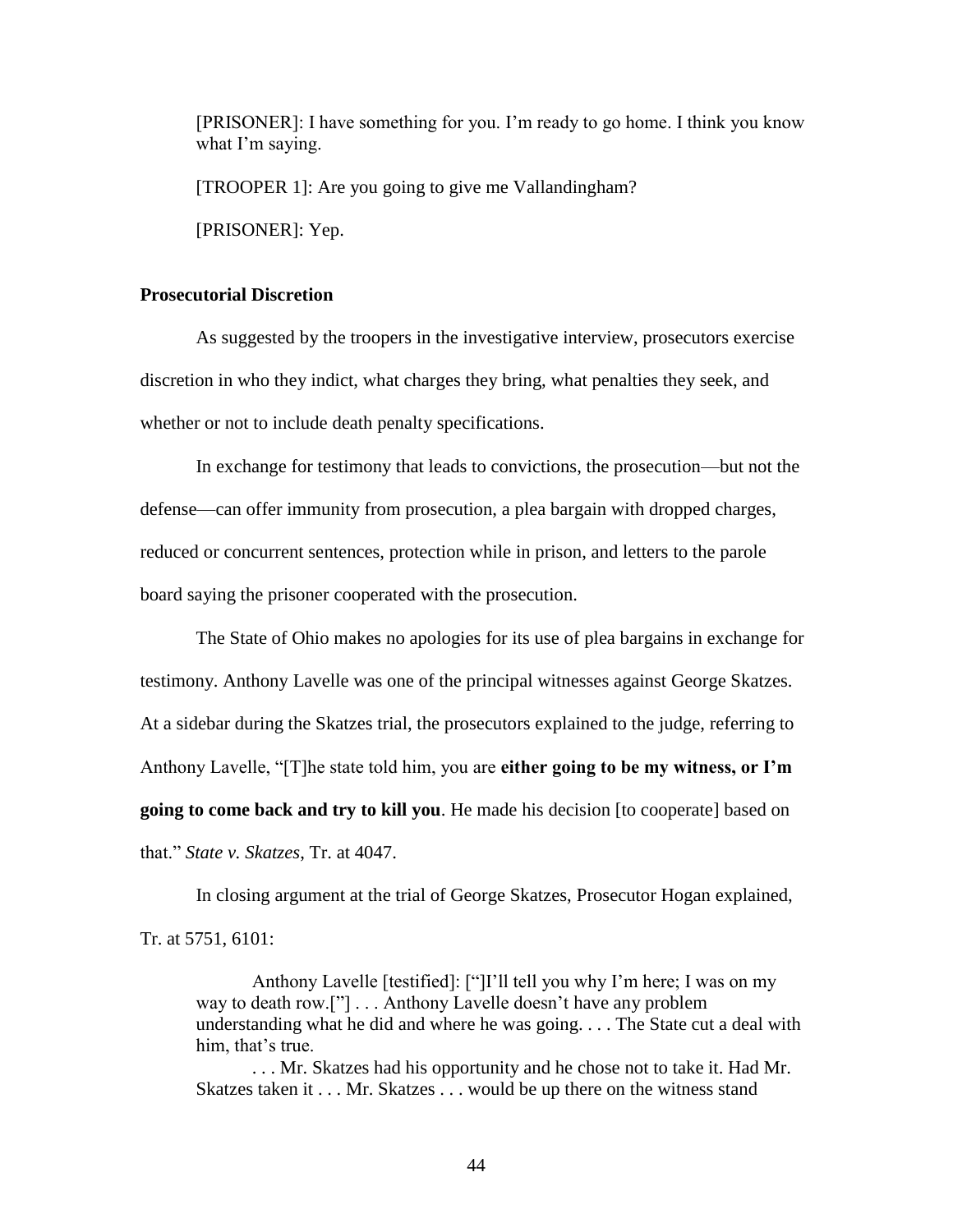> [PRISONER]: I have something for you. I'm ready to go home. I think you know what I'm saying.
>
> [TROOPER 1]: Are you going to give me Vallandingham?
>
> [PRISONER]: Yep.

**Prosecutorial Discretion**

As suggested by the troopers in the investigative interview, prosecutors exercise discretion in who they indict, what charges they bring, what penalties they seek, and whether or not to include death penalty specifications.

In exchange for testimony that leads to convictions, the prosecution—but not the defense—can offer immunity from prosecution, a plea bargain with dropped charges, reduced or concurrent sentences, protection while in prison, and letters to the parole board saying the prisoner cooperated with the prosecution.

The State of Ohio makes no apologies for its use of plea bargains in exchange for testimony. Anthony Lavelle was one of the principal witnesses against George Skatzes. At a sidebar during the Skatzes trial, the prosecutors explained to the judge, referring to Anthony Lavelle, "[T]he state told him, you are **either going to be my witness, or I'm going to come back and try to kill you**. He made his decision [to cooperate] based on that." *State v. Skatzes*, Tr. at 4047.

In closing argument at the trial of George Skatzes, Prosecutor Hogan explained, Tr. at 5751, 6101:

> Anthony Lavelle [testified]: ["]I'll tell you why I'm here; I was on my way to death row.["] . . . Anthony Lavelle doesn't have any problem understanding what he did and where he was going. . . . The State cut a deal with him, that's true.
>
> . . . Mr. Skatzes had his opportunity and he chose not to take it. Had Mr. Skatzes taken it . . . Mr. Skatzes . . . would be up there on the witness stand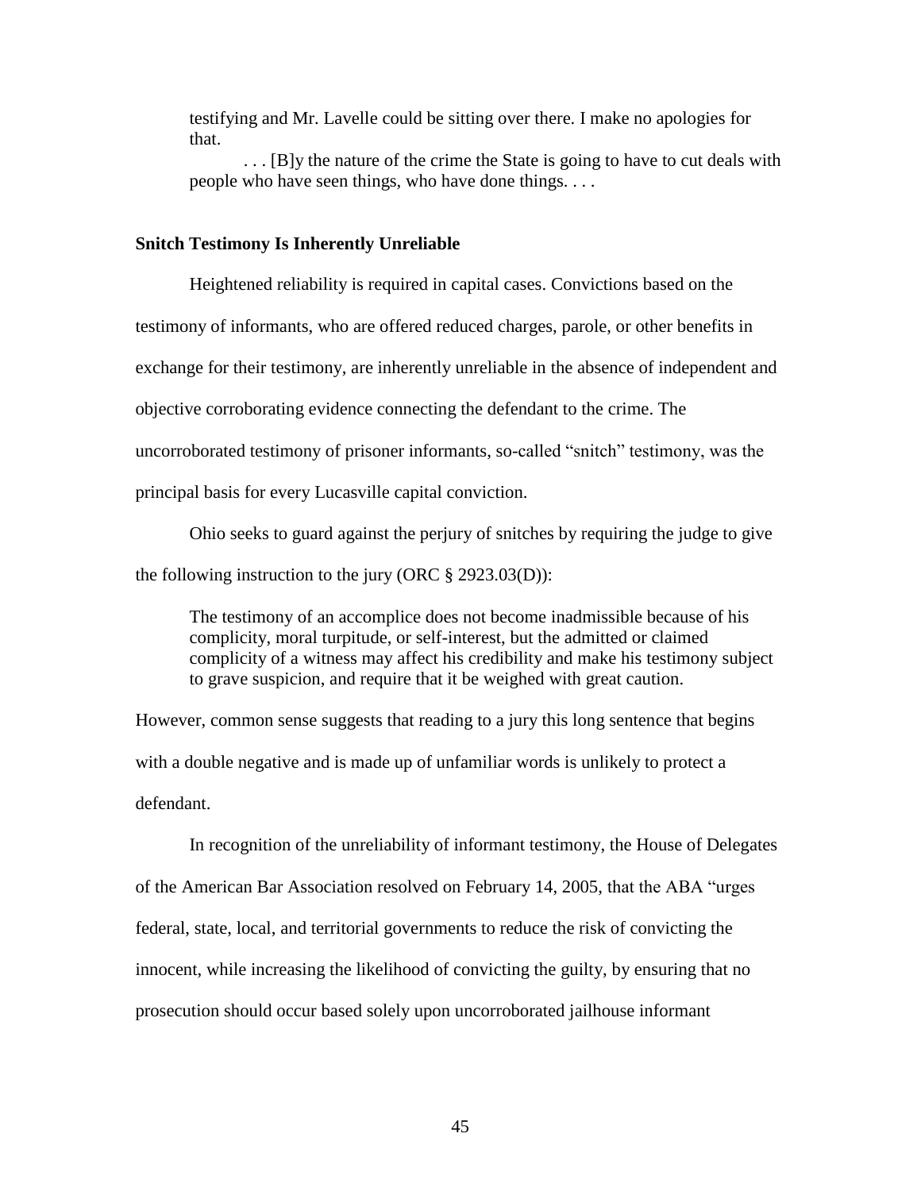> testifying and Mr. Lavelle could be sitting over there. I make no apologies for that.
>
> . . . [B]y the nature of the crime the State is going to have to cut deals with people who have seen things, who have done things. . . .

**Snitch Testimony Is Inherently Unreliable**

Heightened reliability is required in capital cases. Convictions based on the testimony of informants, who are offered reduced charges, parole, or other benefits in exchange for their testimony, are inherently unreliable in the absence of independent and objective corroborating evidence connecting the defendant to the crime. The uncorroborated testimony of prisoner informants, so-called "snitch" testimony, was the principal basis for every Lucasville capital conviction.

Ohio seeks to guard against the perjury of snitches by requiring the judge to give the following instruction to the jury (ORC § 2923.03(D)):

> The testimony of an accomplice does not become inadmissible because of his complicity, moral turpitude, or self-interest, but the admitted or claimed complicity of a witness may affect his credibility and make his testimony subject to grave suspicion, and require that it be weighed with great caution.

However, common sense suggests that reading to a jury this long sentence that begins with a double negative and is made up of unfamiliar words is unlikely to protect a defendant.

In recognition of the unreliability of informant testimony, the House of Delegates of the American Bar Association resolved on February 14, 2005, that the ABA "urges federal, state, local, and territorial governments to reduce the risk of convicting the innocent, while increasing the likelihood of convicting the guilty, by ensuring that no prosecution should occur based solely upon uncorroborated jailhouse informant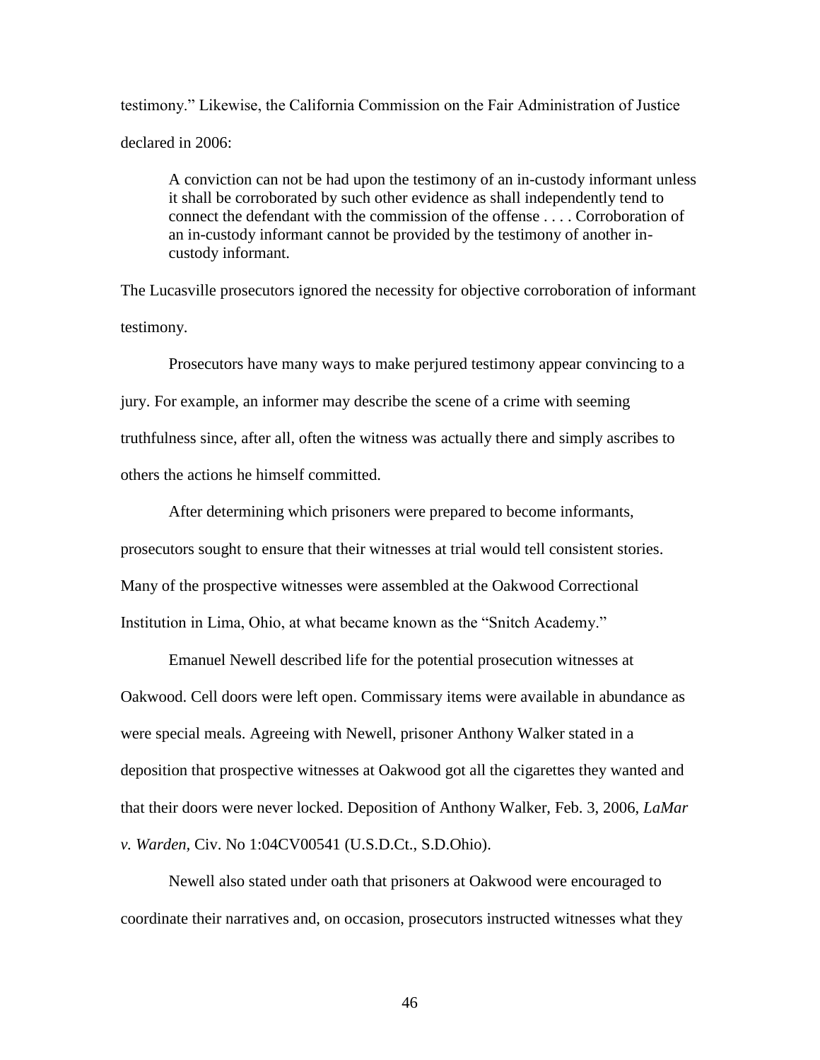testimony." Likewise, the California Commission on the Fair Administration of Justice declared in 2006:

> A conviction can not be had upon the testimony of an in-custody informant unless it shall be corroborated by such other evidence as shall independently tend to connect the defendant with the commission of the offense . . . . Corroboration of an in-custody informant cannot be provided by the testimony of another in-custody informant.

The Lucasville prosecutors ignored the necessity for objective corroboration of informant testimony.

Prosecutors have many ways to make perjured testimony appear convincing to a jury. For example, an informer may describe the scene of a crime with seeming truthfulness since, after all, often the witness was actually there and simply ascribes to others the actions he himself committed.

After determining which prisoners were prepared to become informants, prosecutors sought to ensure that their witnesses at trial would tell consistent stories. Many of the prospective witnesses were assembled at the Oakwood Correctional Institution in Lima, Ohio, at what became known as the "Snitch Academy."

Emanuel Newell described life for the potential prosecution witnesses at Oakwood. Cell doors were left open. Commissary items were available in abundance as were special meals. Agreeing with Newell, prisoner Anthony Walker stated in a deposition that prospective witnesses at Oakwood got all the cigarettes they wanted and that their doors were never locked. Deposition of Anthony Walker, Feb. 3, 2006, *LaMar v. Warden*, Civ. No 1:04CV00541 (U.S.D.Ct., S.D.Ohio).

Newell also stated under oath that prisoners at Oakwood were encouraged to coordinate their narratives and, on occasion, prosecutors instructed witnesses what they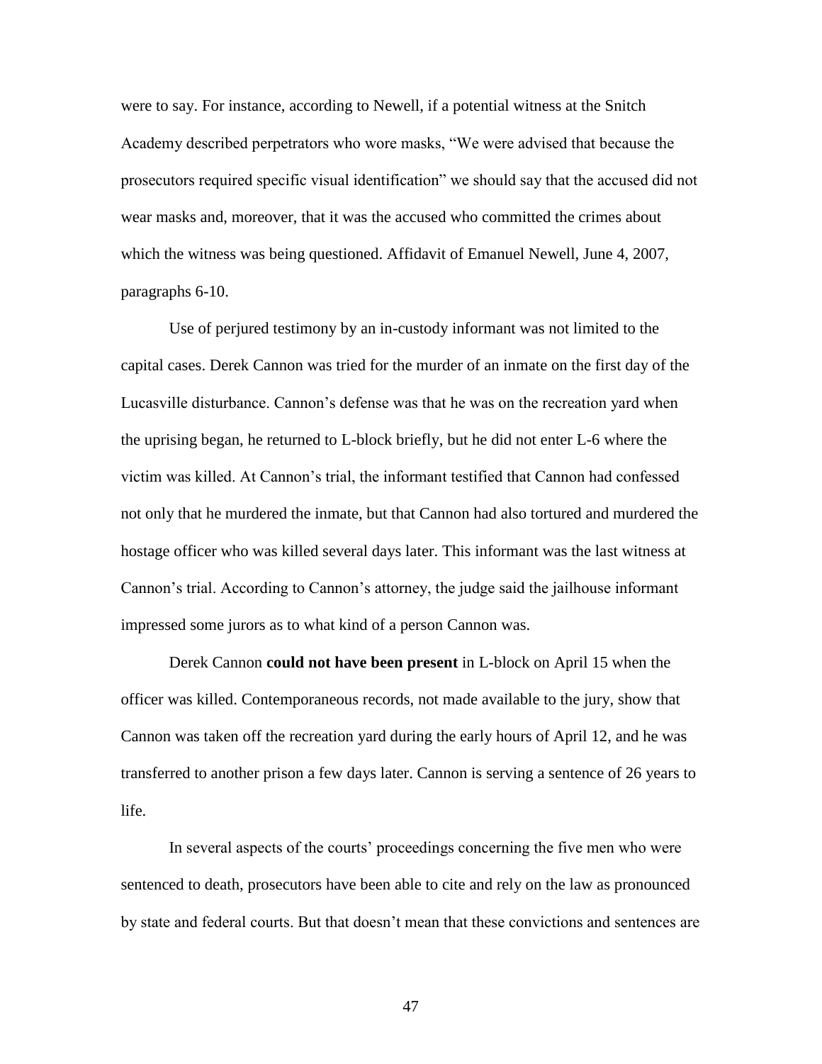were to say. For instance, according to Newell, if a potential witness at the Snitch Academy described perpetrators who wore masks, "We were advised that because the prosecutors required specific visual identification" we should say that the accused did not wear masks and, moreover, that it was the accused who committed the crimes about which the witness was being questioned. Affidavit of Emanuel Newell, June 4, 2007, paragraphs 6-10.

Use of perjured testimony by an in-custody informant was not limited to the capital cases. Derek Cannon was tried for the murder of an inmate on the first day of the Lucasville disturbance. Cannon's defense was that he was on the recreation yard when the uprising began, he returned to L-block briefly, but he did not enter L-6 where the victim was killed. At Cannon's trial, the informant testified that Cannon had confessed not only that he murdered the inmate, but that Cannon had also tortured and murdered the hostage officer who was killed several days later. This informant was the last witness at Cannon's trial. According to Cannon's attorney, the judge said the jailhouse informant impressed some jurors as to what kind of a person Cannon was.

Derek Cannon **could not have been present** in L-block on April 15 when the officer was killed. Contemporaneous records, not made available to the jury, show that Cannon was taken off the recreation yard during the early hours of April 12, and he was transferred to another prison a few days later. Cannon is serving a sentence of 26 years to life.

In several aspects of the courts' proceedings concerning the five men who were sentenced to death, prosecutors have been able to cite and rely on the law as pronounced by state and federal courts. But that doesn't mean that these convictions and sentences are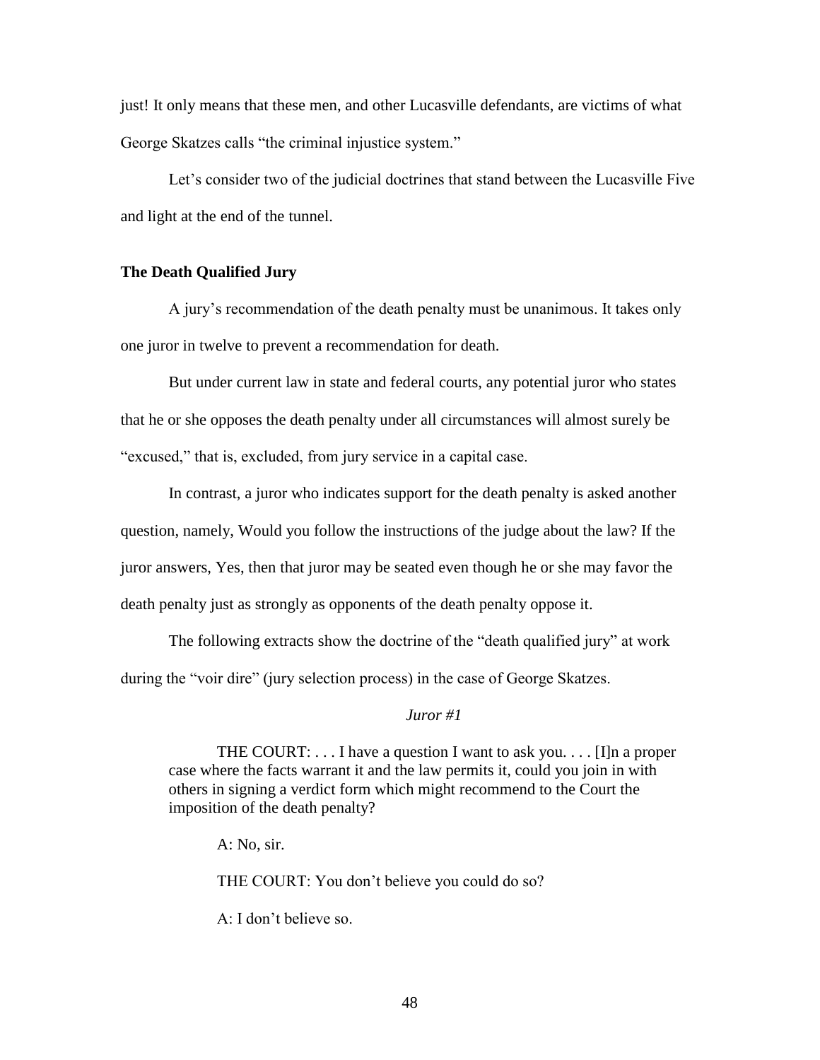just! It only means that these men, and other Lucasville defendants, are victims of what George Skatzes calls "the criminal injustice system."

Let's consider two of the judicial doctrines that stand between the Lucasville Five and light at the end of the tunnel.

### The Death Qualified Jury

A jury's recommendation of the death penalty must be unanimous. It takes only one juror in twelve to prevent a recommendation for death.

But under current law in state and federal courts, any potential juror who states that he or she opposes the death penalty under all circumstances will almost surely be "excused," that is, excluded, from jury service in a capital case.

In contrast, a juror who indicates support for the death penalty is asked another question, namely, Would you follow the instructions of the judge about the law? If the juror answers, Yes, then that juror may be seated even though he or she may favor the death penalty just as strongly as opponents of the death penalty oppose it.

The following extracts show the doctrine of the "death qualified jury" at work during the "voir dire" (jury selection process) in the case of George Skatzes.

*Juror #1*

> THE COURT: . . . I have a question I want to ask you. . . . [I]n a proper case where the facts warrant it and the law permits it, could you join in with others in signing a verdict form which might recommend to the Court the imposition of the death penalty?
>
> A: No, sir.
>
> THE COURT: You don't believe you could do so?
>
> A: I don't believe so.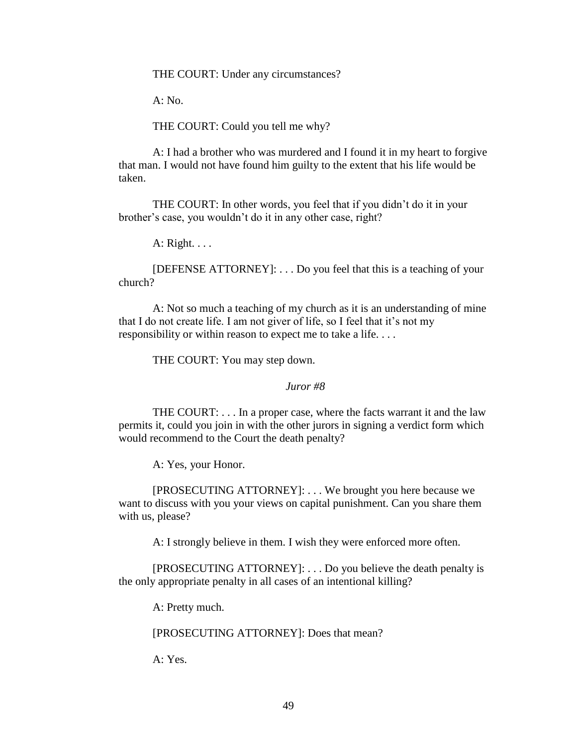THE COURT: Under any circumstances?

A: No.

THE COURT: Could you tell me why?

A: I had a brother who was murdered and I found it in my heart to forgive that man. I would not have found him guilty to the extent that his life would be taken.

THE COURT: In other words, you feel that if you didn't do it in your brother's case, you wouldn't do it in any other case, right?

A: Right. . . .

[DEFENSE ATTORNEY]: . . . Do you feel that this is a teaching of your church?

A: Not so much a teaching of my church as it is an understanding of mine that I do not create life. I am not giver of life, so I feel that it's not my responsibility or within reason to expect me to take a life. . . .

THE COURT: You may step down.

*Juror #8*

THE COURT: . . . In a proper case, where the facts warrant it and the law permits it, could you join in with the other jurors in signing a verdict form which would recommend to the Court the death penalty?

A: Yes, your Honor.

[PROSECUTING ATTORNEY]: . . . We brought you here because we want to discuss with you your views on capital punishment. Can you share them with us, please?

A: I strongly believe in them. I wish they were enforced more often.

[PROSECUTING ATTORNEY]: . . . Do you believe the death penalty is the only appropriate penalty in all cases of an intentional killing?

A: Pretty much.

[PROSECUTING ATTORNEY]: Does that mean?

A: Yes.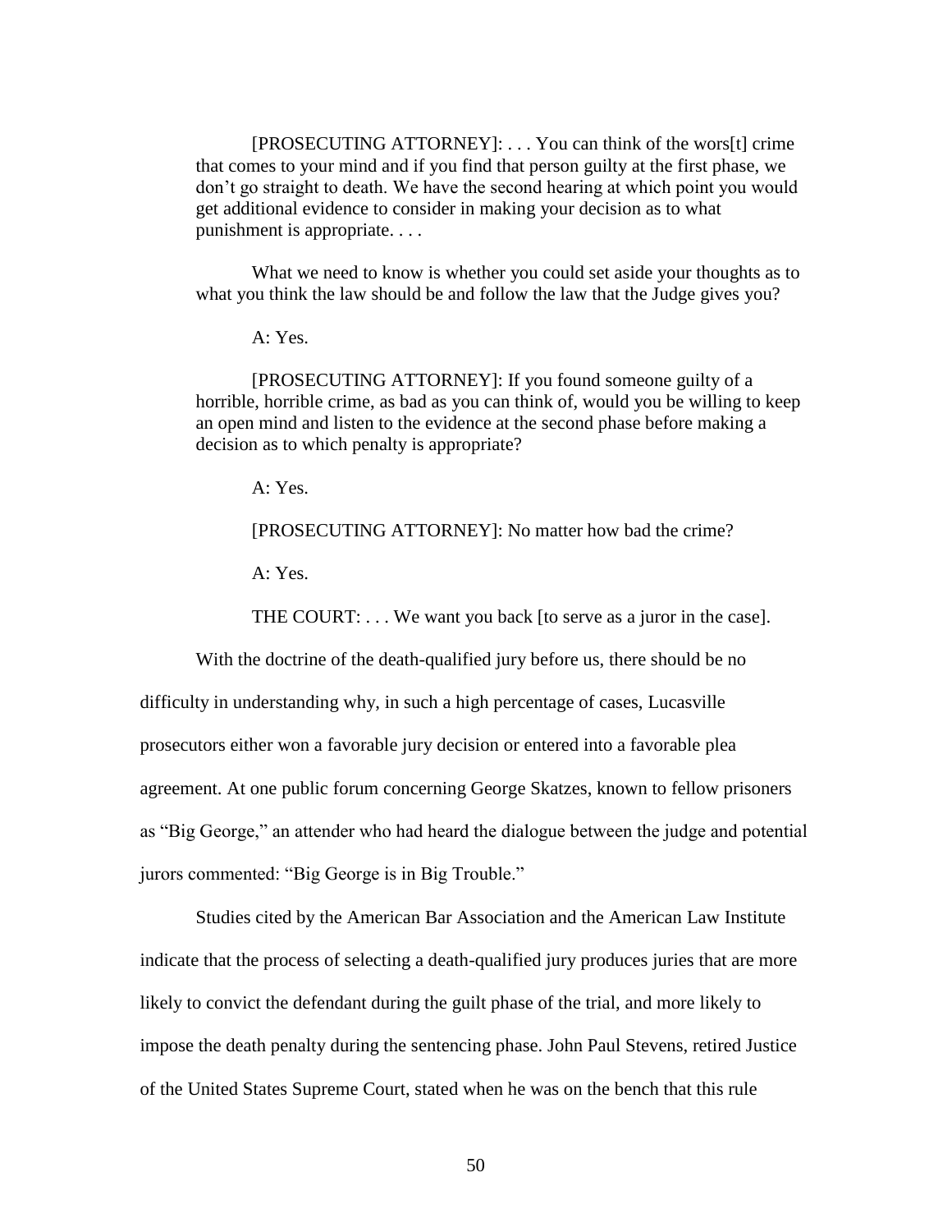[PROSECUTING ATTORNEY]: . . . You can think of the wors[t] crime that comes to your mind and if you find that person guilty at the first phase, we don't go straight to death. We have the second hearing at which point you would get additional evidence to consider in making your decision as to what punishment is appropriate. . . .

What we need to know is whether you could set aside your thoughts as to what you think the law should be and follow the law that the Judge gives you?

A: Yes.

[PROSECUTING ATTORNEY]: If you found someone guilty of a horrible, horrible crime, as bad as you can think of, would you be willing to keep an open mind and listen to the evidence at the second phase before making a decision as to which penalty is appropriate?

A: Yes.

[PROSECUTING ATTORNEY]: No matter how bad the crime?

A: Yes.

THE COURT: . . . We want you back [to serve as a juror in the case].

With the doctrine of the death-qualified jury before us, there should be no difficulty in understanding why, in such a high percentage of cases, Lucasville prosecutors either won a favorable jury decision or entered into a favorable plea agreement. At one public forum concerning George Skatzes, known to fellow prisoners as "Big George," an attender who had heard the dialogue between the judge and potential jurors commented: "Big George is in Big Trouble."

Studies cited by the American Bar Association and the American Law Institute indicate that the process of selecting a death-qualified jury produces juries that are more likely to convict the defendant during the guilt phase of the trial, and more likely to impose the death penalty during the sentencing phase. John Paul Stevens, retired Justice of the United States Supreme Court, stated when he was on the bench that this rule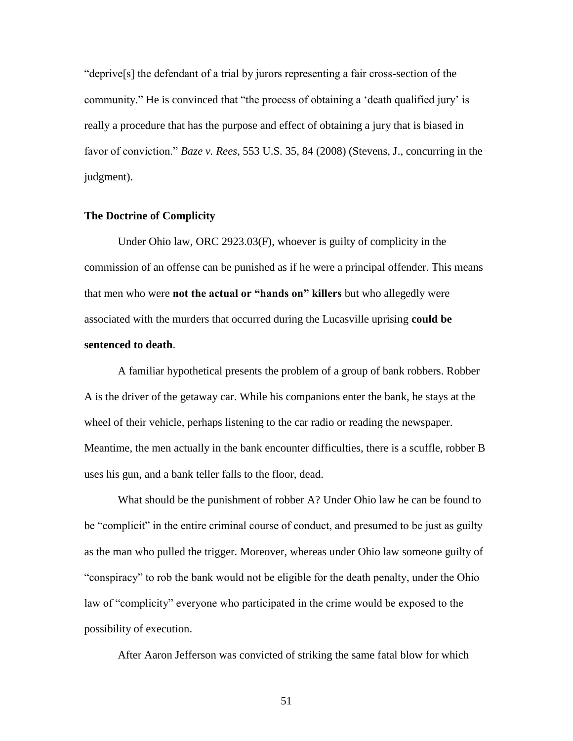"deprive[s] the defendant of a trial by jurors representing a fair cross-section of the community." He is convinced that "the process of obtaining a 'death qualified jury' is really a procedure that has the purpose and effect of obtaining a jury that is biased in favor of conviction." *Baze v. Rees*, 553 U.S. 35, 84 (2008) (Stevens, J., concurring in the judgment).

### The Doctrine of Complicity

Under Ohio law, ORC 2923.03(F), whoever is guilty of complicity in the commission of an offense can be punished as if he were a principal offender. This means that men who were **not the actual or "hands on" killers** but who allegedly were associated with the murders that occurred during the Lucasville uprising **could be sentenced to death**.

A familiar hypothetical presents the problem of a group of bank robbers. Robber A is the driver of the getaway car. While his companions enter the bank, he stays at the wheel of their vehicle, perhaps listening to the car radio or reading the newspaper. Meantime, the men actually in the bank encounter difficulties, there is a scuffle, robber B uses his gun, and a bank teller falls to the floor, dead.

What should be the punishment of robber A? Under Ohio law he can be found to be "complicit" in the entire criminal course of conduct, and presumed to be just as guilty as the man who pulled the trigger. Moreover, whereas under Ohio law someone guilty of "conspiracy" to rob the bank would not be eligible for the death penalty, under the Ohio law of "complicity" everyone who participated in the crime would be exposed to the possibility of execution.

After Aaron Jefferson was convicted of striking the same fatal blow for which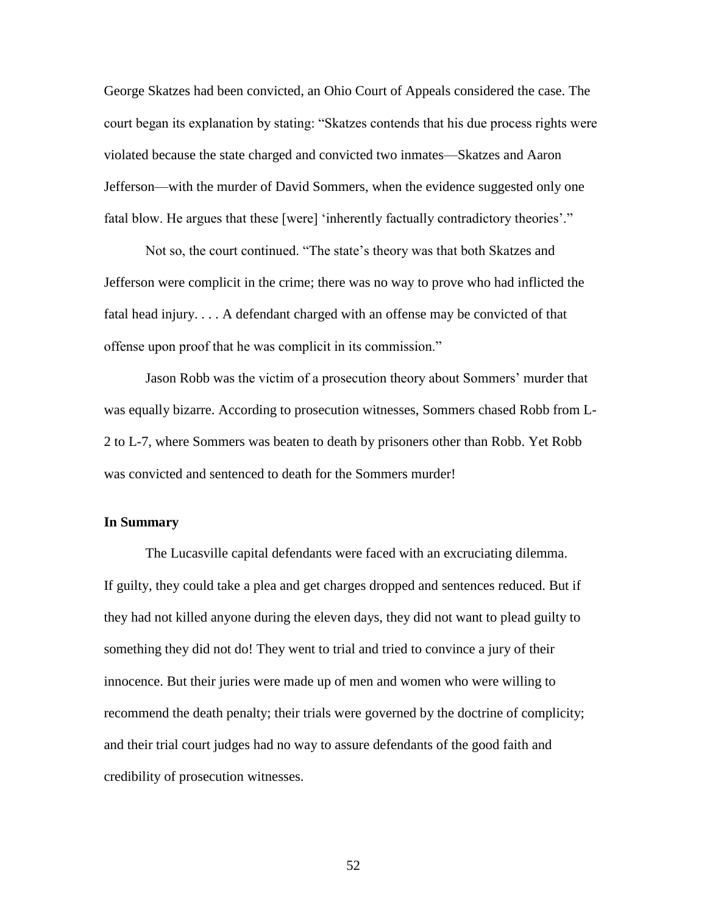George Skatzes had been convicted, an Ohio Court of Appeals considered the case. The court began its explanation by stating: "Skatzes contends that his due process rights were violated because the state charged and convicted two inmates—Skatzes and Aaron Jefferson—with the murder of David Sommers, when the evidence suggested only one fatal blow. He argues that these [were] 'inherently factually contradictory theories'."

Not so, the court continued. "The state's theory was that both Skatzes and Jefferson were complicit in the crime; there was no way to prove who had inflicted the fatal head injury. . . . A defendant charged with an offense may be convicted of that offense upon proof that he was complicit in its commission."

Jason Robb was the victim of a prosecution theory about Sommers' murder that was equally bizarre. According to prosecution witnesses, Sommers chased Robb from L-2 to L-7, where Sommers was beaten to death by prisoners other than Robb. Yet Robb was convicted and sentenced to death for the Sommers murder!

**In Summary**

The Lucasville capital defendants were faced with an excruciating dilemma. If guilty, they could take a plea and get charges dropped and sentences reduced. But if they had not killed anyone during the eleven days, they did not want to plead guilty to something they did not do! They went to trial and tried to convince a jury of their innocence. But their juries were made up of men and women who were willing to recommend the death penalty; their trials were governed by the doctrine of complicity; and their trial court judges had no way to assure defendants of the good faith and credibility of prosecution witnesses.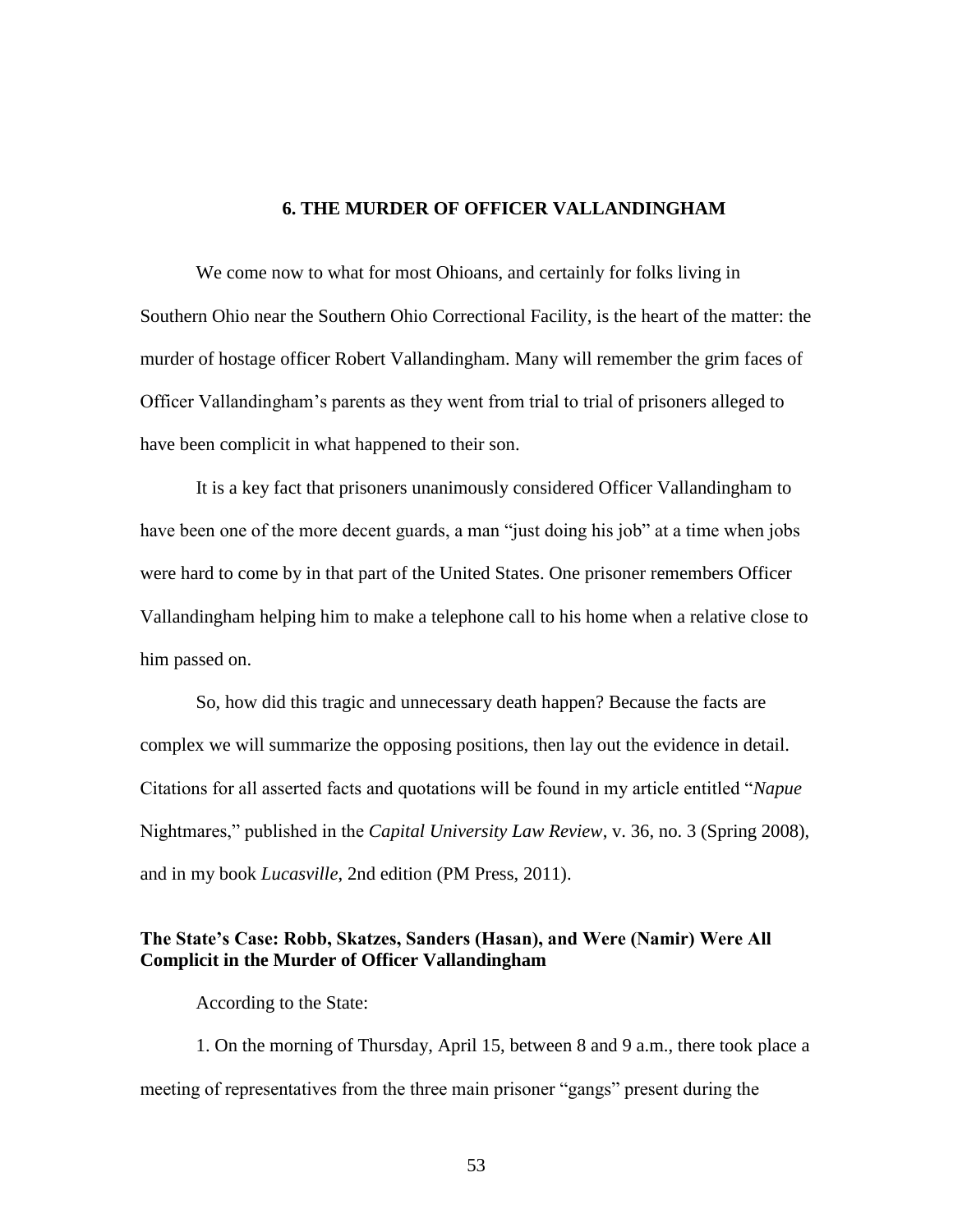## 6. THE MURDER OF OFFICER VALLANDINGHAM

We come now to what for most Ohioans, and certainly for folks living in Southern Ohio near the Southern Ohio Correctional Facility, is the heart of the matter: the murder of hostage officer Robert Vallandingham. Many will remember the grim faces of Officer Vallandingham's parents as they went from trial to trial of prisoners alleged to have been complicit in what happened to their son.

It is a key fact that prisoners unanimously considered Officer Vallandingham to have been one of the more decent guards, a man "just doing his job" at a time when jobs were hard to come by in that part of the United States. One prisoner remembers Officer Vallandingham helping him to make a telephone call to his home when a relative close to him passed on.

So, how did this tragic and unnecessary death happen? Because the facts are complex we will summarize the opposing positions, then lay out the evidence in detail. Citations for all asserted facts and quotations will be found in my article entitled "*Napue* Nightmares," published in the *Capital University Law Review*, v. 36, no. 3 (Spring 2008), and in my book *Lucasville*, 2nd edition (PM Press, 2011).

### The State's Case: Robb, Skatzes, Sanders (Hasan), and Were (Namir) Were All Complicit in the Murder of Officer Vallandingham

According to the State:

1. On the morning of Thursday, April 15, between 8 and 9 a.m., there took place a meeting of representatives from the three main prisoner "gangs" present during the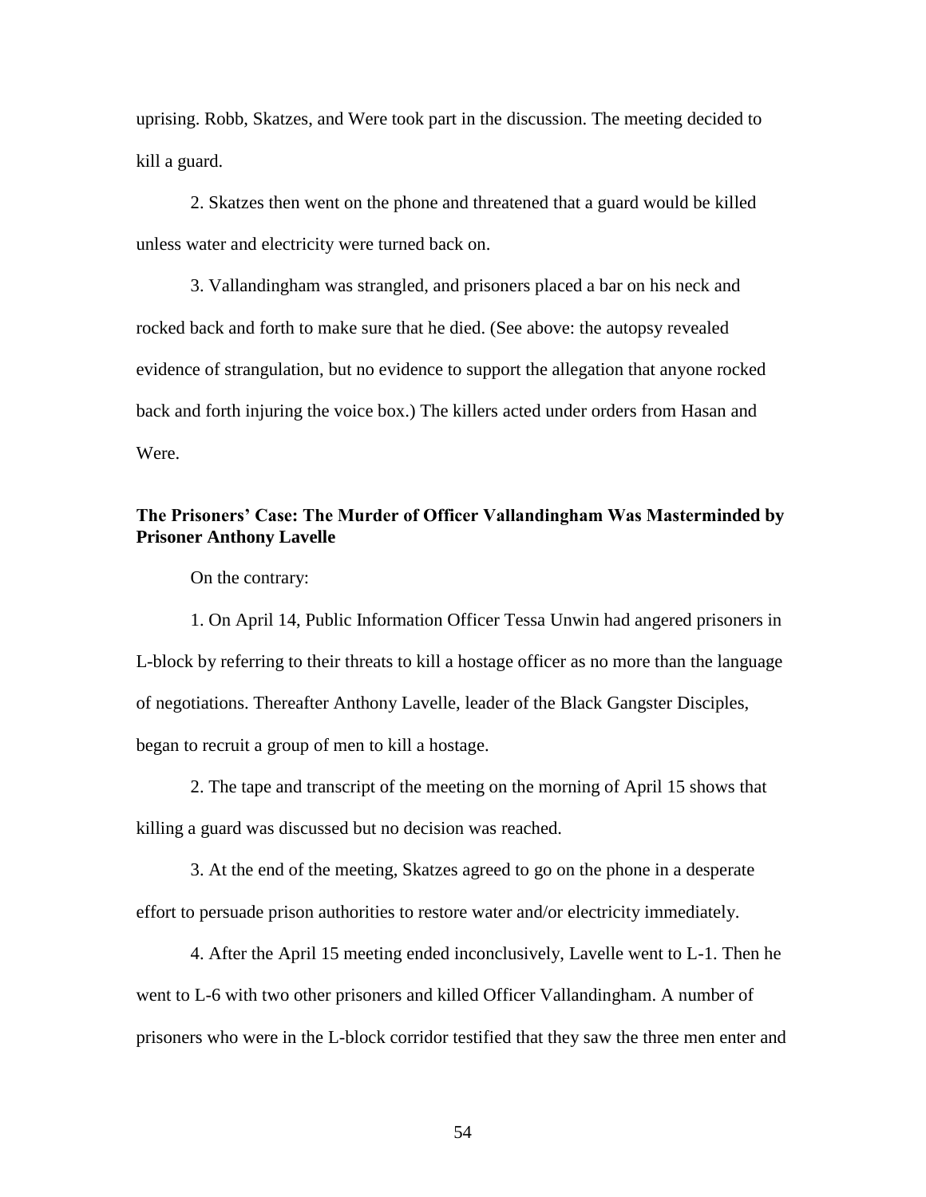uprising. Robb, Skatzes, and Were took part in the discussion. The meeting decided to kill a guard.

2. Skatzes then went on the phone and threatened that a guard would be killed unless water and electricity were turned back on.

3. Vallandingham was strangled, and prisoners placed a bar on his neck and rocked back and forth to make sure that he died. (See above: the autopsy revealed evidence of strangulation, but no evidence to support the allegation that anyone rocked back and forth injuring the voice box.) The killers acted under orders from Hasan and Were.

**The Prisoners' Case: The Murder of Officer Vallandingham Was Masterminded by Prisoner Anthony Lavelle**

On the contrary:

1. On April 14, Public Information Officer Tessa Unwin had angered prisoners in L-block by referring to their threats to kill a hostage officer as no more than the language of negotiations. Thereafter Anthony Lavelle, leader of the Black Gangster Disciples, began to recruit a group of men to kill a hostage.

2. The tape and transcript of the meeting on the morning of April 15 shows that killing a guard was discussed but no decision was reached.

3. At the end of the meeting, Skatzes agreed to go on the phone in a desperate effort to persuade prison authorities to restore water and/or electricity immediately.

4. After the April 15 meeting ended inconclusively, Lavelle went to L-1. Then he went to L-6 with two other prisoners and killed Officer Vallandingham. A number of prisoners who were in the L-block corridor testified that they saw the three men enter and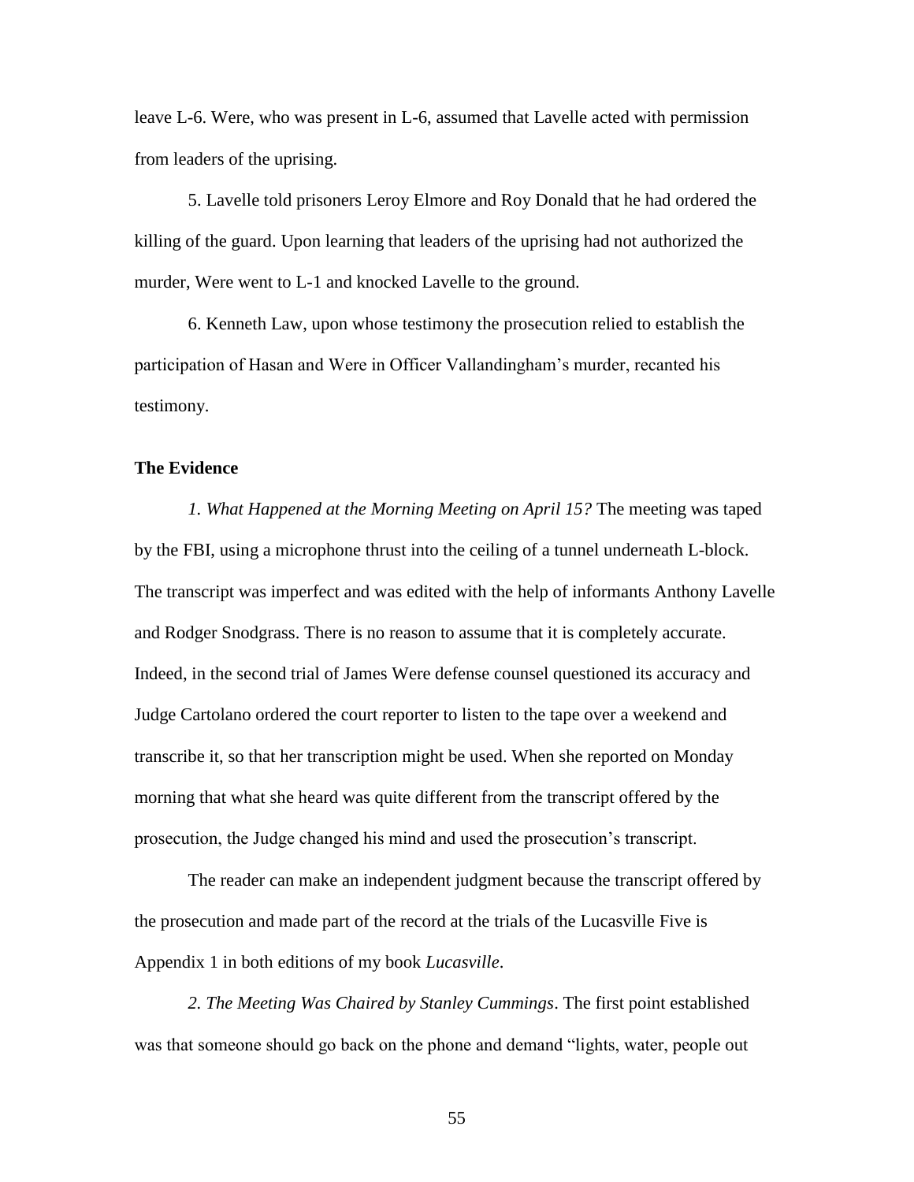leave L-6. Were, who was present in L-6, assumed that Lavelle acted with permission from leaders of the uprising.

5. Lavelle told prisoners Leroy Elmore and Roy Donald that he had ordered the killing of the guard. Upon learning that leaders of the uprising had not authorized the murder, Were went to L-1 and knocked Lavelle to the ground.

6. Kenneth Law, upon whose testimony the prosecution relied to establish the participation of Hasan and Were in Officer Vallandingham's murder, recanted his testimony.

**The Evidence**

*1. What Happened at the Morning Meeting on April 15?* The meeting was taped by the FBI, using a microphone thrust into the ceiling of a tunnel underneath L-block. The transcript was imperfect and was edited with the help of informants Anthony Lavelle and Rodger Snodgrass. There is no reason to assume that it is completely accurate. Indeed, in the second trial of James Were defense counsel questioned its accuracy and Judge Cartolano ordered the court reporter to listen to the tape over a weekend and transcribe it, so that her transcription might be used. When she reported on Monday morning that what she heard was quite different from the transcript offered by the prosecution, the Judge changed his mind and used the prosecution's transcript.

The reader can make an independent judgment because the transcript offered by the prosecution and made part of the record at the trials of the Lucasville Five is Appendix 1 in both editions of my book *Lucasville*.

*2. The Meeting Was Chaired by Stanley Cummings*. The first point established was that someone should go back on the phone and demand "lights, water, people out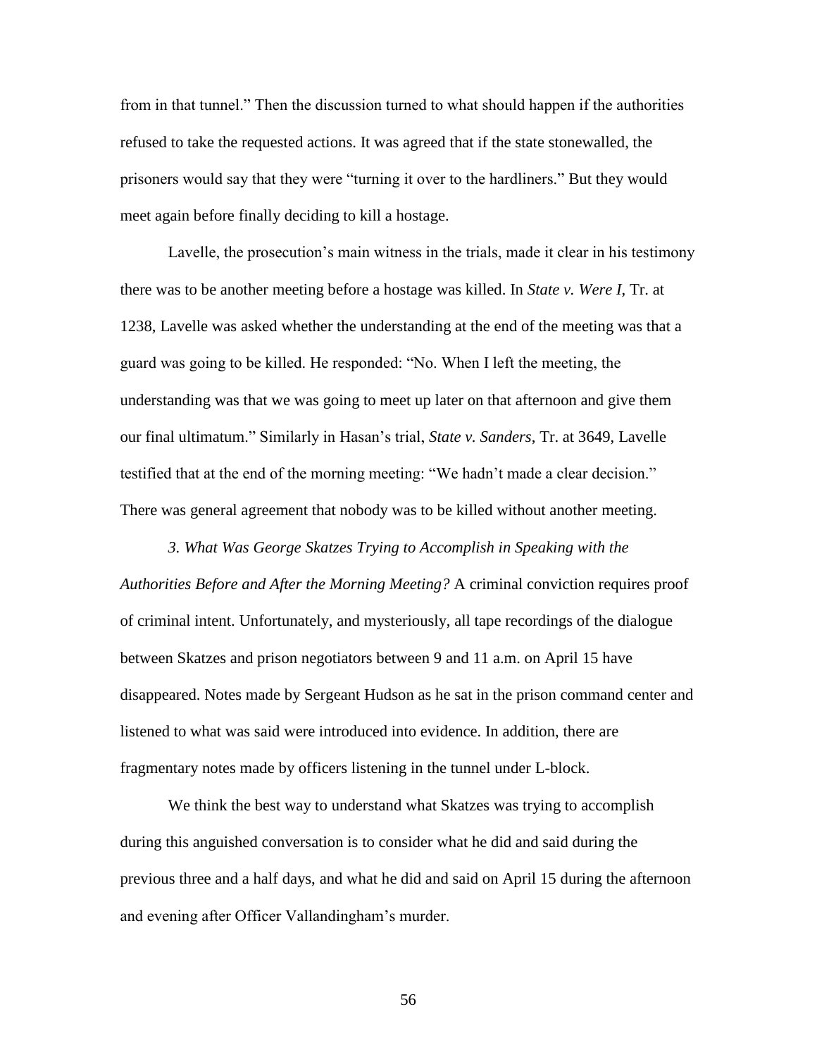from in that tunnel." Then the discussion turned to what should happen if the authorities refused to take the requested actions. It was agreed that if the state stonewalled, the prisoners would say that they were "turning it over to the hardliners." But they would meet again before finally deciding to kill a hostage.

Lavelle, the prosecution's main witness in the trials, made it clear in his testimony there was to be another meeting before a hostage was killed. In *State v. Were I*, Tr. at 1238, Lavelle was asked whether the understanding at the end of the meeting was that a guard was going to be killed. He responded: "No. When I left the meeting, the understanding was that we was going to meet up later on that afternoon and give them our final ultimatum." Similarly in Hasan's trial, *State v. Sanders*, Tr. at 3649, Lavelle testified that at the end of the morning meeting: "We hadn't made a clear decision." There was general agreement that nobody was to be killed without another meeting.

*3. What Was George Skatzes Trying to Accomplish in Speaking with the Authorities Before and After the Morning Meeting?* A criminal conviction requires proof of criminal intent. Unfortunately, and mysteriously, all tape recordings of the dialogue between Skatzes and prison negotiators between 9 and 11 a.m. on April 15 have disappeared. Notes made by Sergeant Hudson as he sat in the prison command center and listened to what was said were introduced into evidence. In addition, there are fragmentary notes made by officers listening in the tunnel under L-block.

We think the best way to understand what Skatzes was trying to accomplish during this anguished conversation is to consider what he did and said during the previous three and a half days, and what he did and said on April 15 during the afternoon and evening after Officer Vallandingham's murder.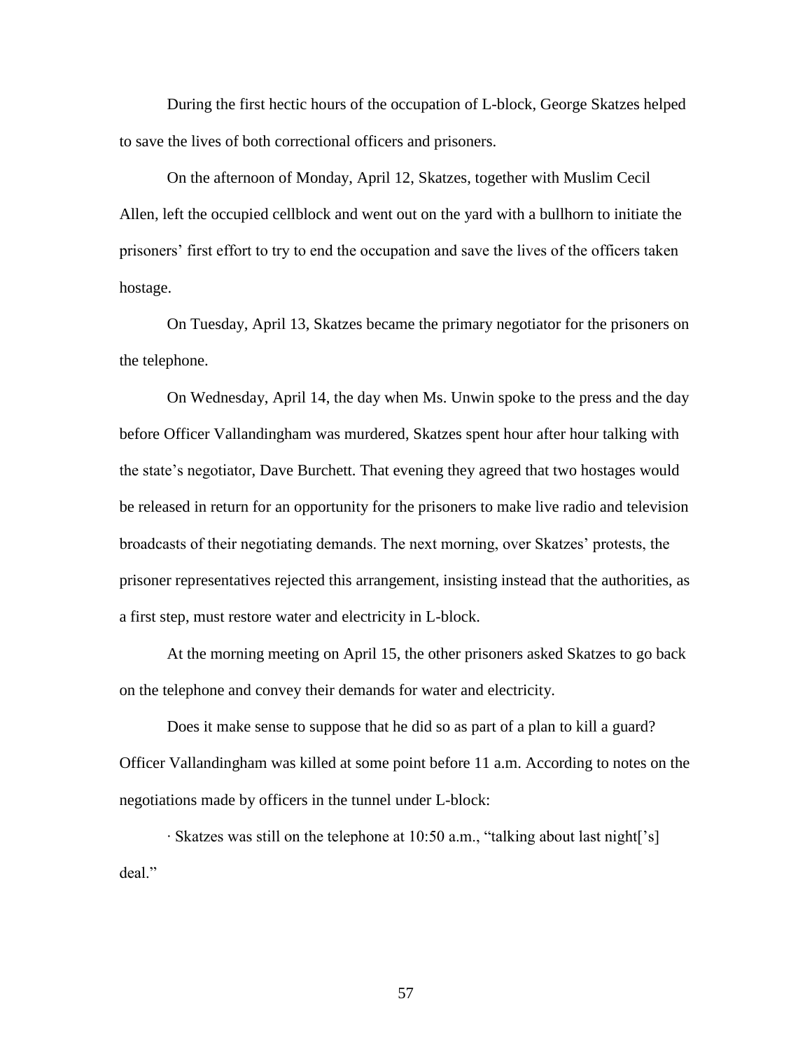During the first hectic hours of the occupation of L-block, George Skatzes helped to save the lives of both correctional officers and prisoners.

On the afternoon of Monday, April 12, Skatzes, together with Muslim Cecil Allen, left the occupied cellblock and went out on the yard with a bullhorn to initiate the prisoners' first effort to try to end the occupation and save the lives of the officers taken hostage.

On Tuesday, April 13, Skatzes became the primary negotiator for the prisoners on the telephone.

On Wednesday, April 14, the day when Ms. Unwin spoke to the press and the day before Officer Vallandingham was murdered, Skatzes spent hour after hour talking with the state's negotiator, Dave Burchett. That evening they agreed that two hostages would be released in return for an opportunity for the prisoners to make live radio and television broadcasts of their negotiating demands. The next morning, over Skatzes' protests, the prisoner representatives rejected this arrangement, insisting instead that the authorities, as a first step, must restore water and electricity in L-block.

At the morning meeting on April 15, the other prisoners asked Skatzes to go back on the telephone and convey their demands for water and electricity.

Does it make sense to suppose that he did so as part of a plan to kill a guard? Officer Vallandingham was killed at some point before 11 a.m. According to notes on the negotiations made by officers in the tunnel under L-block:

· Skatzes was still on the telephone at 10:50 a.m., "talking about last night['s] deal."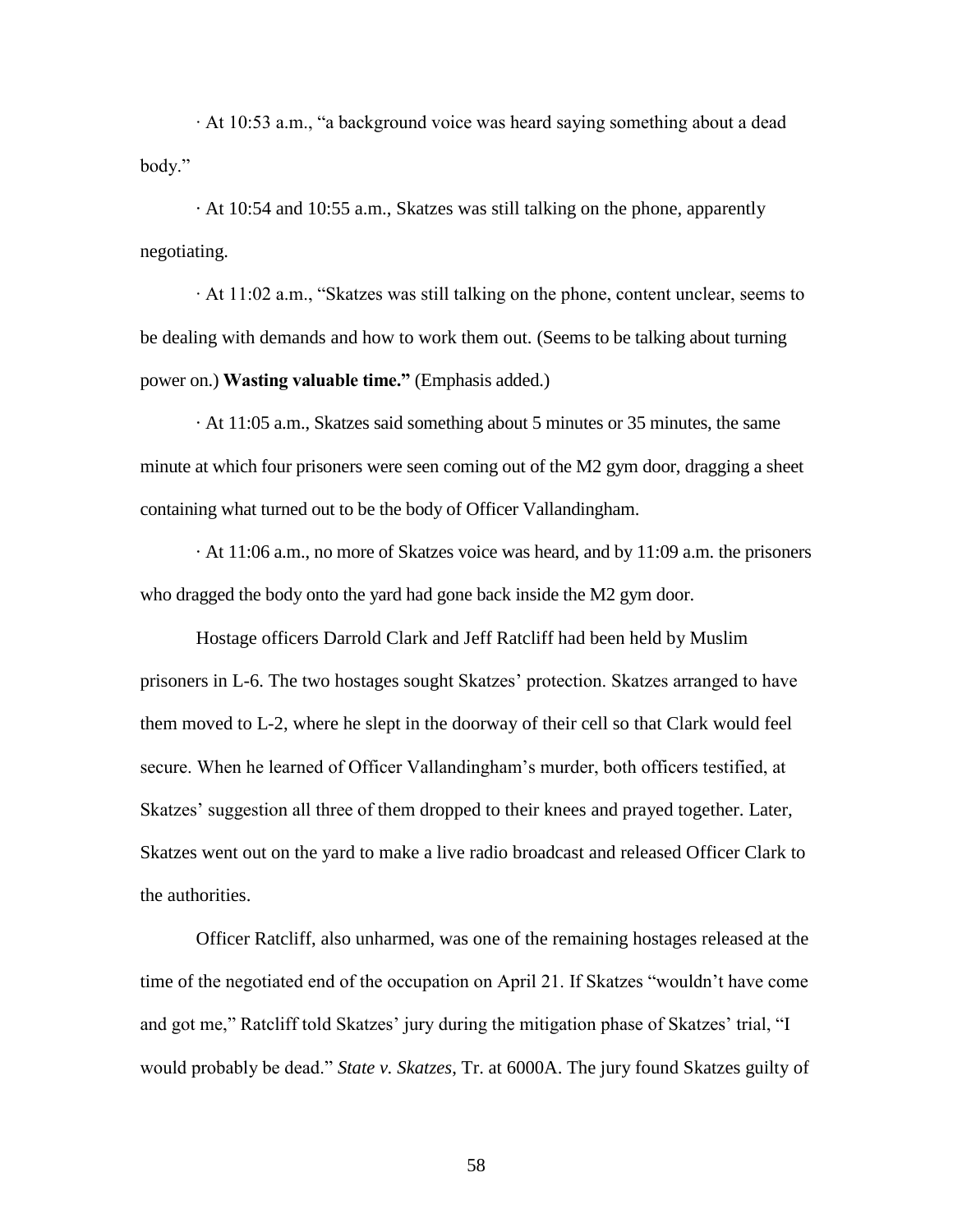· At 10:53 a.m., "a background voice was heard saying something about a dead body."

· At 10:54 and 10:55 a.m., Skatzes was still talking on the phone, apparently negotiating.

· At 11:02 a.m., "Skatzes was still talking on the phone, content unclear, seems to be dealing with demands and how to work them out. (Seems to be talking about turning power on.) **Wasting valuable time."** (Emphasis added.)

· At 11:05 a.m., Skatzes said something about 5 minutes or 35 minutes, the same minute at which four prisoners were seen coming out of the M2 gym door, dragging a sheet containing what turned out to be the body of Officer Vallandingham.

· At 11:06 a.m., no more of Skatzes voice was heard, and by 11:09 a.m. the prisoners who dragged the body onto the yard had gone back inside the M2 gym door.

Hostage officers Darrold Clark and Jeff Ratcliff had been held by Muslim prisoners in L-6. The two hostages sought Skatzes' protection. Skatzes arranged to have them moved to L-2, where he slept in the doorway of their cell so that Clark would feel secure. When he learned of Officer Vallandingham's murder, both officers testified, at Skatzes' suggestion all three of them dropped to their knees and prayed together. Later, Skatzes went out on the yard to make a live radio broadcast and released Officer Clark to the authorities.

Officer Ratcliff, also unharmed, was one of the remaining hostages released at the time of the negotiated end of the occupation on April 21. If Skatzes "wouldn't have come and got me," Ratcliff told Skatzes' jury during the mitigation phase of Skatzes' trial, "I would probably be dead." *State v. Skatzes*, Tr. at 6000A. The jury found Skatzes guilty of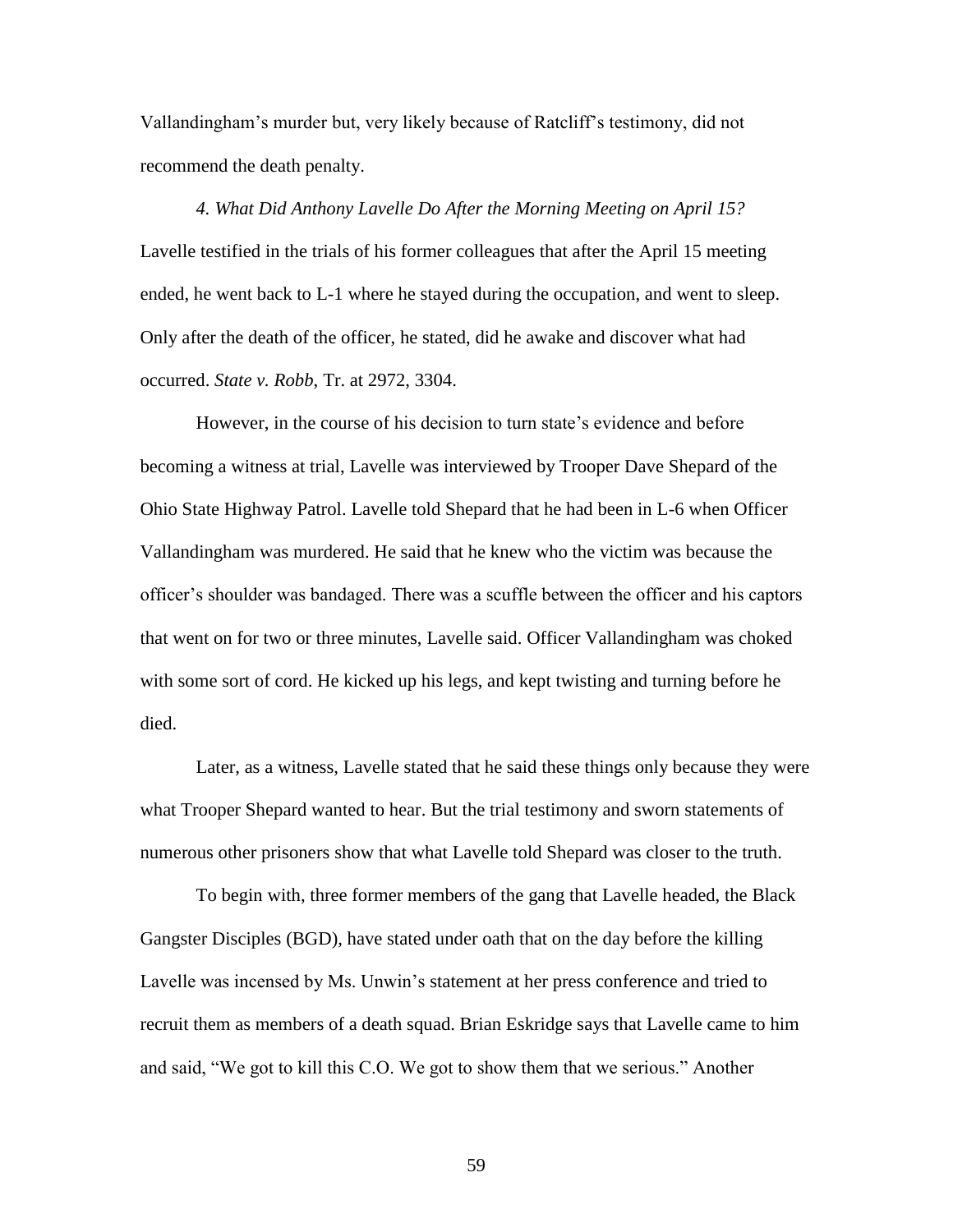Vallandingham's murder but, very likely because of Ratcliff's testimony, did not recommend the death penalty.

*4. What Did Anthony Lavelle Do After the Morning Meeting on April 15?* Lavelle testified in the trials of his former colleagues that after the April 15 meeting ended, he went back to L-1 where he stayed during the occupation, and went to sleep. Only after the death of the officer, he stated, did he awake and discover what had occurred. *State v. Robb*, Tr. at 2972, 3304.

However, in the course of his decision to turn state's evidence and before becoming a witness at trial, Lavelle was interviewed by Trooper Dave Shepard of the Ohio State Highway Patrol. Lavelle told Shepard that he had been in L-6 when Officer Vallandingham was murdered. He said that he knew who the victim was because the officer's shoulder was bandaged. There was a scuffle between the officer and his captors that went on for two or three minutes, Lavelle said. Officer Vallandingham was choked with some sort of cord. He kicked up his legs, and kept twisting and turning before he died.

Later, as a witness, Lavelle stated that he said these things only because they were what Trooper Shepard wanted to hear. But the trial testimony and sworn statements of numerous other prisoners show that what Lavelle told Shepard was closer to the truth.

To begin with, three former members of the gang that Lavelle headed, the Black Gangster Disciples (BGD), have stated under oath that on the day before the killing Lavelle was incensed by Ms. Unwin's statement at her press conference and tried to recruit them as members of a death squad. Brian Eskridge says that Lavelle came to him and said, "We got to kill this C.O. We got to show them that we serious." Another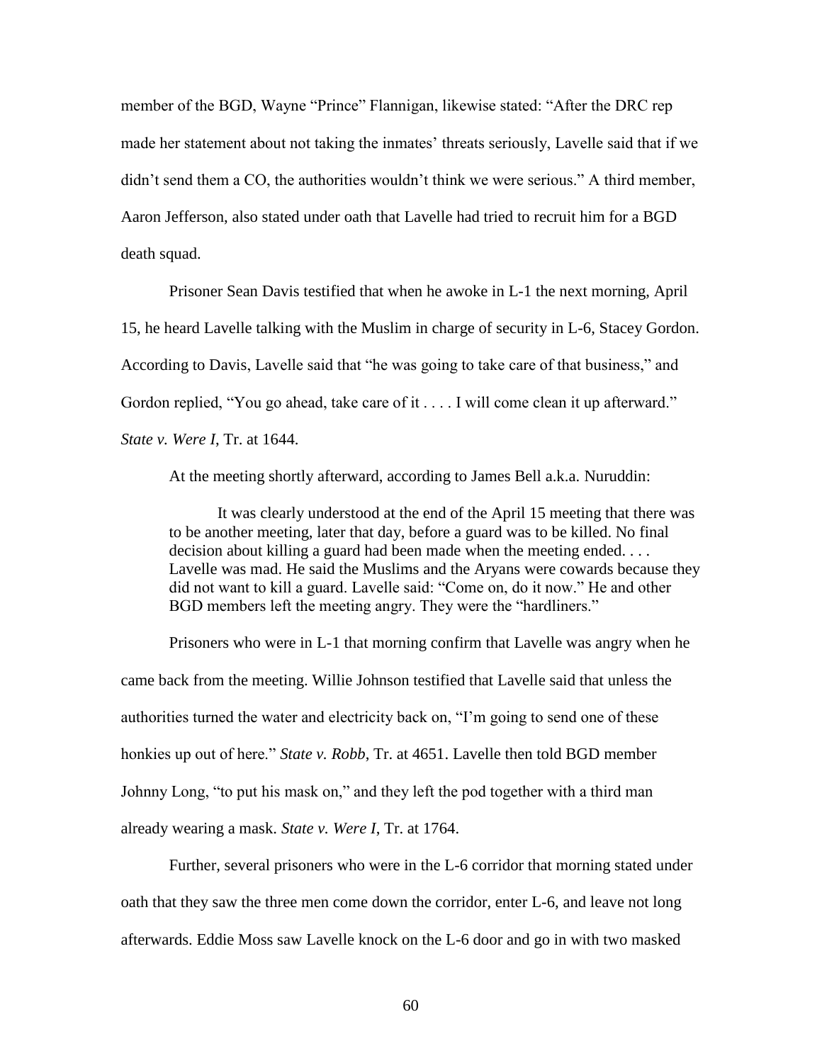member of the BGD, Wayne "Prince" Flannigan, likewise stated: "After the DRC rep made her statement about not taking the inmates' threats seriously, Lavelle said that if we didn't send them a CO, the authorities wouldn't think we were serious." A third member, Aaron Jefferson, also stated under oath that Lavelle had tried to recruit him for a BGD death squad.

Prisoner Sean Davis testified that when he awoke in L-1 the next morning, April 15, he heard Lavelle talking with the Muslim in charge of security in L-6, Stacey Gordon. According to Davis, Lavelle said that "he was going to take care of that business," and Gordon replied, "You go ahead, take care of it . . . . I will come clean it up afterward." *State v. Were I*, Tr. at 1644.

At the meeting shortly afterward, according to James Bell a.k.a. Nuruddin:

> It was clearly understood at the end of the April 15 meeting that there was to be another meeting, later that day, before a guard was to be killed. No final decision about killing a guard had been made when the meeting ended. . . . Lavelle was mad. He said the Muslims and the Aryans were cowards because they did not want to kill a guard. Lavelle said: "Come on, do it now." He and other BGD members left the meeting angry. They were the "hardliners."

Prisoners who were in L-1 that morning confirm that Lavelle was angry when he came back from the meeting. Willie Johnson testified that Lavelle said that unless the authorities turned the water and electricity back on, "I'm going to send one of these honkies up out of here." *State v. Robb*, Tr. at 4651. Lavelle then told BGD member Johnny Long, "to put his mask on," and they left the pod together with a third man already wearing a mask. *State v. Were I*, Tr. at 1764.

Further, several prisoners who were in the L-6 corridor that morning stated under oath that they saw the three men come down the corridor, enter L-6, and leave not long afterwards. Eddie Moss saw Lavelle knock on the L-6 door and go in with two masked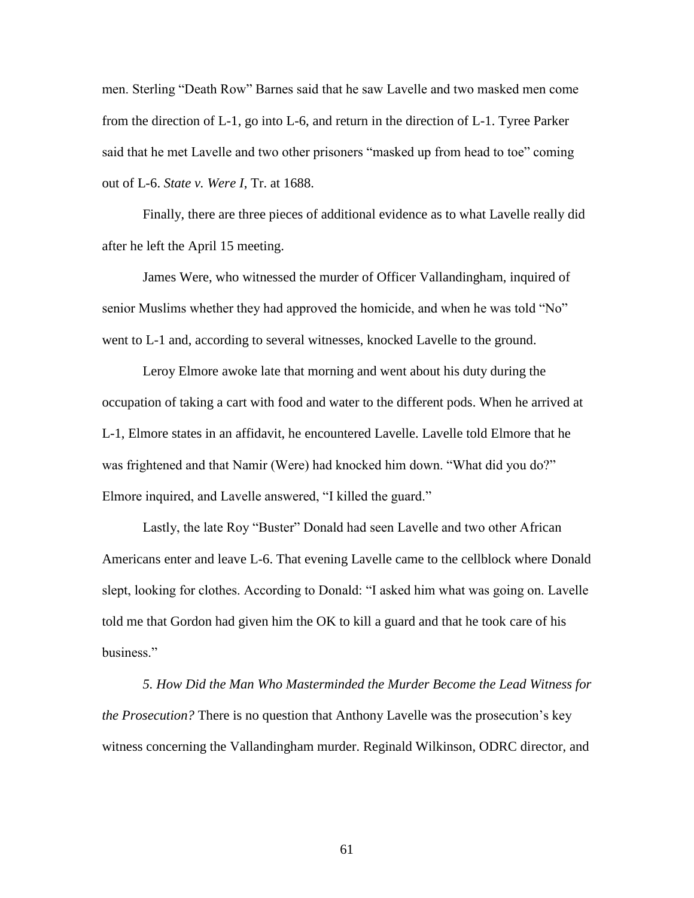men. Sterling "Death Row" Barnes said that he saw Lavelle and two masked men come from the direction of L-1, go into L-6, and return in the direction of L-1. Tyree Parker said that he met Lavelle and two other prisoners "masked up from head to toe" coming out of L-6. *State v. Were I*, Tr. at 1688.

Finally, there are three pieces of additional evidence as to what Lavelle really did after he left the April 15 meeting.

James Were, who witnessed the murder of Officer Vallandingham, inquired of senior Muslims whether they had approved the homicide, and when he was told "No" went to L-1 and, according to several witnesses, knocked Lavelle to the ground.

Leroy Elmore awoke late that morning and went about his duty during the occupation of taking a cart with food and water to the different pods. When he arrived at L-1, Elmore states in an affidavit, he encountered Lavelle. Lavelle told Elmore that he was frightened and that Namir (Were) had knocked him down. "What did you do?" Elmore inquired, and Lavelle answered, "I killed the guard."

Lastly, the late Roy "Buster" Donald had seen Lavelle and two other African Americans enter and leave L-6. That evening Lavelle came to the cellblock where Donald slept, looking for clothes. According to Donald: "I asked him what was going on. Lavelle told me that Gordon had given him the OK to kill a guard and that he took care of his business."

*5. How Did the Man Who Masterminded the Murder Become the Lead Witness for the Prosecution?* There is no question that Anthony Lavelle was the prosecution's key witness concerning the Vallandingham murder. Reginald Wilkinson, ODRC director, and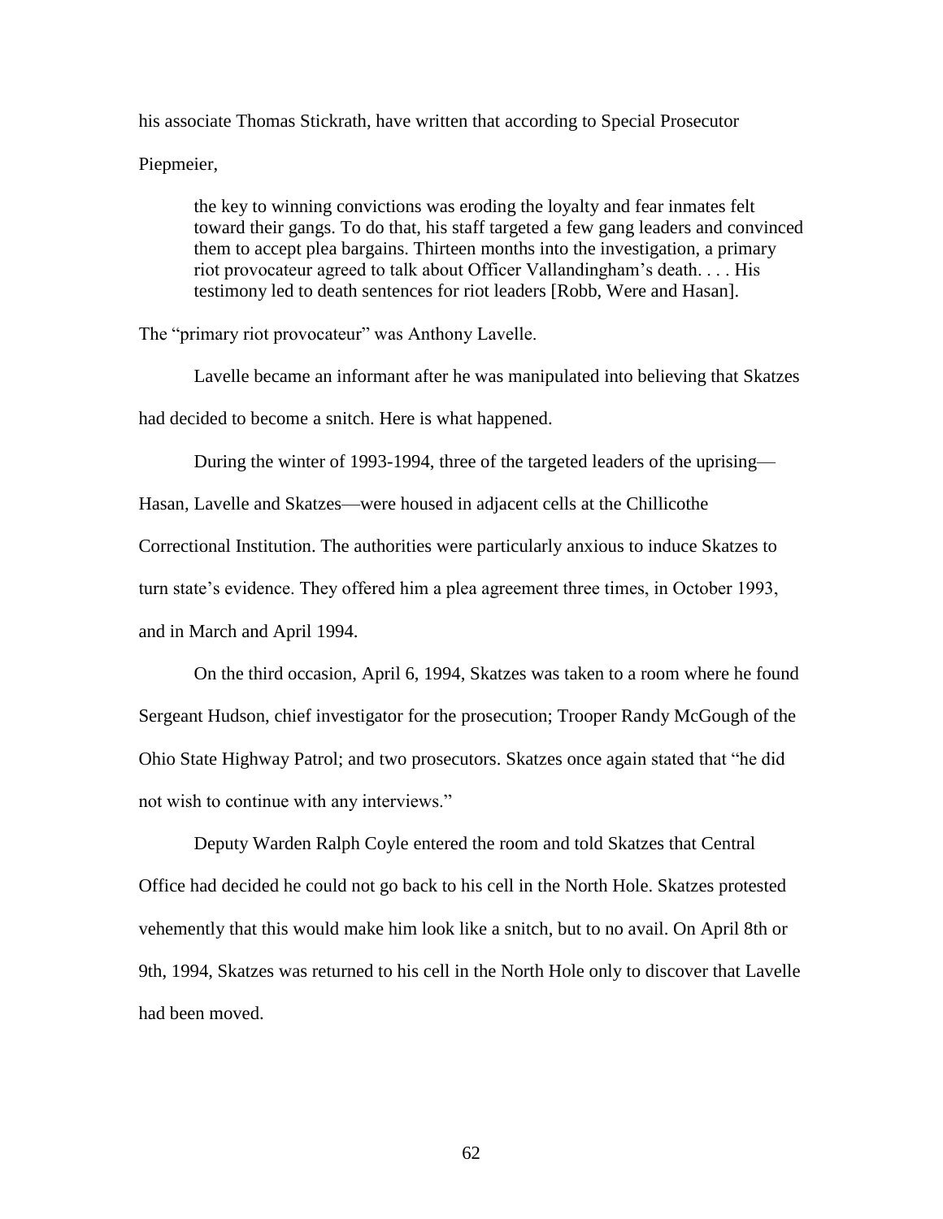his associate Thomas Stickrath, have written that according to Special Prosecutor Piepmeier,

> the key to winning convictions was eroding the loyalty and fear inmates felt toward their gangs. To do that, his staff targeted a few gang leaders and convinced them to accept plea bargains. Thirteen months into the investigation, a primary riot provocateur agreed to talk about Officer Vallandingham's death. . . . His testimony led to death sentences for riot leaders [Robb, Were and Hasan].

The "primary riot provocateur" was Anthony Lavelle.

Lavelle became an informant after he was manipulated into believing that Skatzes had decided to become a snitch. Here is what happened.

During the winter of 1993-1994, three of the targeted leaders of the uprising—Hasan, Lavelle and Skatzes—were housed in adjacent cells at the Chillicothe Correctional Institution. The authorities were particularly anxious to induce Skatzes to turn state's evidence. They offered him a plea agreement three times, in October 1993, and in March and April 1994.

On the third occasion, April 6, 1994, Skatzes was taken to a room where he found Sergeant Hudson, chief investigator for the prosecution; Trooper Randy McGough of the Ohio State Highway Patrol; and two prosecutors. Skatzes once again stated that "he did not wish to continue with any interviews."

Deputy Warden Ralph Coyle entered the room and told Skatzes that Central Office had decided he could not go back to his cell in the North Hole. Skatzes protested vehemently that this would make him look like a snitch, but to no avail. On April 8th or 9th, 1994, Skatzes was returned to his cell in the North Hole only to discover that Lavelle had been moved.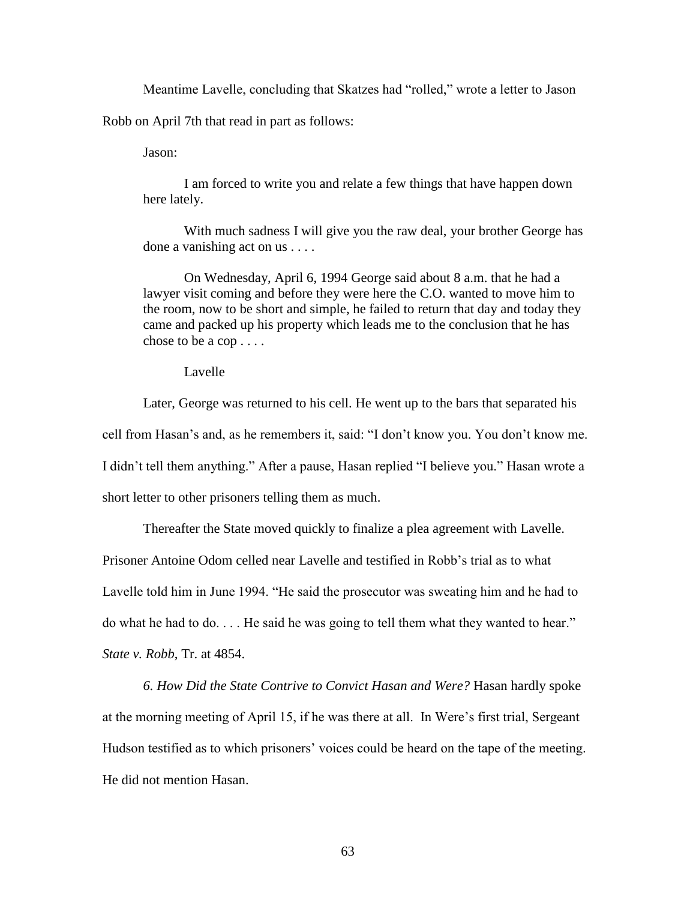Meantime Lavelle, concluding that Skatzes had "rolled," wrote a letter to Jason Robb on April 7th that read in part as follows:

> Jason:
>
> I am forced to write you and relate a few things that have happen down here lately.
>
> With much sadness I will give you the raw deal, your brother George has done a vanishing act on us . . . .
>
> On Wednesday, April 6, 1994 George said about 8 a.m. that he had a lawyer visit coming and before they were here the C.O. wanted to move him to the room, now to be short and simple, he failed to return that day and today they came and packed up his property which leads me to the conclusion that he has chose to be a cop . . . .
>
> Lavelle

Later, George was returned to his cell. He went up to the bars that separated his cell from Hasan's and, as he remembers it, said: "I don't know you. You don't know me. I didn't tell them anything." After a pause, Hasan replied "I believe you." Hasan wrote a short letter to other prisoners telling them as much.

Thereafter the State moved quickly to finalize a plea agreement with Lavelle. Prisoner Antoine Odom celled near Lavelle and testified in Robb's trial as to what Lavelle told him in June 1994. "He said the prosecutor was sweating him and he had to do what he had to do. . . . He said he was going to tell them what they wanted to hear." *State v. Robb*, Tr. at 4854.

*6. How Did the State Contrive to Convict Hasan and Were?* Hasan hardly spoke at the morning meeting of April 15, if he was there at all. In Were's first trial, Sergeant Hudson testified as to which prisoners' voices could be heard on the tape of the meeting. He did not mention Hasan.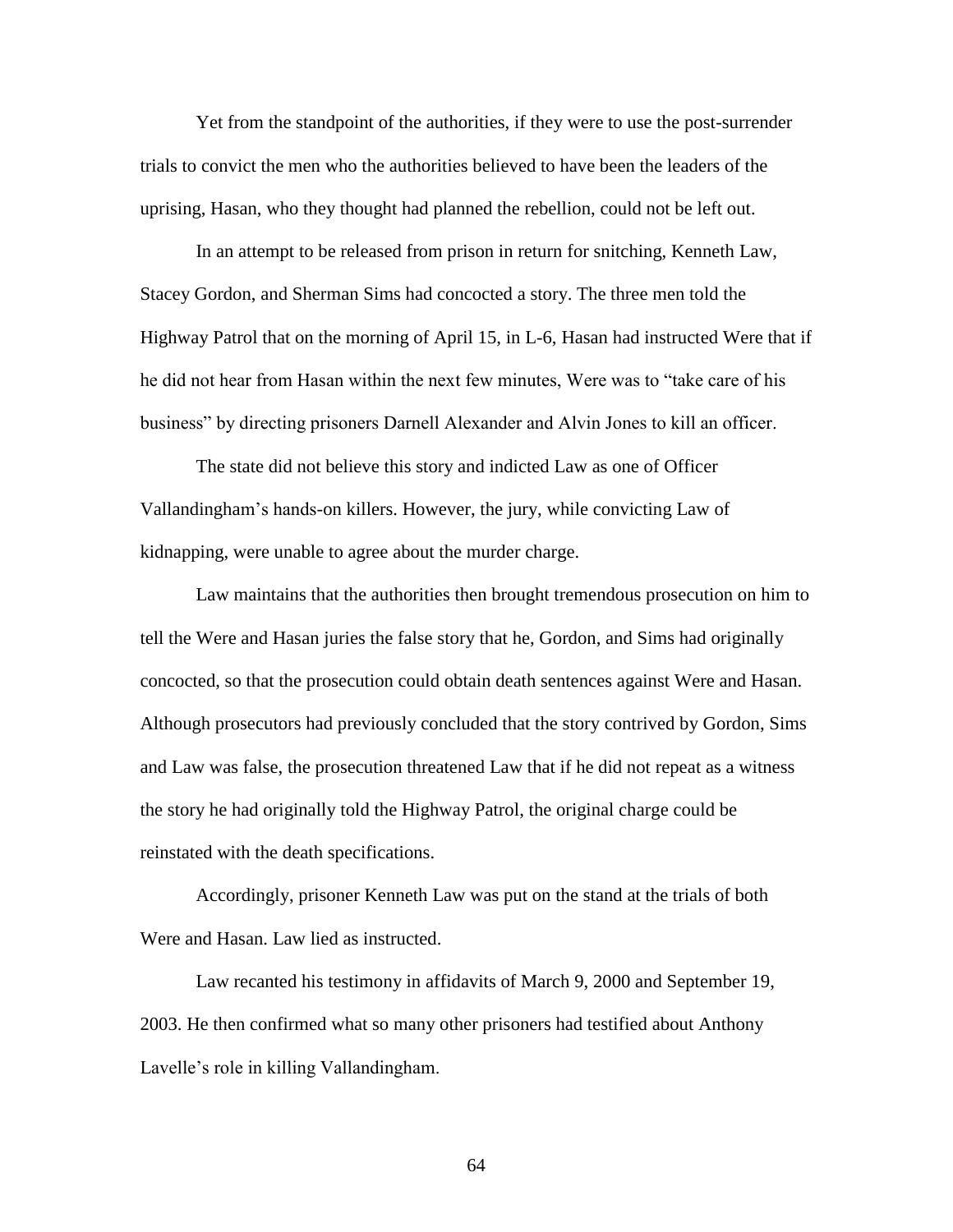Yet from the standpoint of the authorities, if they were to use the post-surrender trials to convict the men who the authorities believed to have been the leaders of the uprising, Hasan, who they thought had planned the rebellion, could not be left out.

In an attempt to be released from prison in return for snitching, Kenneth Law, Stacey Gordon, and Sherman Sims had concocted a story. The three men told the Highway Patrol that on the morning of April 15, in L-6, Hasan had instructed Were that if he did not hear from Hasan within the next few minutes, Were was to "take care of his business" by directing prisoners Darnell Alexander and Alvin Jones to kill an officer.

The state did not believe this story and indicted Law as one of Officer Vallandingham's hands-on killers. However, the jury, while convicting Law of kidnapping, were unable to agree about the murder charge.

Law maintains that the authorities then brought tremendous prosecution on him to tell the Were and Hasan juries the false story that he, Gordon, and Sims had originally concocted, so that the prosecution could obtain death sentences against Were and Hasan. Although prosecutors had previously concluded that the story contrived by Gordon, Sims and Law was false, the prosecution threatened Law that if he did not repeat as a witness the story he had originally told the Highway Patrol, the original charge could be reinstated with the death specifications.

Accordingly, prisoner Kenneth Law was put on the stand at the trials of both Were and Hasan. Law lied as instructed.

Law recanted his testimony in affidavits of March 9, 2000 and September 19, 2003. He then confirmed what so many other prisoners had testified about Anthony Lavelle's role in killing Vallandingham.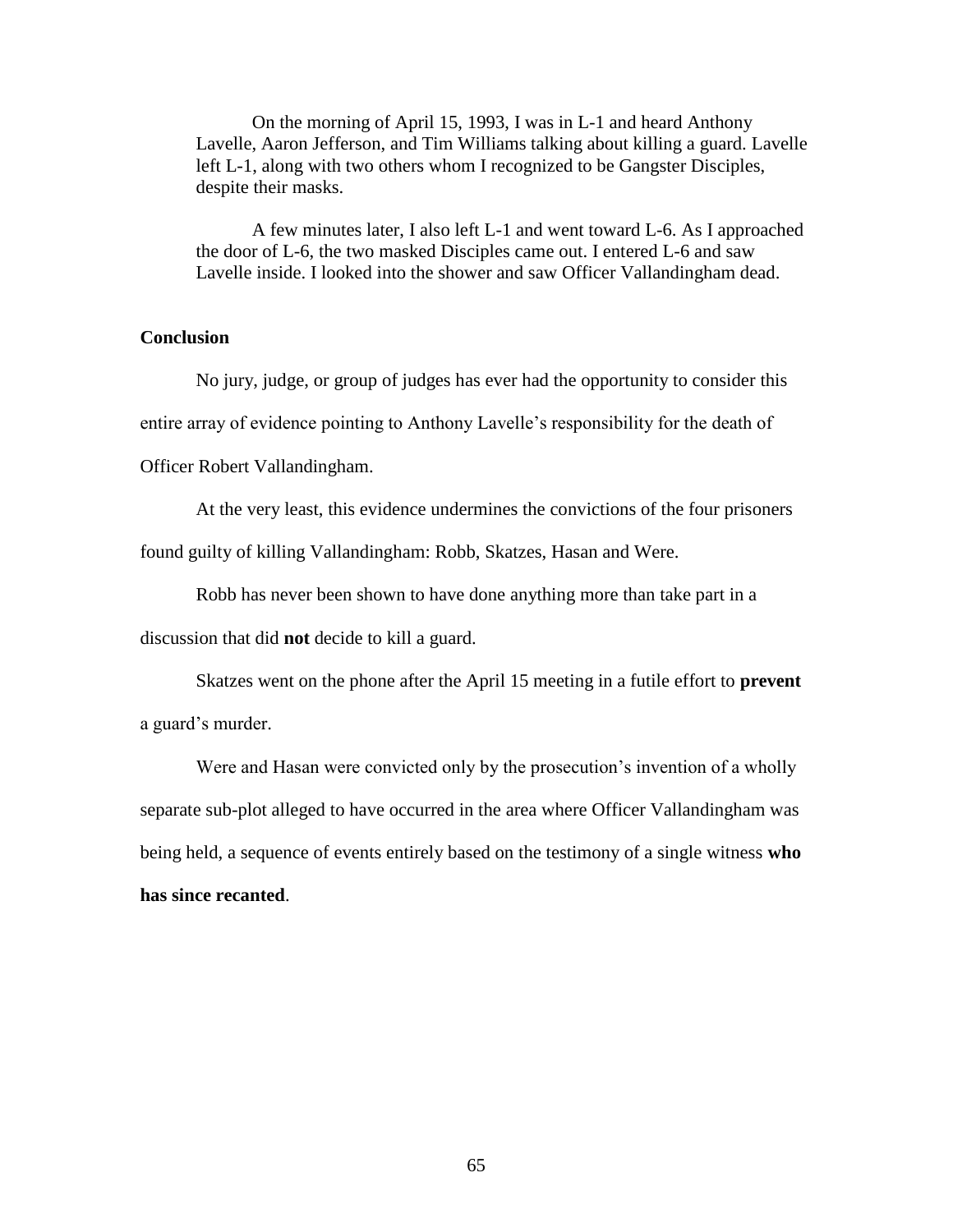> On the morning of April 15, 1993, I was in L-1 and heard Anthony Lavelle, Aaron Jefferson, and Tim Williams talking about killing a guard. Lavelle left L-1, along with two others whom I recognized to be Gangster Disciples, despite their masks.
>
> A few minutes later, I also left L-1 and went toward L-6. As I approached the door of L-6, the two masked Disciples came out. I entered L-6 and saw Lavelle inside. I looked into the shower and saw Officer Vallandingham dead.

**Conclusion**

No jury, judge, or group of judges has ever had the opportunity to consider this entire array of evidence pointing to Anthony Lavelle's responsibility for the death of Officer Robert Vallandingham.

At the very least, this evidence undermines the convictions of the four prisoners found guilty of killing Vallandingham: Robb, Skatzes, Hasan and Were.

Robb has never been shown to have done anything more than take part in a discussion that did **not** decide to kill a guard.

Skatzes went on the phone after the April 15 meeting in a futile effort to **prevent** a guard's murder.

Were and Hasan were convicted only by the prosecution's invention of a wholly separate sub-plot alleged to have occurred in the area where Officer Vallandingham was being held, a sequence of events entirely based on the testimony of a single witness **who has since recanted**.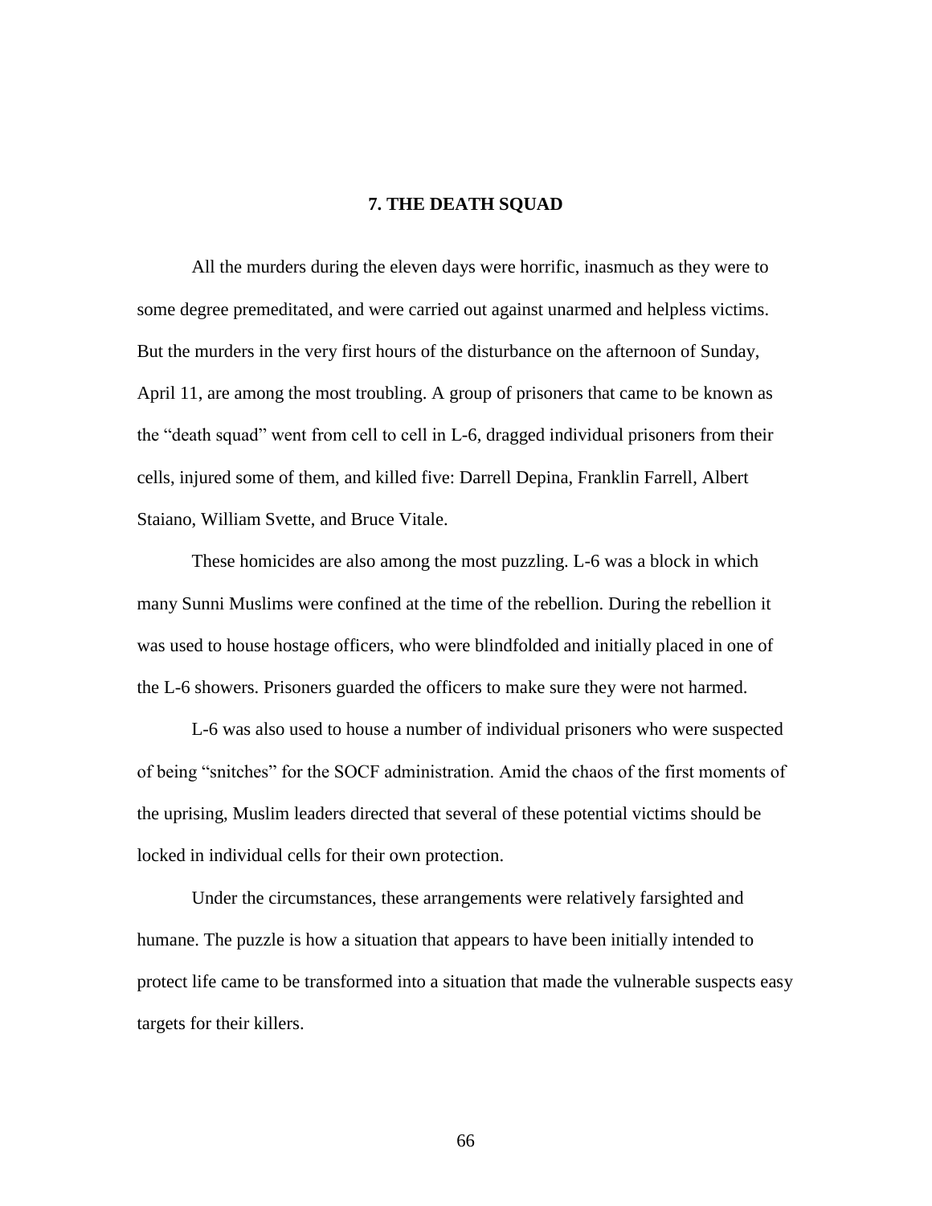## 7. THE DEATH SQUAD

All the murders during the eleven days were horrific, inasmuch as they were to some degree premeditated, and were carried out against unarmed and helpless victims. But the murders in the very first hours of the disturbance on the afternoon of Sunday, April 11, are among the most troubling. A group of prisoners that came to be known as the "death squad" went from cell to cell in L-6, dragged individual prisoners from their cells, injured some of them, and killed five: Darrell Depina, Franklin Farrell, Albert Staiano, William Svette, and Bruce Vitale.

These homicides are also among the most puzzling. L-6 was a block in which many Sunni Muslims were confined at the time of the rebellion. During the rebellion it was used to house hostage officers, who were blindfolded and initially placed in one of the L-6 showers. Prisoners guarded the officers to make sure they were not harmed.

L-6 was also used to house a number of individual prisoners who were suspected of being "snitches" for the SOCF administration. Amid the chaos of the first moments of the uprising, Muslim leaders directed that several of these potential victims should be locked in individual cells for their own protection.

Under the circumstances, these arrangements were relatively farsighted and humane. The puzzle is how a situation that appears to have been initially intended to protect life came to be transformed into a situation that made the vulnerable suspects easy targets for their killers.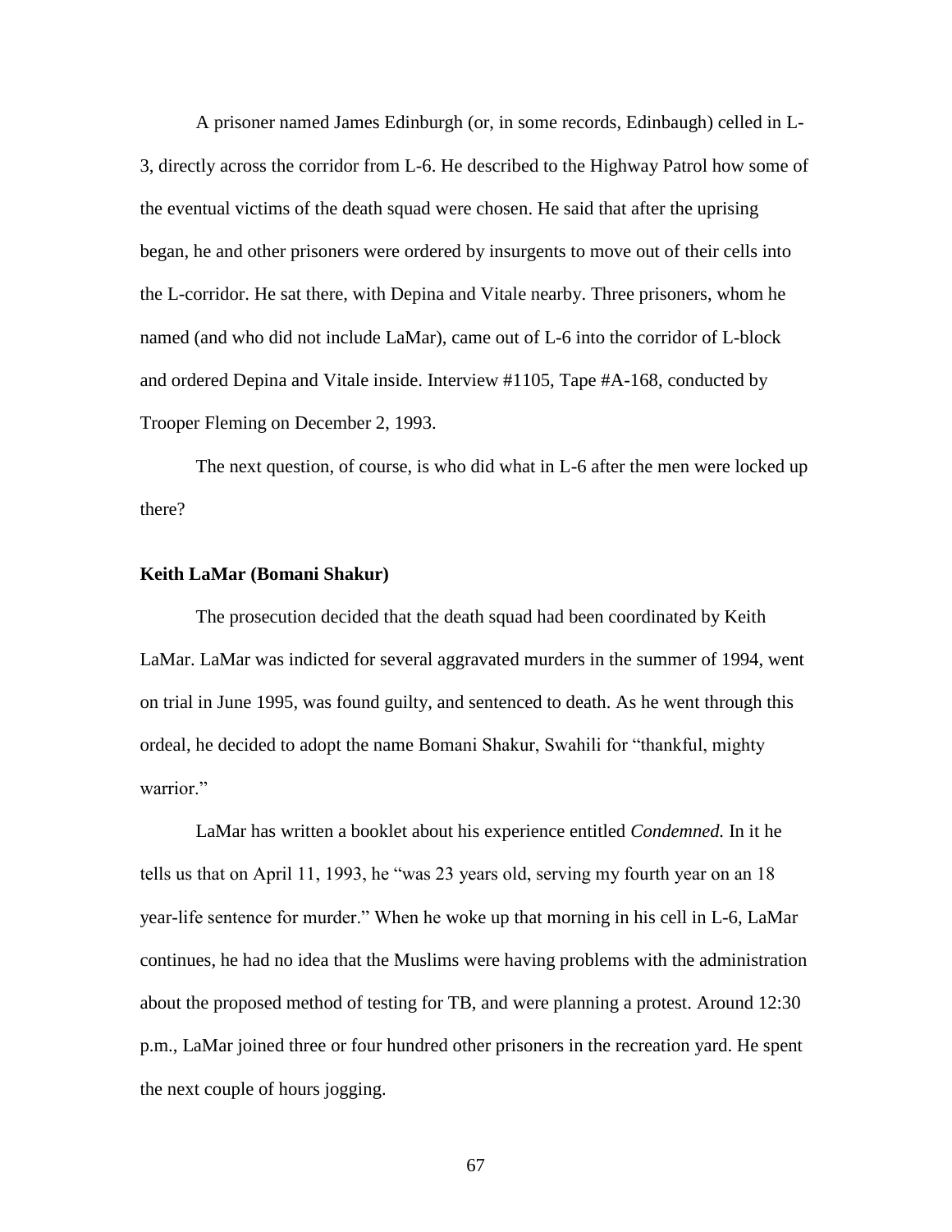A prisoner named James Edinburgh (or, in some records, Edinbaugh) celled in L-3, directly across the corridor from L-6. He described to the Highway Patrol how some of the eventual victims of the death squad were chosen. He said that after the uprising began, he and other prisoners were ordered by insurgents to move out of their cells into the L-corridor. He sat there, with Depina and Vitale nearby. Three prisoners, whom he named (and who did not include LaMar), came out of L-6 into the corridor of L-block and ordered Depina and Vitale inside. Interview #1105, Tape #A-168, conducted by Trooper Fleming on December 2, 1993.

The next question, of course, is who did what in L-6 after the men were locked up there?

**Keith LaMar (Bomani Shakur)**

The prosecution decided that the death squad had been coordinated by Keith LaMar. LaMar was indicted for several aggravated murders in the summer of 1994, went on trial in June 1995, was found guilty, and sentenced to death. As he went through this ordeal, he decided to adopt the name Bomani Shakur, Swahili for "thankful, mighty warrior."

LaMar has written a booklet about his experience entitled *Condemned.* In it he tells us that on April 11, 1993, he "was 23 years old, serving my fourth year on an 18 year-life sentence for murder." When he woke up that morning in his cell in L-6, LaMar continues, he had no idea that the Muslims were having problems with the administration about the proposed method of testing for TB, and were planning a protest. Around 12:30 p.m., LaMar joined three or four hundred other prisoners in the recreation yard. He spent the next couple of hours jogging.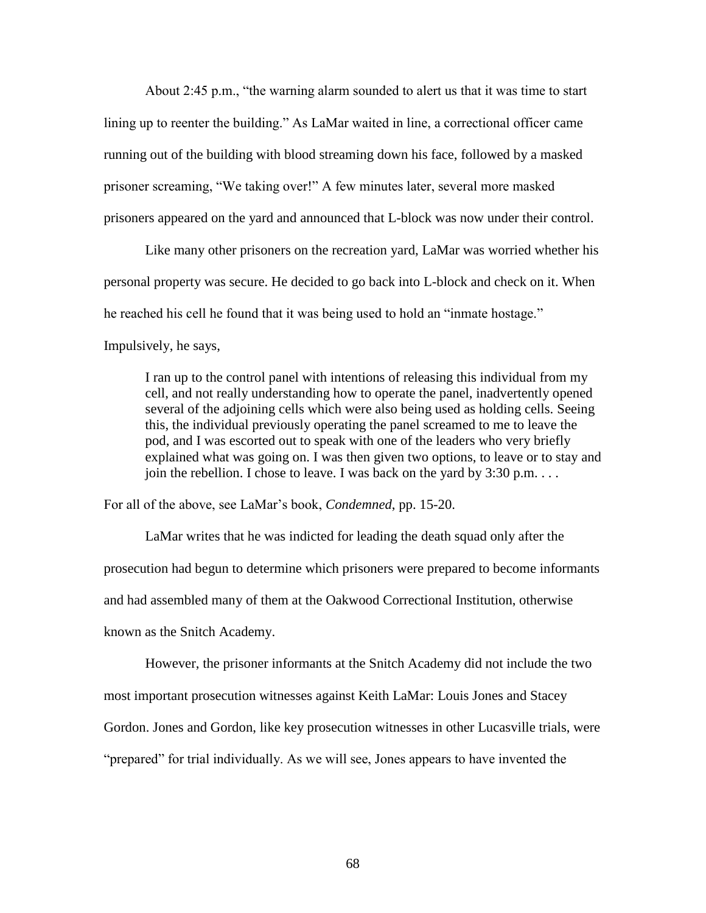About 2:45 p.m., "the warning alarm sounded to alert us that it was time to start lining up to reenter the building." As LaMar waited in line, a correctional officer came running out of the building with blood streaming down his face, followed by a masked prisoner screaming, "We taking over!" A few minutes later, several more masked prisoners appeared on the yard and announced that L-block was now under their control.

Like many other prisoners on the recreation yard, LaMar was worried whether his personal property was secure. He decided to go back into L-block and check on it. When he reached his cell he found that it was being used to hold an "inmate hostage." Impulsively, he says,

> I ran up to the control panel with intentions of releasing this individual from my cell, and not really understanding how to operate the panel, inadvertently opened several of the adjoining cells which were also being used as holding cells. Seeing this, the individual previously operating the panel screamed to me to leave the pod, and I was escorted out to speak with one of the leaders who very briefly explained what was going on. I was then given two options, to leave or to stay and join the rebellion. I chose to leave. I was back on the yard by 3:30 p.m. . . .

For all of the above, see LaMar's book, *Condemned*, pp. 15-20.

LaMar writes that he was indicted for leading the death squad only after the prosecution had begun to determine which prisoners were prepared to become informants and had assembled many of them at the Oakwood Correctional Institution, otherwise known as the Snitch Academy.

However, the prisoner informants at the Snitch Academy did not include the two most important prosecution witnesses against Keith LaMar: Louis Jones and Stacey Gordon. Jones and Gordon, like key prosecution witnesses in other Lucasville trials, were "prepared" for trial individually. As we will see, Jones appears to have invented the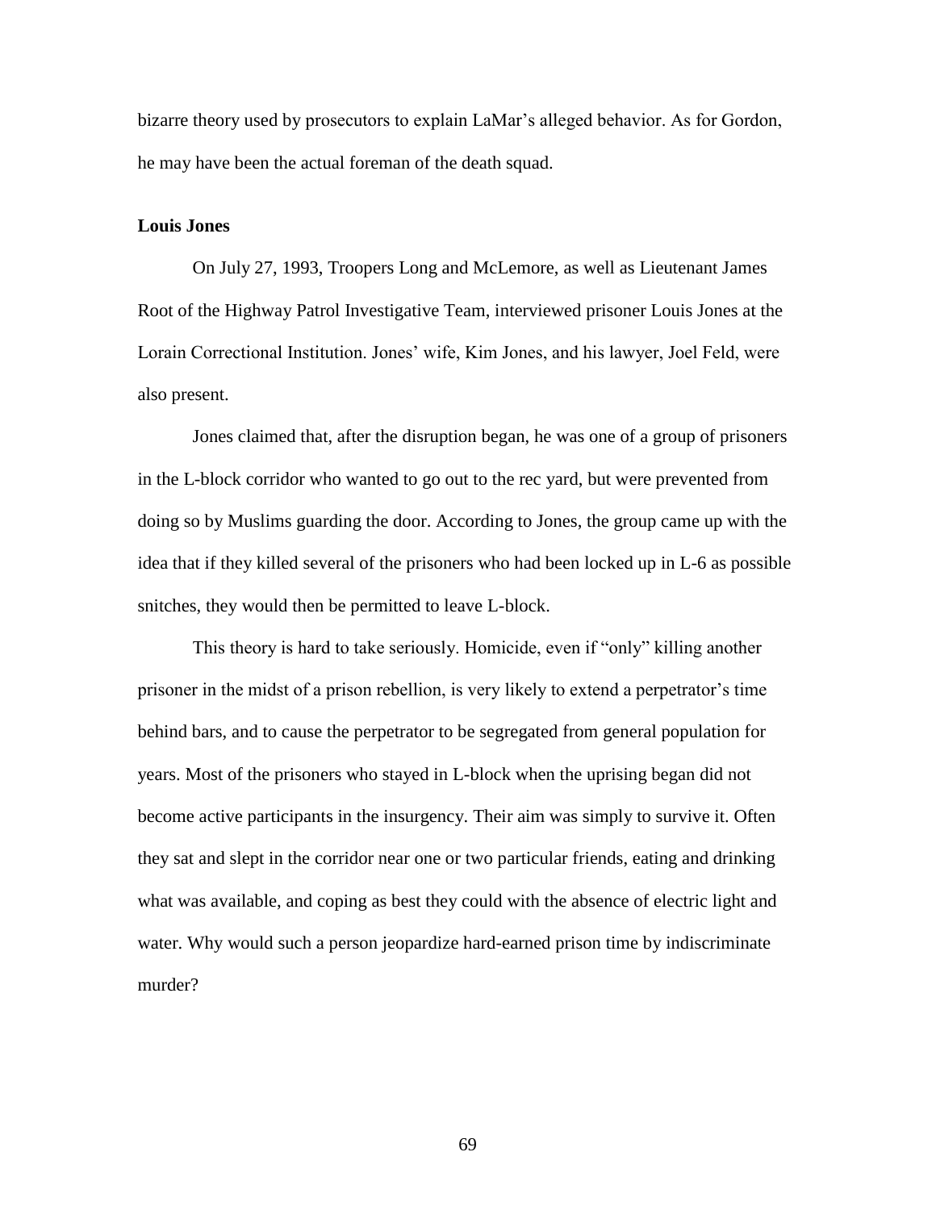bizarre theory used by prosecutors to explain LaMar's alleged behavior. As for Gordon, he may have been the actual foreman of the death squad.

**Louis Jones**

On July 27, 1993, Troopers Long and McLemore, as well as Lieutenant James Root of the Highway Patrol Investigative Team, interviewed prisoner Louis Jones at the Lorain Correctional Institution. Jones' wife, Kim Jones, and his lawyer, Joel Feld, were also present.

Jones claimed that, after the disruption began, he was one of a group of prisoners in the L-block corridor who wanted to go out to the rec yard, but were prevented from doing so by Muslims guarding the door. According to Jones, the group came up with the idea that if they killed several of the prisoners who had been locked up in L-6 as possible snitches, they would then be permitted to leave L-block.

This theory is hard to take seriously. Homicide, even if "only" killing another prisoner in the midst of a prison rebellion, is very likely to extend a perpetrator's time behind bars, and to cause the perpetrator to be segregated from general population for years. Most of the prisoners who stayed in L-block when the uprising began did not become active participants in the insurgency. Their aim was simply to survive it. Often they sat and slept in the corridor near one or two particular friends, eating and drinking what was available, and coping as best they could with the absence of electric light and water. Why would such a person jeopardize hard-earned prison time by indiscriminate murder?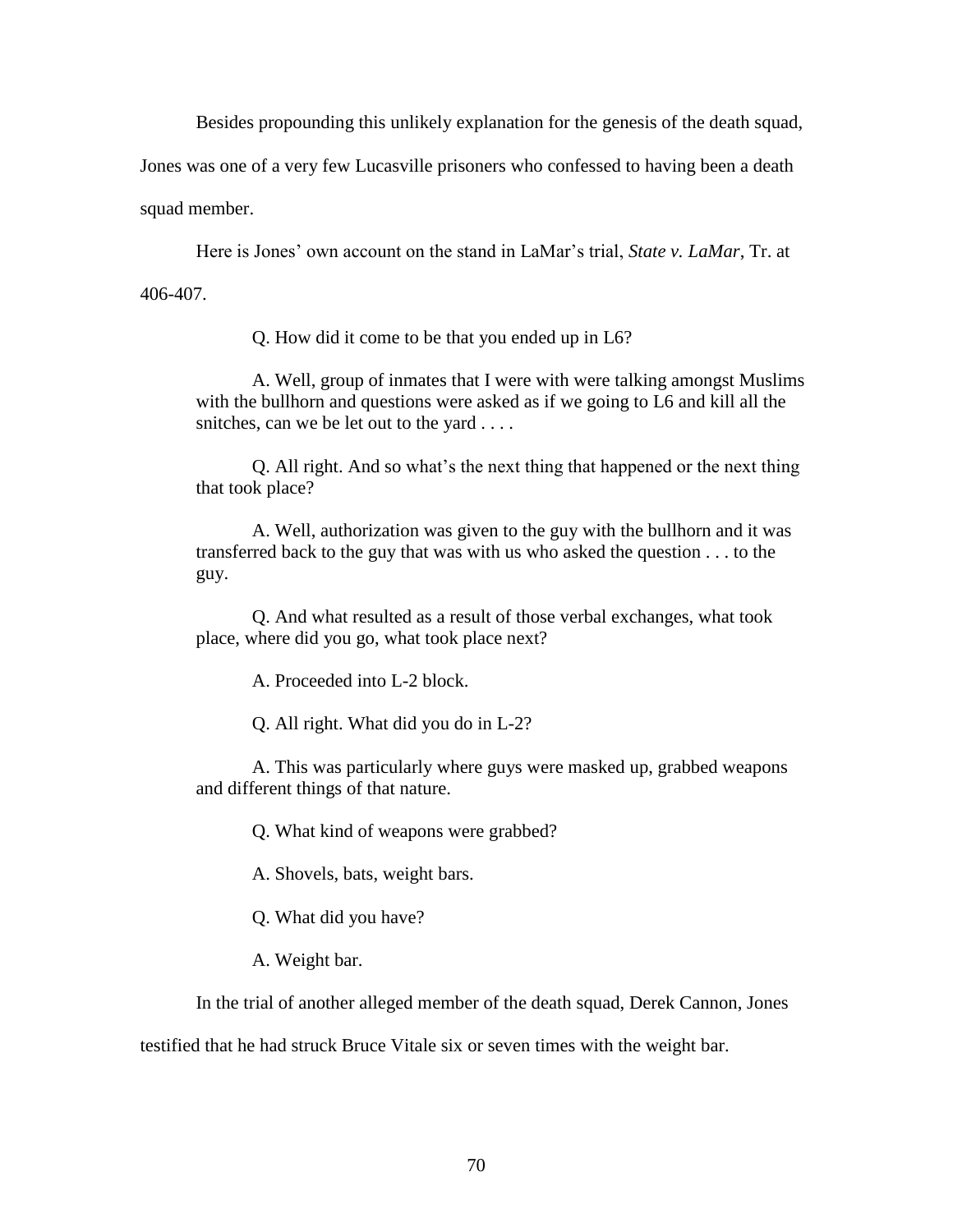Besides propounding this unlikely explanation for the genesis of the death squad, Jones was one of a very few Lucasville prisoners who confessed to having been a death squad member.

Here is Jones' own account on the stand in LaMar's trial, *State v. LaMar*, Tr. at 406-407.

> Q. How did it come to be that you ended up in L6?
>
> A. Well, group of inmates that I were with were talking amongst Muslims with the bullhorn and questions were asked as if we going to L6 and kill all the snitches, can we be let out to the yard . . . .
>
> Q. All right. And so what's the next thing that happened or the next thing that took place?
>
> A. Well, authorization was given to the guy with the bullhorn and it was transferred back to the guy that was with us who asked the question . . . to the guy.
>
> Q. And what resulted as a result of those verbal exchanges, what took place, where did you go, what took place next?
>
> A. Proceeded into L-2 block.
>
> Q. All right. What did you do in L-2?
>
> A. This was particularly where guys were masked up, grabbed weapons and different things of that nature.
>
> Q. What kind of weapons were grabbed?
>
> A. Shovels, bats, weight bars.
>
> Q. What did you have?
>
> A. Weight bar.

In the trial of another alleged member of the death squad, Derek Cannon, Jones testified that he had struck Bruce Vitale six or seven times with the weight bar.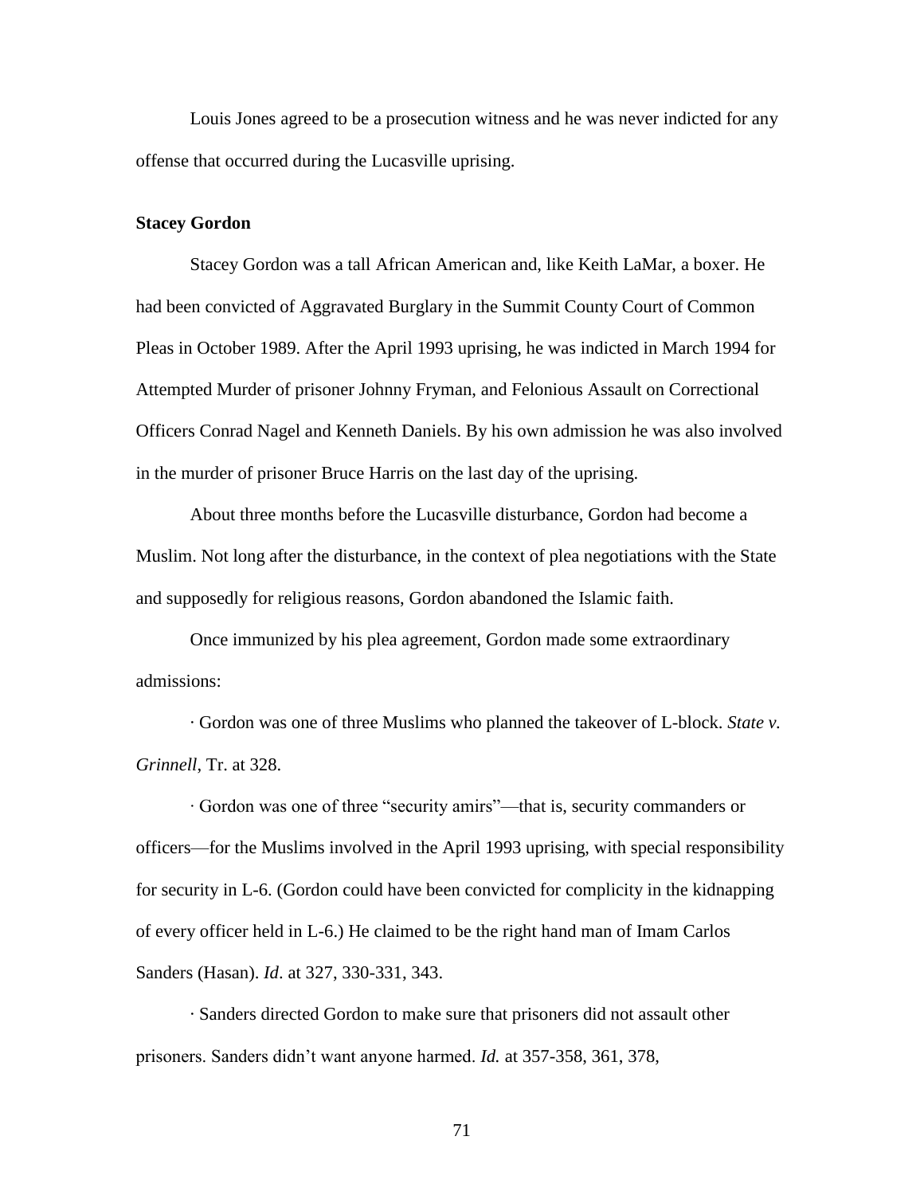Louis Jones agreed to be a prosecution witness and he was never indicted for any offense that occurred during the Lucasville uprising.

**Stacey Gordon**

Stacey Gordon was a tall African American and, like Keith LaMar, a boxer. He had been convicted of Aggravated Burglary in the Summit County Court of Common Pleas in October 1989. After the April 1993 uprising, he was indicted in March 1994 for Attempted Murder of prisoner Johnny Fryman, and Felonious Assault on Correctional Officers Conrad Nagel and Kenneth Daniels. By his own admission he was also involved in the murder of prisoner Bruce Harris on the last day of the uprising.

About three months before the Lucasville disturbance, Gordon had become a Muslim. Not long after the disturbance, in the context of plea negotiations with the State and supposedly for religious reasons, Gordon abandoned the Islamic faith.

Once immunized by his plea agreement, Gordon made some extraordinary admissions:

· Gordon was one of three Muslims who planned the takeover of L-block. *State v. Grinnell*, Tr. at 328.

· Gordon was one of three "security amirs"—that is, security commanders or officers—for the Muslims involved in the April 1993 uprising, with special responsibility for security in L-6. (Gordon could have been convicted for complicity in the kidnapping of every officer held in L-6.) He claimed to be the right hand man of Imam Carlos Sanders (Hasan). *Id*. at 327, 330-331, 343.

· Sanders directed Gordon to make sure that prisoners did not assault other prisoners. Sanders didn't want anyone harmed. *Id.* at 357-358, 361, 378,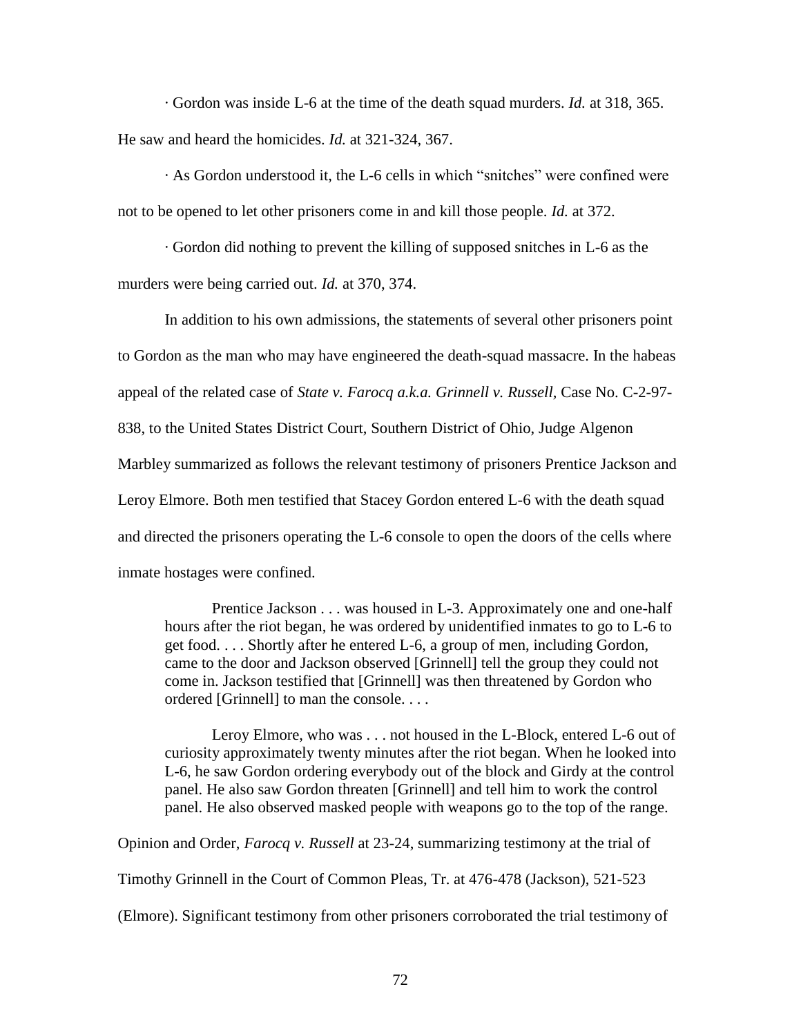· Gordon was inside L-6 at the time of the death squad murders. *Id.* at 318, 365. He saw and heard the homicides. *Id.* at 321-324, 367.

· As Gordon understood it, the L-6 cells in which "snitches" were confined were not to be opened to let other prisoners come in and kill those people. *Id.* at 372.

· Gordon did nothing to prevent the killing of supposed snitches in L-6 as the murders were being carried out. *Id.* at 370, 374.

In addition to his own admissions, the statements of several other prisoners point to Gordon as the man who may have engineered the death-squad massacre. In the habeas appeal of the related case of *State v. Farocq a.k.a. Grinnell v. Russell*, Case No. C-2-97-838, to the United States District Court, Southern District of Ohio, Judge Algenon Marbley summarized as follows the relevant testimony of prisoners Prentice Jackson and Leroy Elmore. Both men testified that Stacey Gordon entered L-6 with the death squad and directed the prisoners operating the L-6 console to open the doors of the cells where inmate hostages were confined.

> Prentice Jackson . . . was housed in L-3. Approximately one and one-half hours after the riot began, he was ordered by unidentified inmates to go to L-6 to get food. . . . Shortly after he entered L-6, a group of men, including Gordon, came to the door and Jackson observed [Grinnell] tell the group they could not come in. Jackson testified that [Grinnell] was then threatened by Gordon who ordered [Grinnell] to man the console. . . .
>
> Leroy Elmore, who was . . . not housed in the L-Block, entered L-6 out of curiosity approximately twenty minutes after the riot began. When he looked into L-6, he saw Gordon ordering everybody out of the block and Girdy at the control panel. He also saw Gordon threaten [Grinnell] and tell him to work the control panel. He also observed masked people with weapons go to the top of the range.

Opinion and Order, *Farocq v. Russell* at 23-24, summarizing testimony at the trial of Timothy Grinnell in the Court of Common Pleas, Tr. at 476-478 (Jackson), 521-523 (Elmore). Significant testimony from other prisoners corroborated the trial testimony of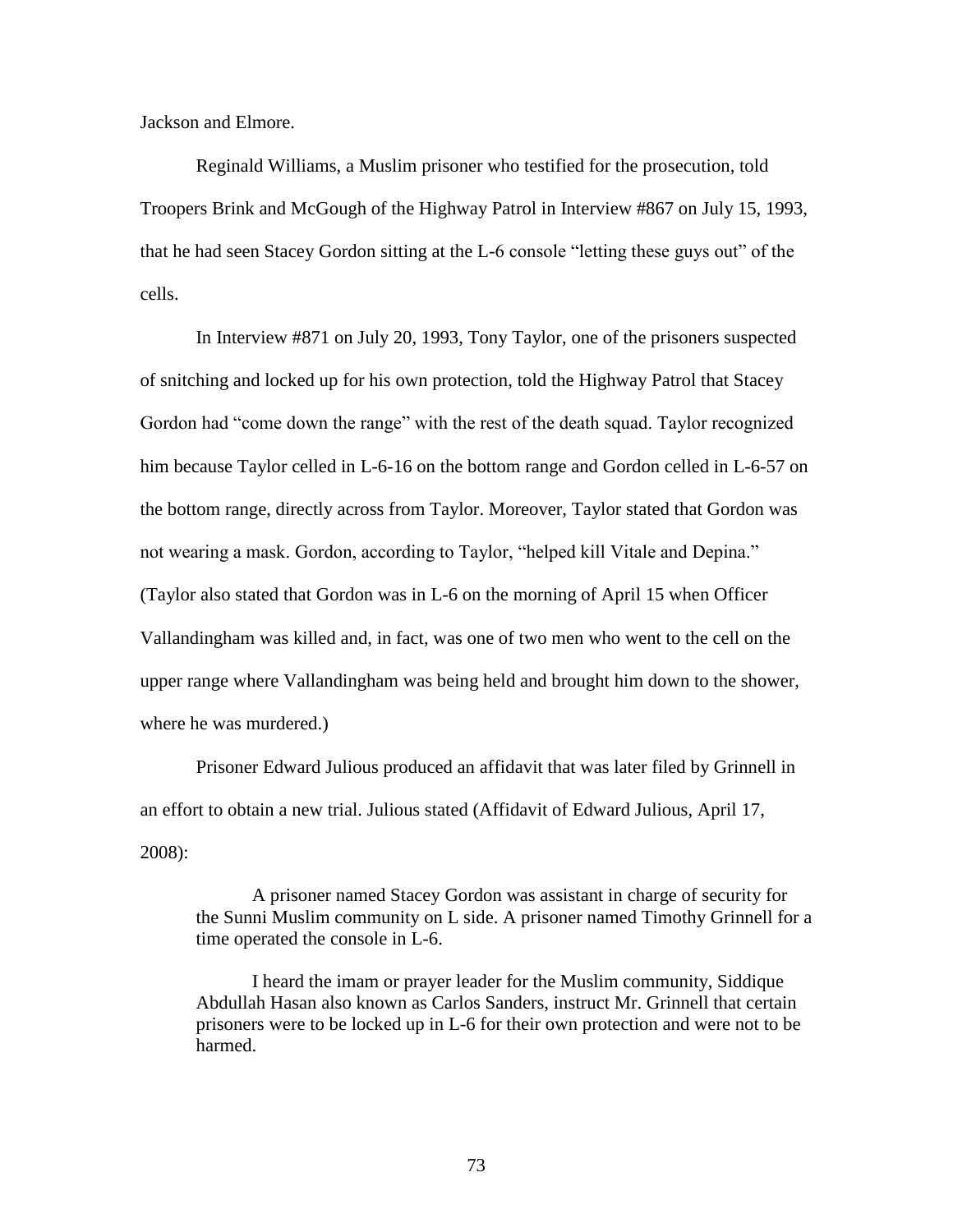Jackson and Elmore.

Reginald Williams, a Muslim prisoner who testified for the prosecution, told Troopers Brink and McGough of the Highway Patrol in Interview #867 on July 15, 1993, that he had seen Stacey Gordon sitting at the L-6 console "letting these guys out" of the cells.

In Interview #871 on July 20, 1993, Tony Taylor, one of the prisoners suspected of snitching and locked up for his own protection, told the Highway Patrol that Stacey Gordon had "come down the range" with the rest of the death squad. Taylor recognized him because Taylor celled in L-6-16 on the bottom range and Gordon celled in L-6-57 on the bottom range, directly across from Taylor. Moreover, Taylor stated that Gordon was not wearing a mask. Gordon, according to Taylor, "helped kill Vitale and Depina." (Taylor also stated that Gordon was in L-6 on the morning of April 15 when Officer Vallandingham was killed and, in fact, was one of two men who went to the cell on the upper range where Vallandingham was being held and brought him down to the shower, where he was murdered.)

Prisoner Edward Julious produced an affidavit that was later filed by Grinnell in an effort to obtain a new trial. Julious stated (Affidavit of Edward Julious, April 17, 2008):

> A prisoner named Stacey Gordon was assistant in charge of security for the Sunni Muslim community on L side. A prisoner named Timothy Grinnell for a time operated the console in L-6.
>
> I heard the imam or prayer leader for the Muslim community, Siddique Abdullah Hasan also known as Carlos Sanders, instruct Mr. Grinnell that certain prisoners were to be locked up in L-6 for their own protection and were not to be harmed.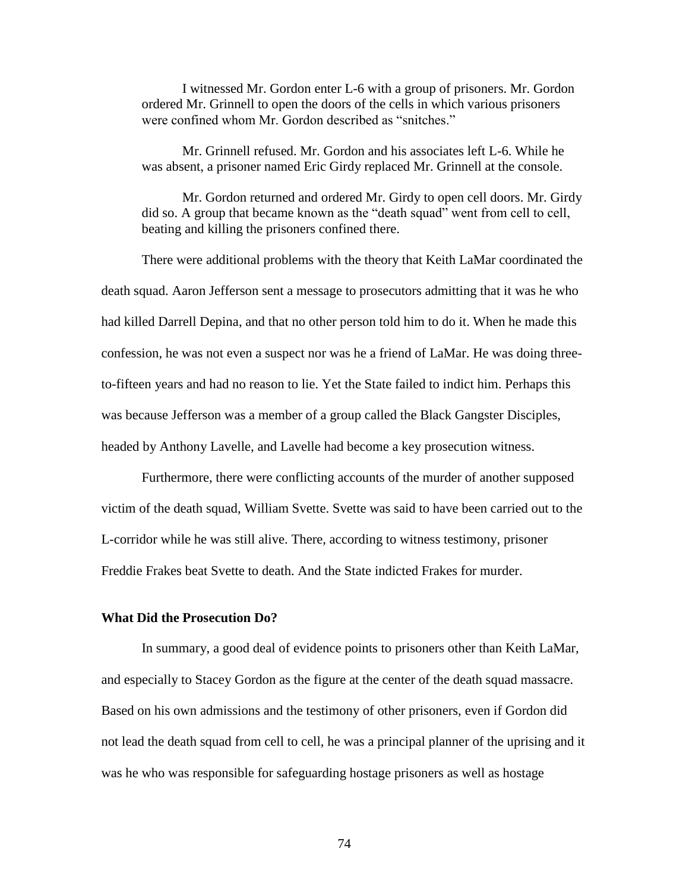> I witnessed Mr. Gordon enter L-6 with a group of prisoners. Mr. Gordon ordered Mr. Grinnell to open the doors of the cells in which various prisoners were confined whom Mr. Gordon described as "snitches."
>
> Mr. Grinnell refused. Mr. Gordon and his associates left L-6. While he was absent, a prisoner named Eric Girdy replaced Mr. Grinnell at the console.
>
> Mr. Gordon returned and ordered Mr. Girdy to open cell doors. Mr. Girdy did so. A group that became known as the "death squad" went from cell to cell, beating and killing the prisoners confined there.

There were additional problems with the theory that Keith LaMar coordinated the death squad. Aaron Jefferson sent a message to prosecutors admitting that it was he who had killed Darrell Depina, and that no other person told him to do it. When he made this confession, he was not even a suspect nor was he a friend of LaMar. He was doing three-to-fifteen years and had no reason to lie. Yet the State failed to indict him. Perhaps this was because Jefferson was a member of a group called the Black Gangster Disciples, headed by Anthony Lavelle, and Lavelle had become a key prosecution witness.

Furthermore, there were conflicting accounts of the murder of another supposed victim of the death squad, William Svette. Svette was said to have been carried out to the L-corridor while he was still alive. There, according to witness testimony, prisoner Freddie Frakes beat Svette to death. And the State indicted Frakes for murder.

### What Did the Prosecution Do?

In summary, a good deal of evidence points to prisoners other than Keith LaMar, and especially to Stacey Gordon as the figure at the center of the death squad massacre. Based on his own admissions and the testimony of other prisoners, even if Gordon did not lead the death squad from cell to cell, he was a principal planner of the uprising and it was he who was responsible for safeguarding hostage prisoners as well as hostage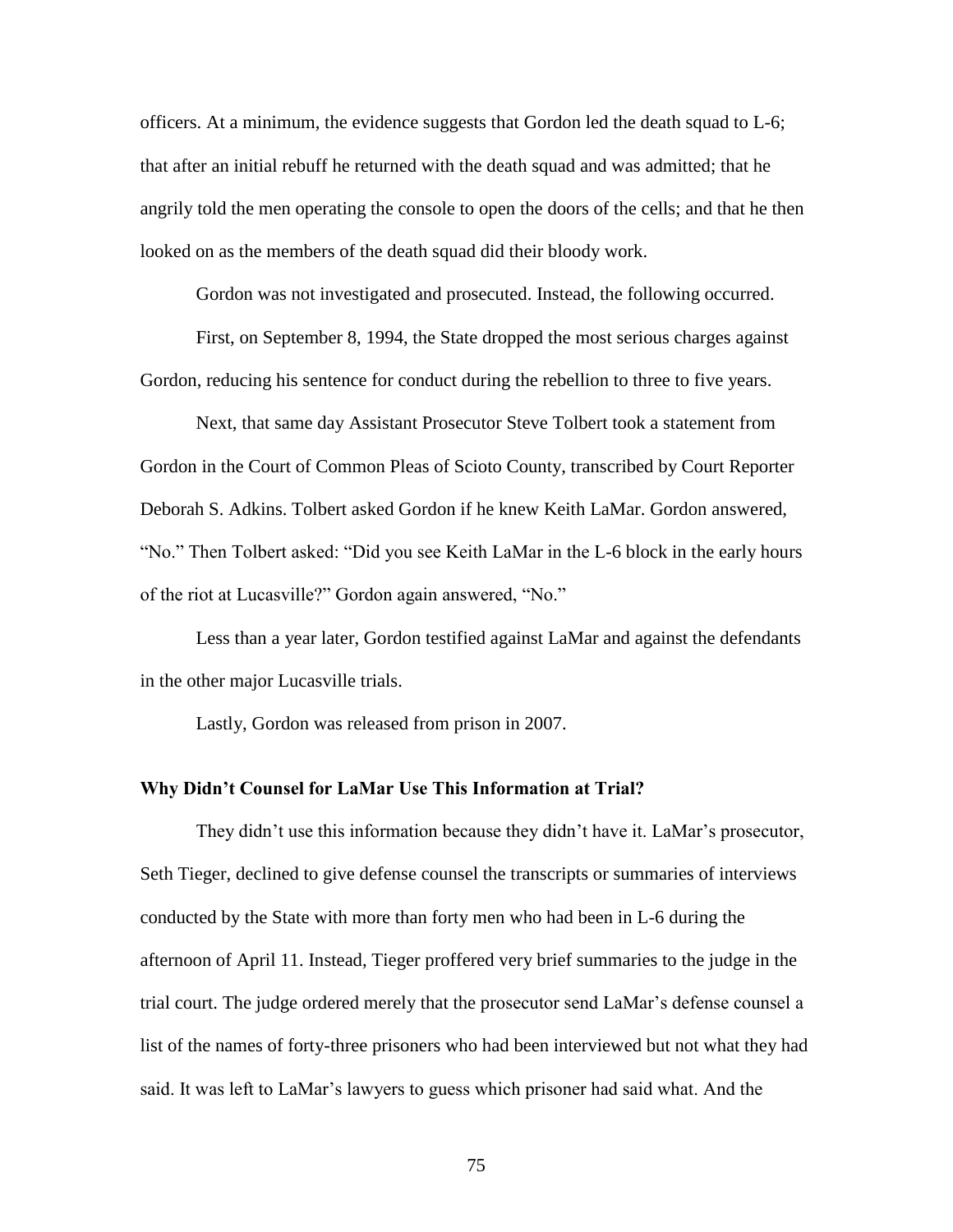officers. At a minimum, the evidence suggests that Gordon led the death squad to L-6; that after an initial rebuff he returned with the death squad and was admitted; that he angrily told the men operating the console to open the doors of the cells; and that he then looked on as the members of the death squad did their bloody work.

Gordon was not investigated and prosecuted. Instead, the following occurred.

First, on September 8, 1994, the State dropped the most serious charges against Gordon, reducing his sentence for conduct during the rebellion to three to five years.

Next, that same day Assistant Prosecutor Steve Tolbert took a statement from Gordon in the Court of Common Pleas of Scioto County, transcribed by Court Reporter Deborah S. Adkins. Tolbert asked Gordon if he knew Keith LaMar. Gordon answered, "No." Then Tolbert asked: "Did you see Keith LaMar in the L-6 block in the early hours of the riot at Lucasville?" Gordon again answered, "No."

Less than a year later, Gordon testified against LaMar and against the defendants in the other major Lucasville trials.

Lastly, Gordon was released from prison in 2007.

### Why Didn't Counsel for LaMar Use This Information at Trial?

They didn't use this information because they didn't have it. LaMar's prosecutor, Seth Tieger, declined to give defense counsel the transcripts or summaries of interviews conducted by the State with more than forty men who had been in L-6 during the afternoon of April 11. Instead, Tieger proffered very brief summaries to the judge in the trial court. The judge ordered merely that the prosecutor send LaMar's defense counsel a list of the names of forty-three prisoners who had been interviewed but not what they had said. It was left to LaMar's lawyers to guess which prisoner had said what. And the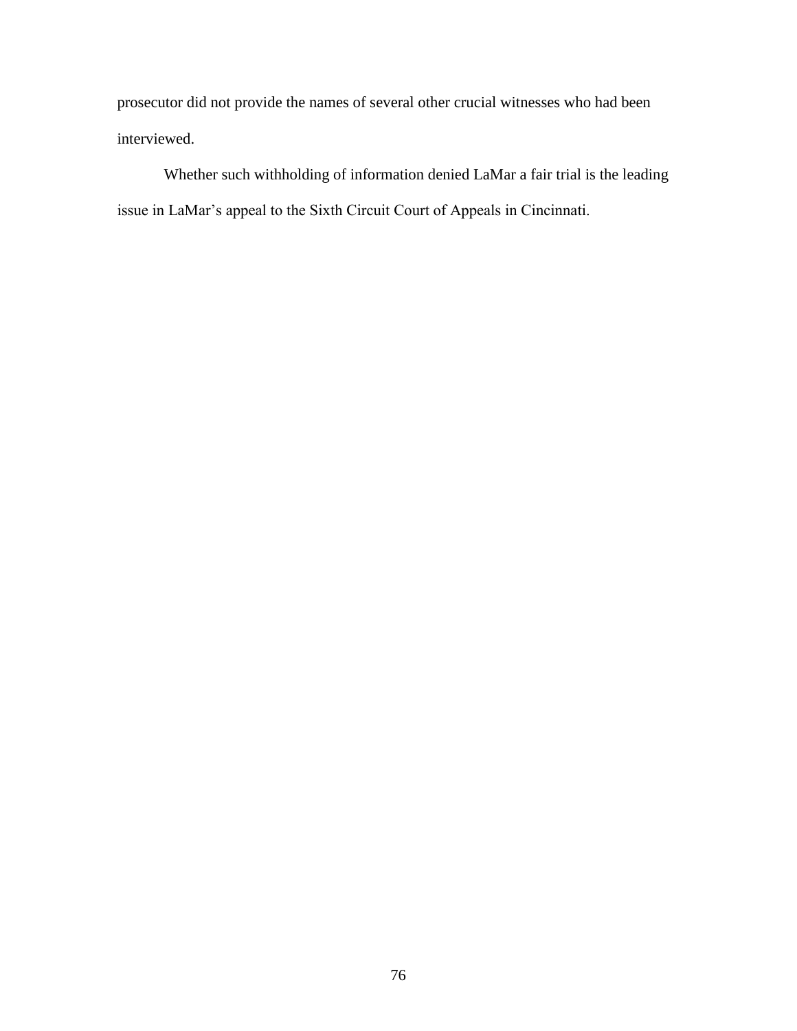prosecutor did not provide the names of several other crucial witnesses who had been interviewed.

Whether such withholding of information denied LaMar a fair trial is the leading issue in LaMar's appeal to the Sixth Circuit Court of Appeals in Cincinnati.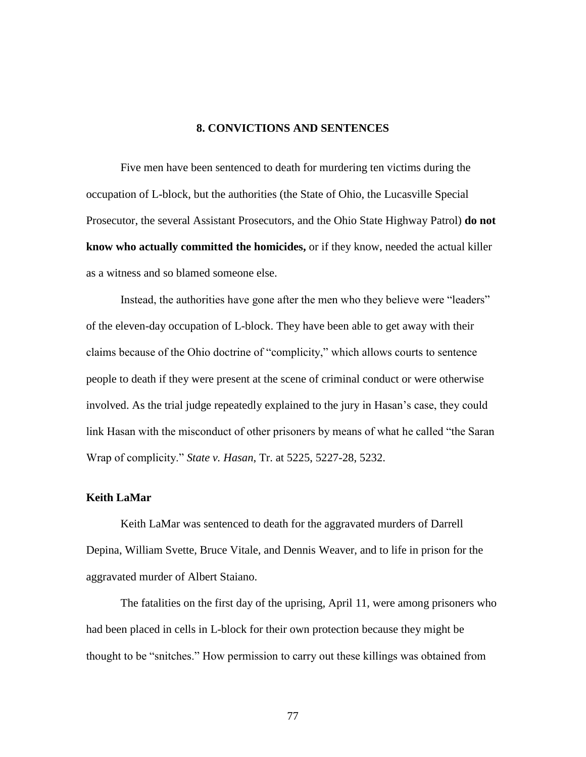## 8. CONVICTIONS AND SENTENCES

Five men have been sentenced to death for murdering ten victims during the occupation of L-block, but the authorities (the State of Ohio, the Lucasville Special Prosecutor, the several Assistant Prosecutors, and the Ohio State Highway Patrol) **do not know who actually committed the homicides,** or if they know, needed the actual killer as a witness and so blamed someone else.

Instead, the authorities have gone after the men who they believe were "leaders" of the eleven-day occupation of L-block. They have been able to get away with their claims because of the Ohio doctrine of "complicity," which allows courts to sentence people to death if they were present at the scene of criminal conduct or were otherwise involved. As the trial judge repeatedly explained to the jury in Hasan's case, they could link Hasan with the misconduct of other prisoners by means of what he called "the Saran Wrap of complicity." *State v. Hasan,* Tr. at 5225, 5227-28, 5232.

### Keith LaMar

Keith LaMar was sentenced to death for the aggravated murders of Darrell Depina, William Svette, Bruce Vitale, and Dennis Weaver, and to life in prison for the aggravated murder of Albert Staiano.

The fatalities on the first day of the uprising, April 11, were among prisoners who had been placed in cells in L-block for their own protection because they might be thought to be "snitches." How permission to carry out these killings was obtained from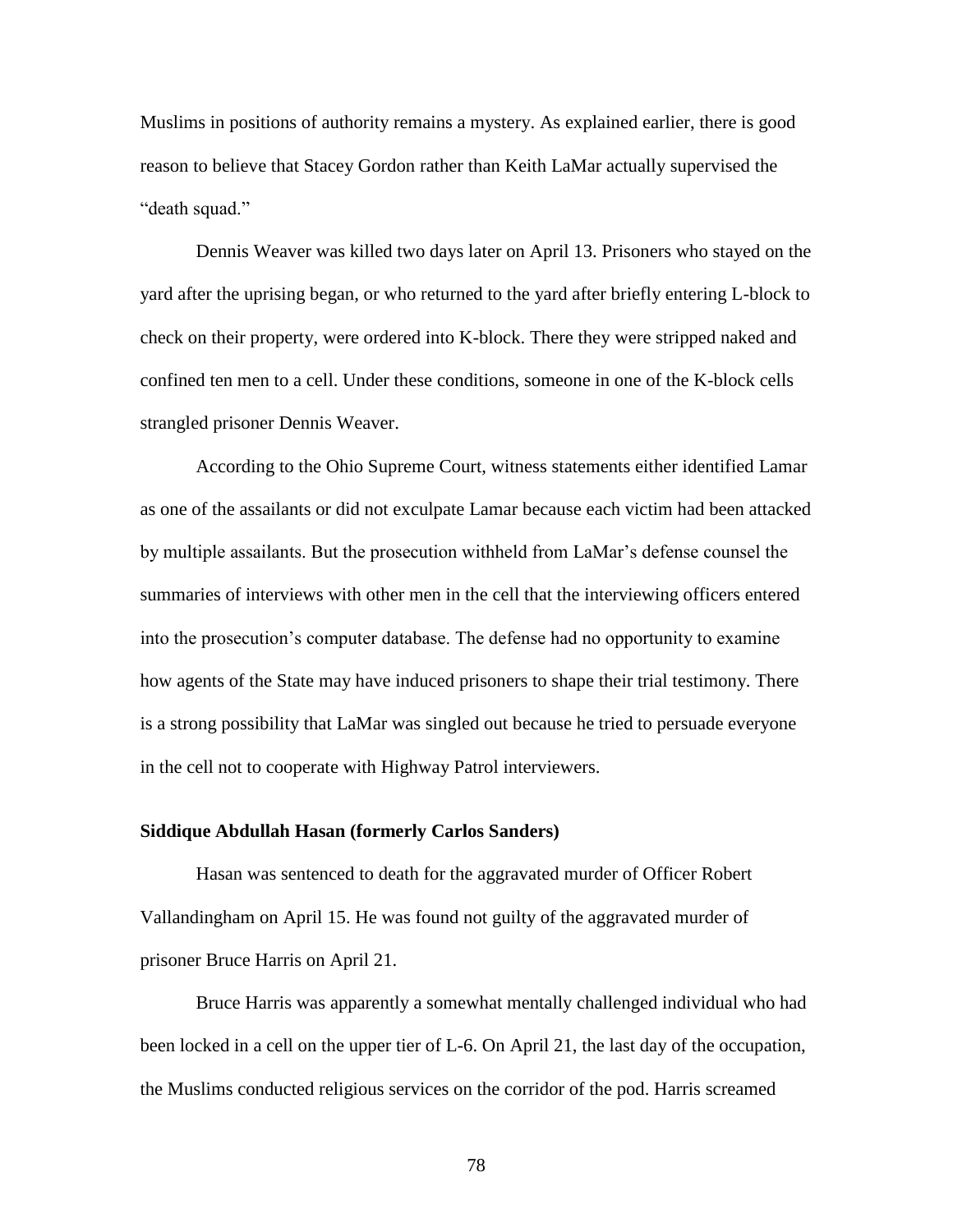Muslims in positions of authority remains a mystery. As explained earlier, there is good reason to believe that Stacey Gordon rather than Keith LaMar actually supervised the "death squad."

Dennis Weaver was killed two days later on April 13. Prisoners who stayed on the yard after the uprising began, or who returned to the yard after briefly entering L-block to check on their property, were ordered into K-block. There they were stripped naked and confined ten men to a cell. Under these conditions, someone in one of the K-block cells strangled prisoner Dennis Weaver.

According to the Ohio Supreme Court, witness statements either identified Lamar as one of the assailants or did not exculpate Lamar because each victim had been attacked by multiple assailants. But the prosecution withheld from LaMar's defense counsel the summaries of interviews with other men in the cell that the interviewing officers entered into the prosecution's computer database. The defense had no opportunity to examine how agents of the State may have induced prisoners to shape their trial testimony. There is a strong possibility that LaMar was singled out because he tried to persuade everyone in the cell not to cooperate with Highway Patrol interviewers.

**Siddique Abdullah Hasan (formerly Carlos Sanders)**

Hasan was sentenced to death for the aggravated murder of Officer Robert Vallandingham on April 15. He was found not guilty of the aggravated murder of prisoner Bruce Harris on April 21.

Bruce Harris was apparently a somewhat mentally challenged individual who had been locked in a cell on the upper tier of L-6. On April 21, the last day of the occupation, the Muslims conducted religious services on the corridor of the pod. Harris screamed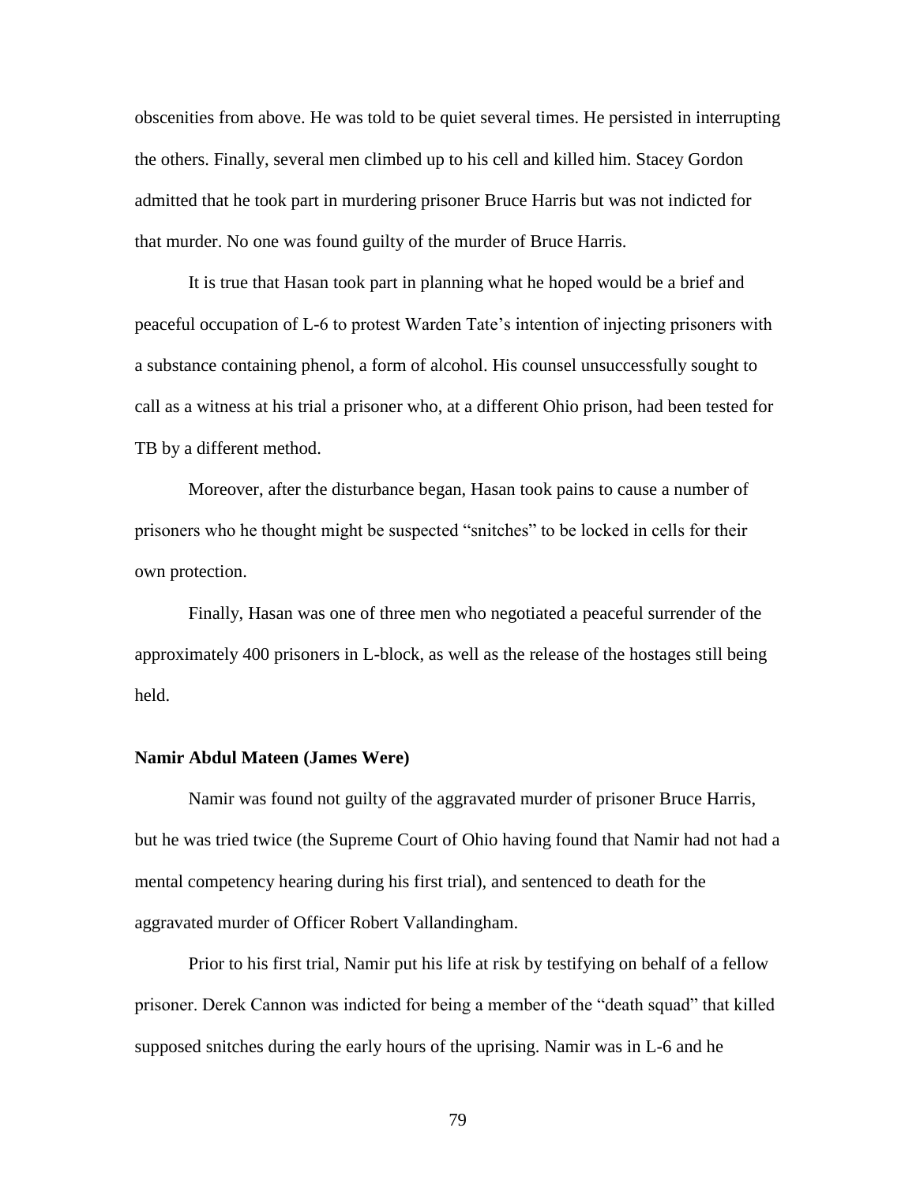obscenities from above. He was told to be quiet several times. He persisted in interrupting the others. Finally, several men climbed up to his cell and killed him. Stacey Gordon admitted that he took part in murdering prisoner Bruce Harris but was not indicted for that murder. No one was found guilty of the murder of Bruce Harris.

It is true that Hasan took part in planning what he hoped would be a brief and peaceful occupation of L-6 to protest Warden Tate's intention of injecting prisoners with a substance containing phenol, a form of alcohol. His counsel unsuccessfully sought to call as a witness at his trial a prisoner who, at a different Ohio prison, had been tested for TB by a different method.

Moreover, after the disturbance began, Hasan took pains to cause a number of prisoners who he thought might be suspected "snitches" to be locked in cells for their own protection.

Finally, Hasan was one of three men who negotiated a peaceful surrender of the approximately 400 prisoners in L-block, as well as the release of the hostages still being held.

### Namir Abdul Mateen (James Were)

Namir was found not guilty of the aggravated murder of prisoner Bruce Harris, but he was tried twice (the Supreme Court of Ohio having found that Namir had not had a mental competency hearing during his first trial), and sentenced to death for the aggravated murder of Officer Robert Vallandingham.

Prior to his first trial, Namir put his life at risk by testifying on behalf of a fellow prisoner. Derek Cannon was indicted for being a member of the "death squad" that killed supposed snitches during the early hours of the uprising. Namir was in L-6 and he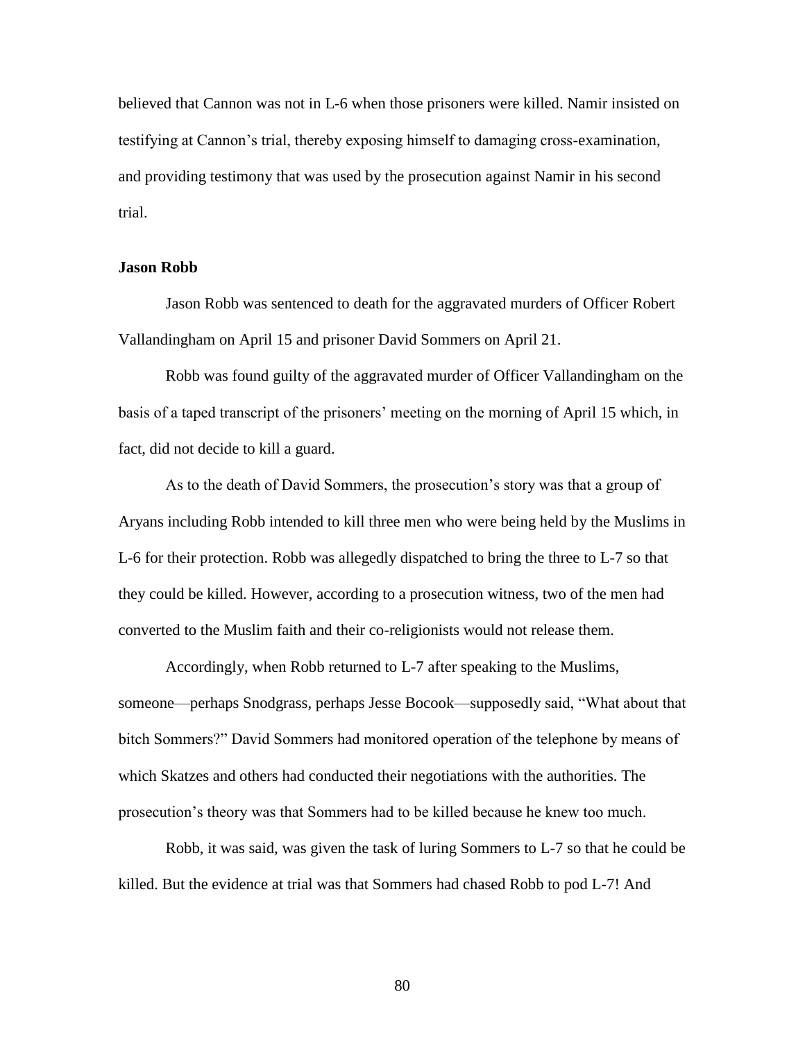believed that Cannon was not in L-6 when those prisoners were killed. Namir insisted on testifying at Cannon's trial, thereby exposing himself to damaging cross-examination, and providing testimony that was used by the prosecution against Namir in his second trial.

**Jason Robb**

Jason Robb was sentenced to death for the aggravated murders of Officer Robert Vallandingham on April 15 and prisoner David Sommers on April 21.

Robb was found guilty of the aggravated murder of Officer Vallandingham on the basis of a taped transcript of the prisoners' meeting on the morning of April 15 which, in fact, did not decide to kill a guard.

As to the death of David Sommers, the prosecution's story was that a group of Aryans including Robb intended to kill three men who were being held by the Muslims in L-6 for their protection. Robb was allegedly dispatched to bring the three to L-7 so that they could be killed. However, according to a prosecution witness, two of the men had converted to the Muslim faith and their co-religionists would not release them.

Accordingly, when Robb returned to L-7 after speaking to the Muslims, someone—perhaps Snodgrass, perhaps Jesse Bocook—supposedly said, "What about that bitch Sommers?" David Sommers had monitored operation of the telephone by means of which Skatzes and others had conducted their negotiations with the authorities. The prosecution's theory was that Sommers had to be killed because he knew too much.

Robb, it was said, was given the task of luring Sommers to L-7 so that he could be killed. But the evidence at trial was that Sommers had chased Robb to pod L-7! And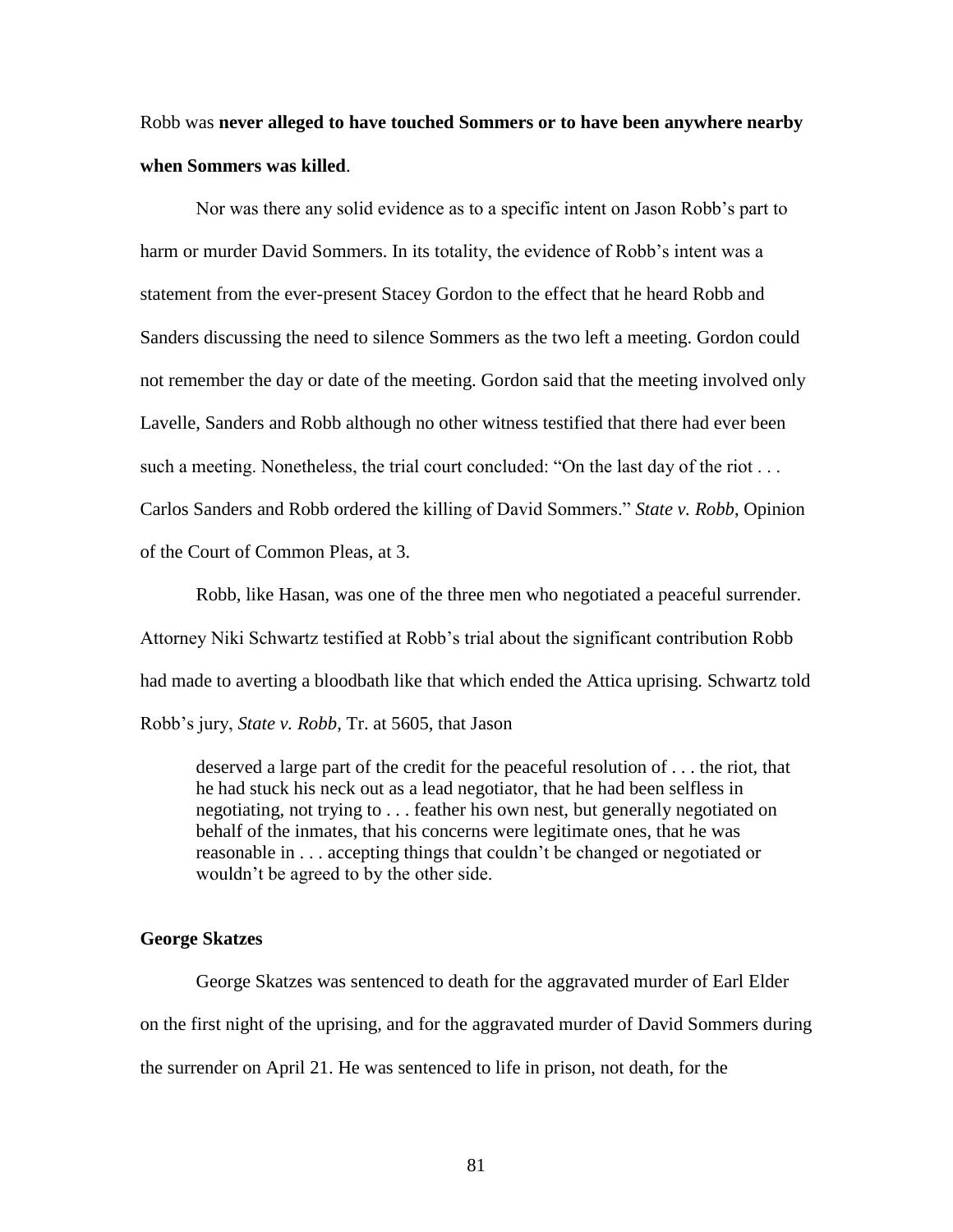Robb was **never alleged to have touched Sommers or to have been anywhere nearby when Sommers was killed**.

Nor was there any solid evidence as to a specific intent on Jason Robb's part to harm or murder David Sommers. In its totality, the evidence of Robb's intent was a statement from the ever-present Stacey Gordon to the effect that he heard Robb and Sanders discussing the need to silence Sommers as the two left a meeting. Gordon could not remember the day or date of the meeting. Gordon said that the meeting involved only Lavelle, Sanders and Robb although no other witness testified that there had ever been such a meeting. Nonetheless, the trial court concluded: "On the last day of the riot . . . Carlos Sanders and Robb ordered the killing of David Sommers." *State v. Robb*, Opinion of the Court of Common Pleas, at 3.

Robb, like Hasan, was one of the three men who negotiated a peaceful surrender. Attorney Niki Schwartz testified at Robb's trial about the significant contribution Robb had made to averting a bloodbath like that which ended the Attica uprising. Schwartz told Robb's jury, *State v. Robb*, Tr. at 5605, that Jason

> deserved a large part of the credit for the peaceful resolution of . . . the riot, that he had stuck his neck out as a lead negotiator, that he had been selfless in negotiating, not trying to . . . feather his own nest, but generally negotiated on behalf of the inmates, that his concerns were legitimate ones, that he was reasonable in . . . accepting things that couldn't be changed or negotiated or wouldn't be agreed to by the other side.

**George Skatzes**

George Skatzes was sentenced to death for the aggravated murder of Earl Elder on the first night of the uprising, and for the aggravated murder of David Sommers during the surrender on April 21. He was sentenced to life in prison, not death, for the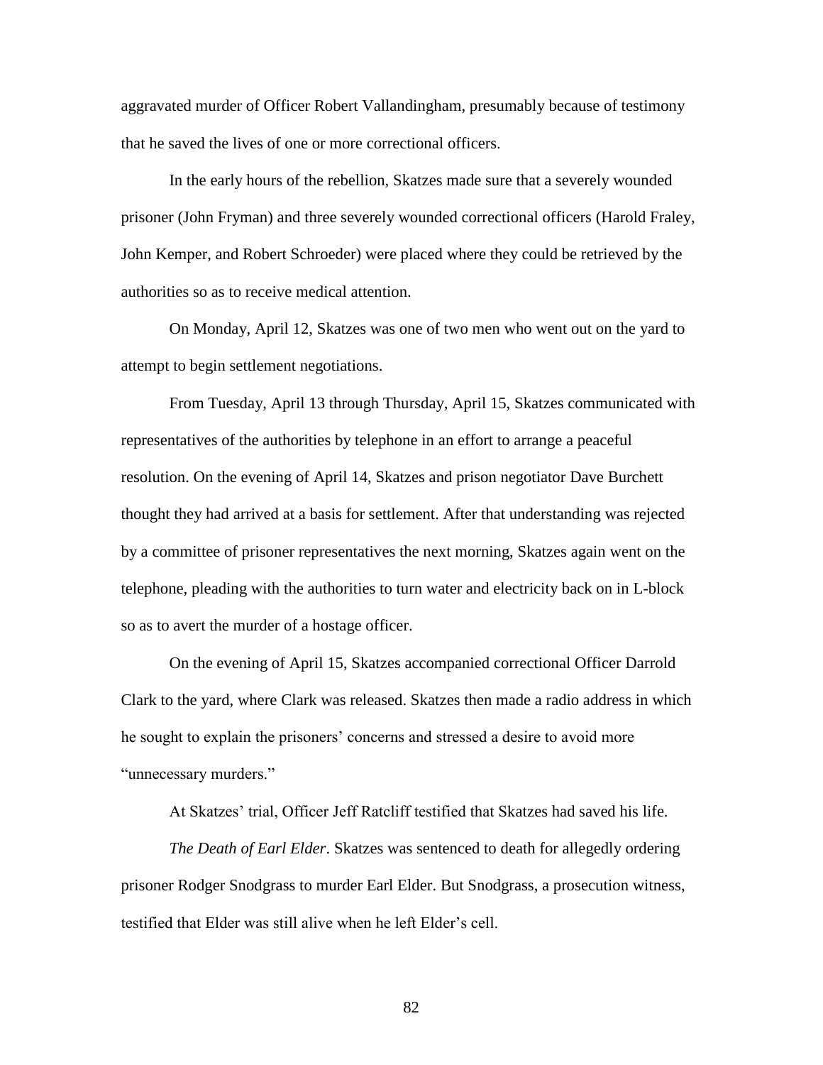aggravated murder of Officer Robert Vallandingham, presumably because of testimony that he saved the lives of one or more correctional officers.

In the early hours of the rebellion, Skatzes made sure that a severely wounded prisoner (John Fryman) and three severely wounded correctional officers (Harold Fraley, John Kemper, and Robert Schroeder) were placed where they could be retrieved by the authorities so as to receive medical attention.

On Monday, April 12, Skatzes was one of two men who went out on the yard to attempt to begin settlement negotiations.

From Tuesday, April 13 through Thursday, April 15, Skatzes communicated with representatives of the authorities by telephone in an effort to arrange a peaceful resolution. On the evening of April 14, Skatzes and prison negotiator Dave Burchett thought they had arrived at a basis for settlement. After that understanding was rejected by a committee of prisoner representatives the next morning, Skatzes again went on the telephone, pleading with the authorities to turn water and electricity back on in L-block so as to avert the murder of a hostage officer.

On the evening of April 15, Skatzes accompanied correctional Officer Darrold Clark to the yard, where Clark was released. Skatzes then made a radio address in which he sought to explain the prisoners' concerns and stressed a desire to avoid more "unnecessary murders."

At Skatzes' trial, Officer Jeff Ratcliff testified that Skatzes had saved his life.

*The Death of Earl Elder*. Skatzes was sentenced to death for allegedly ordering prisoner Rodger Snodgrass to murder Earl Elder. But Snodgrass, a prosecution witness, testified that Elder was still alive when he left Elder's cell.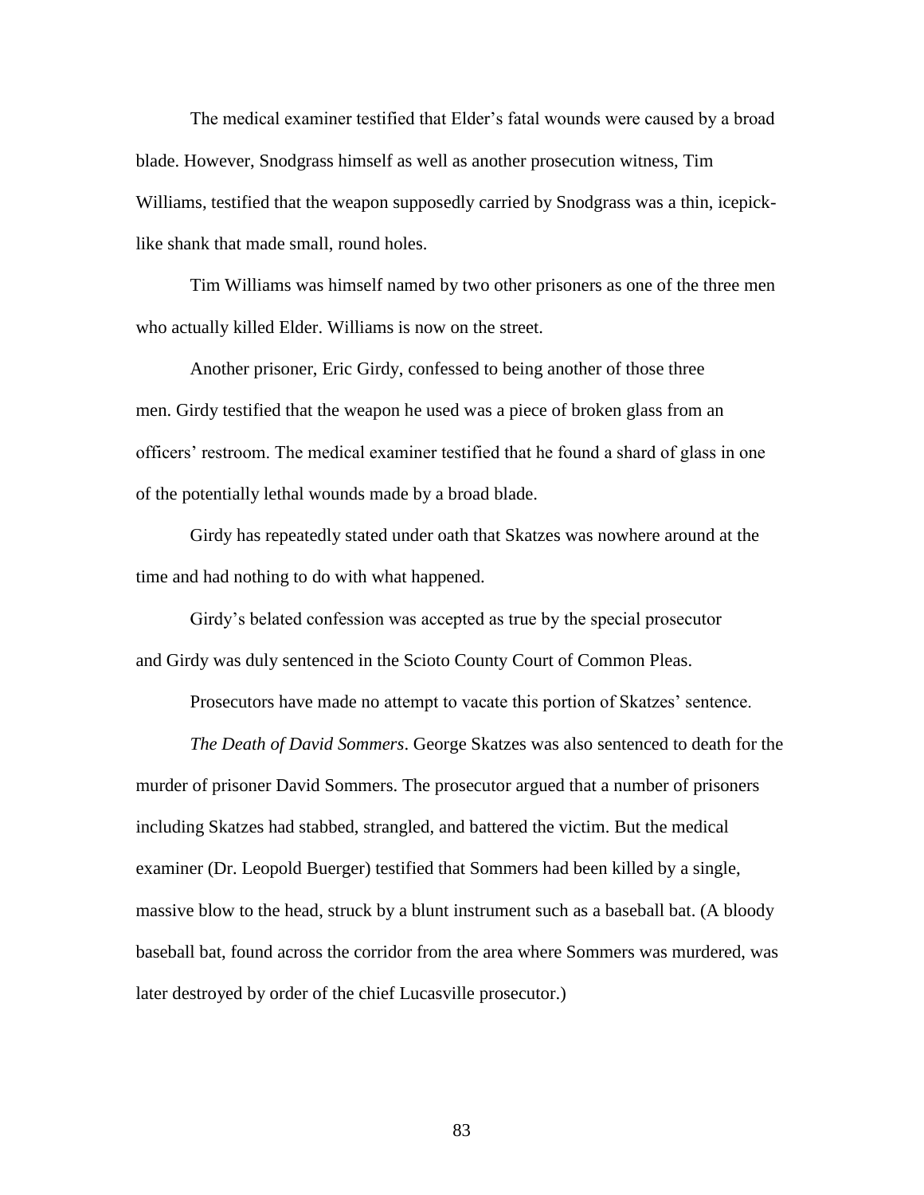The medical examiner testified that Elder's fatal wounds were caused by a broad blade. However, Snodgrass himself as well as another prosecution witness, Tim Williams, testified that the weapon supposedly carried by Snodgrass was a thin, icepick-like shank that made small, round holes.

Tim Williams was himself named by two other prisoners as one of the three men who actually killed Elder. Williams is now on the street.

Another prisoner, Eric Girdy, confessed to being another of those three men. Girdy testified that the weapon he used was a piece of broken glass from an officers' restroom. The medical examiner testified that he found a shard of glass in one of the potentially lethal wounds made by a broad blade.

Girdy has repeatedly stated under oath that Skatzes was nowhere around at the time and had nothing to do with what happened.

Girdy's belated confession was accepted as true by the special prosecutor and Girdy was duly sentenced in the Scioto County Court of Common Pleas.

Prosecutors have made no attempt to vacate this portion of Skatzes' sentence.

*The Death of David Sommers*. George Skatzes was also sentenced to death for the murder of prisoner David Sommers. The prosecutor argued that a number of prisoners including Skatzes had stabbed, strangled, and battered the victim. But the medical examiner (Dr. Leopold Buerger) testified that Sommers had been killed by a single, massive blow to the head, struck by a blunt instrument such as a baseball bat. (A bloody baseball bat, found across the corridor from the area where Sommers was murdered, was later destroyed by order of the chief Lucasville prosecutor.)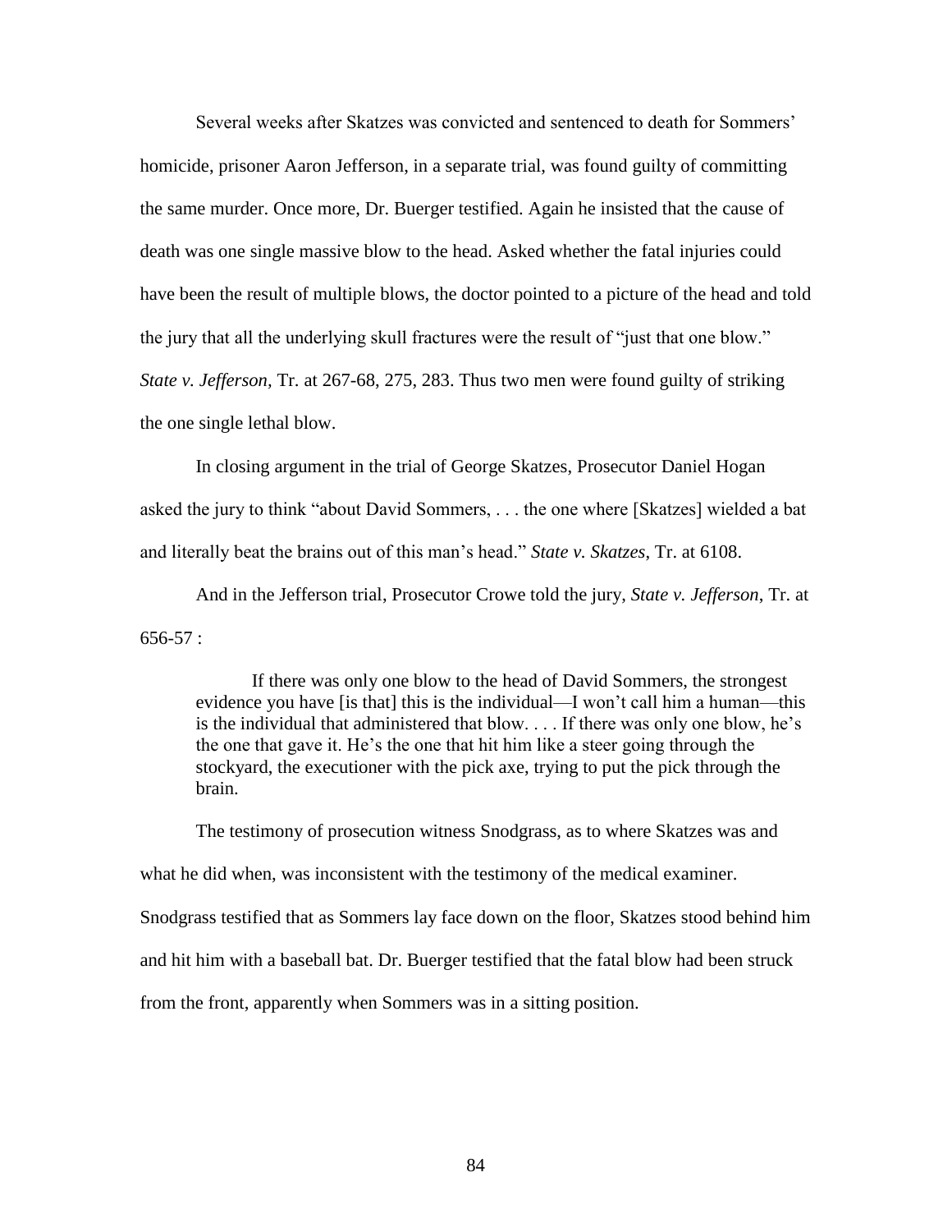Several weeks after Skatzes was convicted and sentenced to death for Sommers' homicide, prisoner Aaron Jefferson, in a separate trial, was found guilty of committing the same murder. Once more, Dr. Buerger testified. Again he insisted that the cause of death was one single massive blow to the head. Asked whether the fatal injuries could have been the result of multiple blows, the doctor pointed to a picture of the head and told the jury that all the underlying skull fractures were the result of "just that one blow." *State v. Jefferson*, Tr. at 267-68, 275, 283. Thus two men were found guilty of striking the one single lethal blow.

In closing argument in the trial of George Skatzes, Prosecutor Daniel Hogan asked the jury to think "about David Sommers, . . . the one where [Skatzes] wielded a bat and literally beat the brains out of this man's head." *State v. Skatzes*, Tr. at 6108.

And in the Jefferson trial, Prosecutor Crowe told the jury, *State v. Jefferson*, Tr. at 656-57 :

> If there was only one blow to the head of David Sommers, the strongest evidence you have [is that] this is the individual—I won't call him a human—this is the individual that administered that blow. . . . If there was only one blow, he's the one that gave it. He's the one that hit him like a steer going through the stockyard, the executioner with the pick axe, trying to put the pick through the brain.

The testimony of prosecution witness Snodgrass, as to where Skatzes was and what he did when, was inconsistent with the testimony of the medical examiner. Snodgrass testified that as Sommers lay face down on the floor, Skatzes stood behind him and hit him with a baseball bat. Dr. Buerger testified that the fatal blow had been struck from the front, apparently when Sommers was in a sitting position.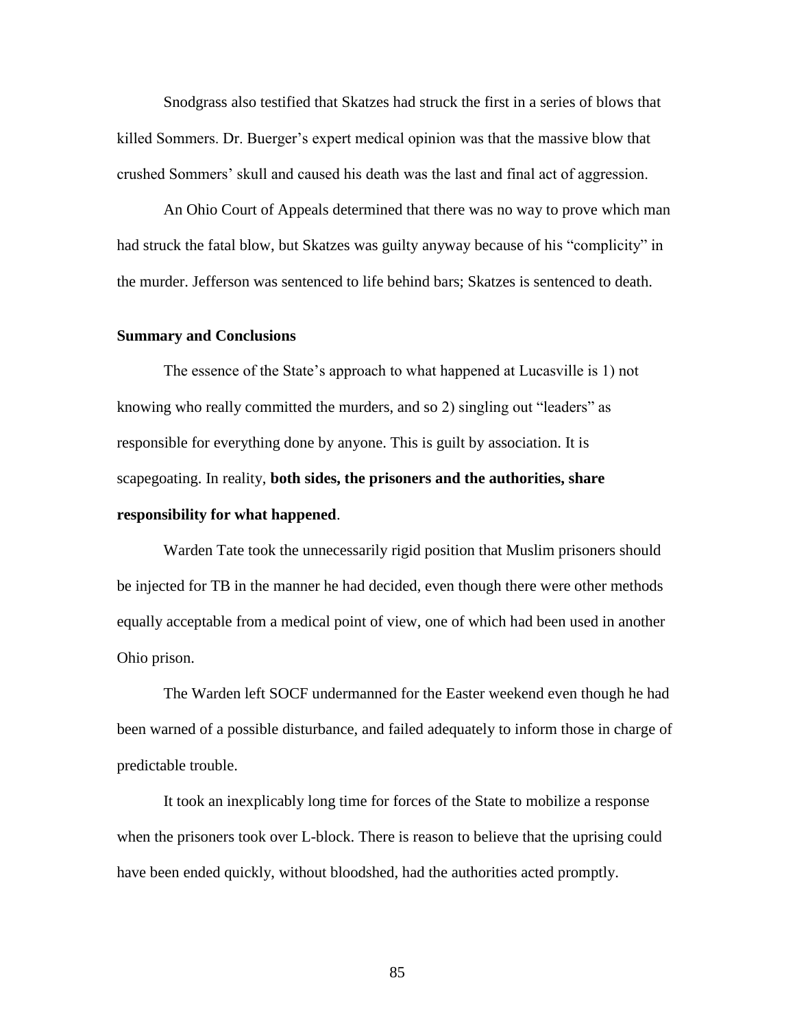Snodgrass also testified that Skatzes had struck the first in a series of blows that killed Sommers. Dr. Buerger's expert medical opinion was that the massive blow that crushed Sommers' skull and caused his death was the last and final act of aggression.

An Ohio Court of Appeals determined that there was no way to prove which man had struck the fatal blow, but Skatzes was guilty anyway because of his "complicity" in the murder. Jefferson was sentenced to life behind bars; Skatzes is sentenced to death.

**Summary and Conclusions**

The essence of the State's approach to what happened at Lucasville is 1) not knowing who really committed the murders, and so 2) singling out "leaders" as responsible for everything done by anyone. This is guilt by association. It is scapegoating. In reality, **both sides, the prisoners and the authorities, share responsibility for what happened**.

Warden Tate took the unnecessarily rigid position that Muslim prisoners should be injected for TB in the manner he had decided, even though there were other methods equally acceptable from a medical point of view, one of which had been used in another Ohio prison.

The Warden left SOCF undermanned for the Easter weekend even though he had been warned of a possible disturbance, and failed adequately to inform those in charge of predictable trouble.

It took an inexplicably long time for forces of the State to mobilize a response when the prisoners took over L-block. There is reason to believe that the uprising could have been ended quickly, without bloodshed, had the authorities acted promptly.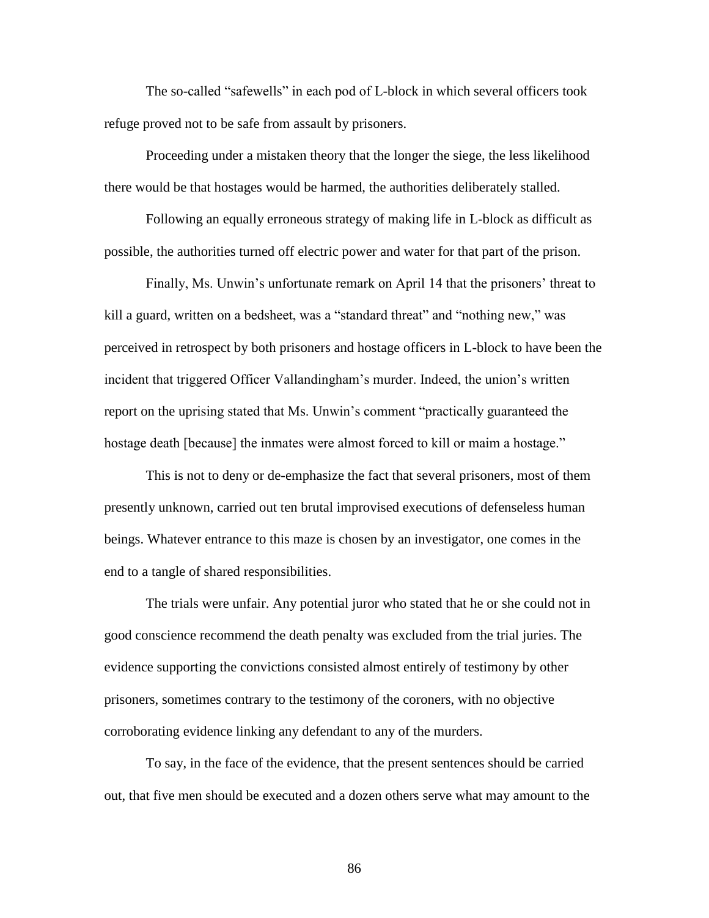The so-called "safewells" in each pod of L-block in which several officers took refuge proved not to be safe from assault by prisoners.

Proceeding under a mistaken theory that the longer the siege, the less likelihood there would be that hostages would be harmed, the authorities deliberately stalled.

Following an equally erroneous strategy of making life in L-block as difficult as possible, the authorities turned off electric power and water for that part of the prison.

Finally, Ms. Unwin's unfortunate remark on April 14 that the prisoners' threat to kill a guard, written on a bedsheet, was a "standard threat" and "nothing new," was perceived in retrospect by both prisoners and hostage officers in L-block to have been the incident that triggered Officer Vallandingham's murder. Indeed, the union's written report on the uprising stated that Ms. Unwin's comment "practically guaranteed the hostage death [because] the inmates were almost forced to kill or maim a hostage."

This is not to deny or de-emphasize the fact that several prisoners, most of them presently unknown, carried out ten brutal improvised executions of defenseless human beings. Whatever entrance to this maze is chosen by an investigator, one comes in the end to a tangle of shared responsibilities.

The trials were unfair. Any potential juror who stated that he or she could not in good conscience recommend the death penalty was excluded from the trial juries. The evidence supporting the convictions consisted almost entirely of testimony by other prisoners, sometimes contrary to the testimony of the coroners, with no objective corroborating evidence linking any defendant to any of the murders.

To say, in the face of the evidence, that the present sentences should be carried out, that five men should be executed and a dozen others serve what may amount to the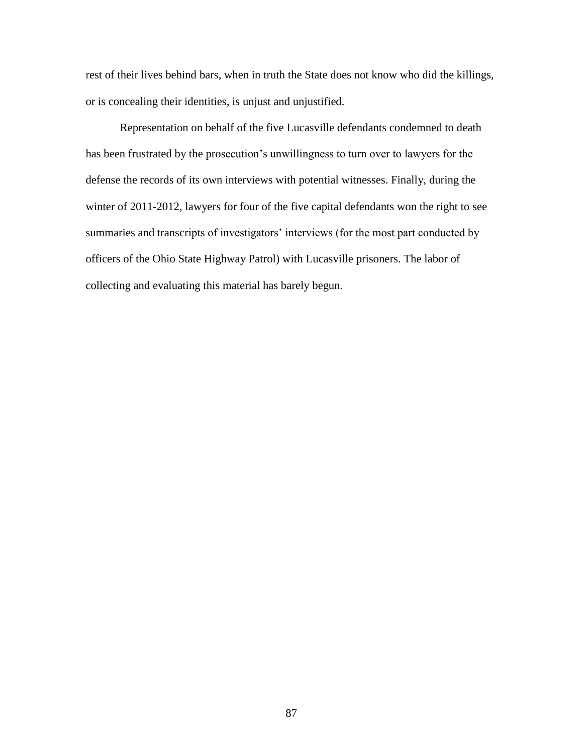rest of their lives behind bars, when in truth the State does not know who did the killings, or is concealing their identities, is unjust and unjustified.

Representation on behalf of the five Lucasville defendants condemned to death has been frustrated by the prosecution's unwillingness to turn over to lawyers for the defense the records of its own interviews with potential witnesses. Finally, during the winter of 2011-2012, lawyers for four of the five capital defendants won the right to see summaries and transcripts of investigators' interviews (for the most part conducted by officers of the Ohio State Highway Patrol) with Lucasville prisoners. The labor of collecting and evaluating this material has barely begun.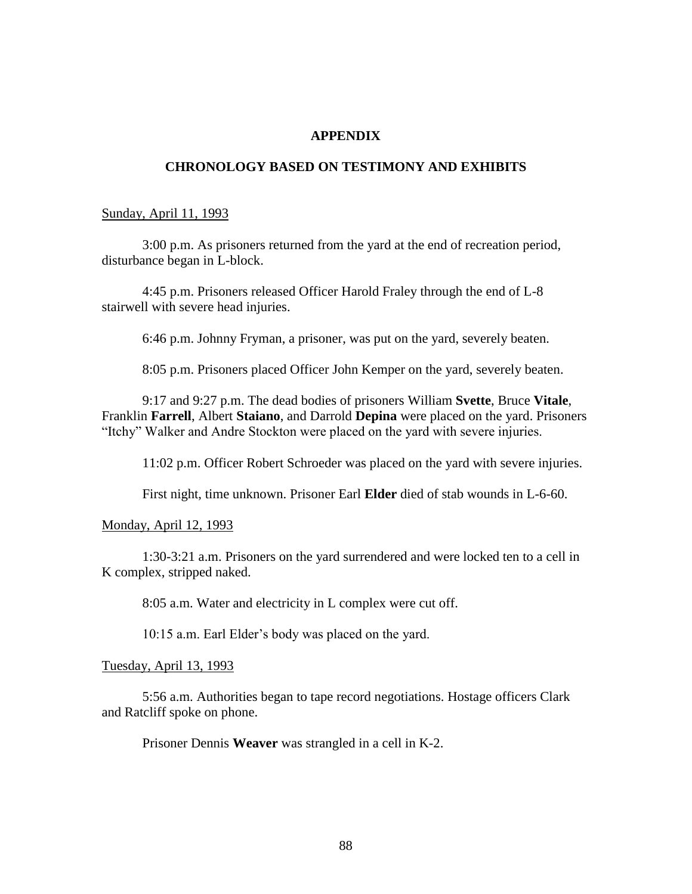## APPENDIX

## CHRONOLOGY BASED ON TESTIMONY AND EXHIBITS

Sunday, April 11, 1993

3:00 p.m. As prisoners returned from the yard at the end of recreation period, disturbance began in L-block.

4:45 p.m. Prisoners released Officer Harold Fraley through the end of L-8 stairwell with severe head injuries.

6:46 p.m. Johnny Fryman, a prisoner, was put on the yard, severely beaten.

8:05 p.m. Prisoners placed Officer John Kemper on the yard, severely beaten.

9:17 and 9:27 p.m. The dead bodies of prisoners William **Svette**, Bruce **Vitale**, Franklin **Farrell**, Albert **Staiano**, and Darrold **Depina** were placed on the yard. Prisoners "Itchy" Walker and Andre Stockton were placed on the yard with severe injuries.

11:02 p.m. Officer Robert Schroeder was placed on the yard with severe injuries.

First night, time unknown. Prisoner Earl **Elder** died of stab wounds in L-6-60.

Monday, April 12, 1993

1:30-3:21 a.m. Prisoners on the yard surrendered and were locked ten to a cell in K complex, stripped naked.

8:05 a.m. Water and electricity in L complex were cut off.

10:15 a.m. Earl Elder's body was placed on the yard.

Tuesday, April 13, 1993

5:56 a.m. Authorities began to tape record negotiations. Hostage officers Clark and Ratcliff spoke on phone.

Prisoner Dennis **Weaver** was strangled in a cell in K-2.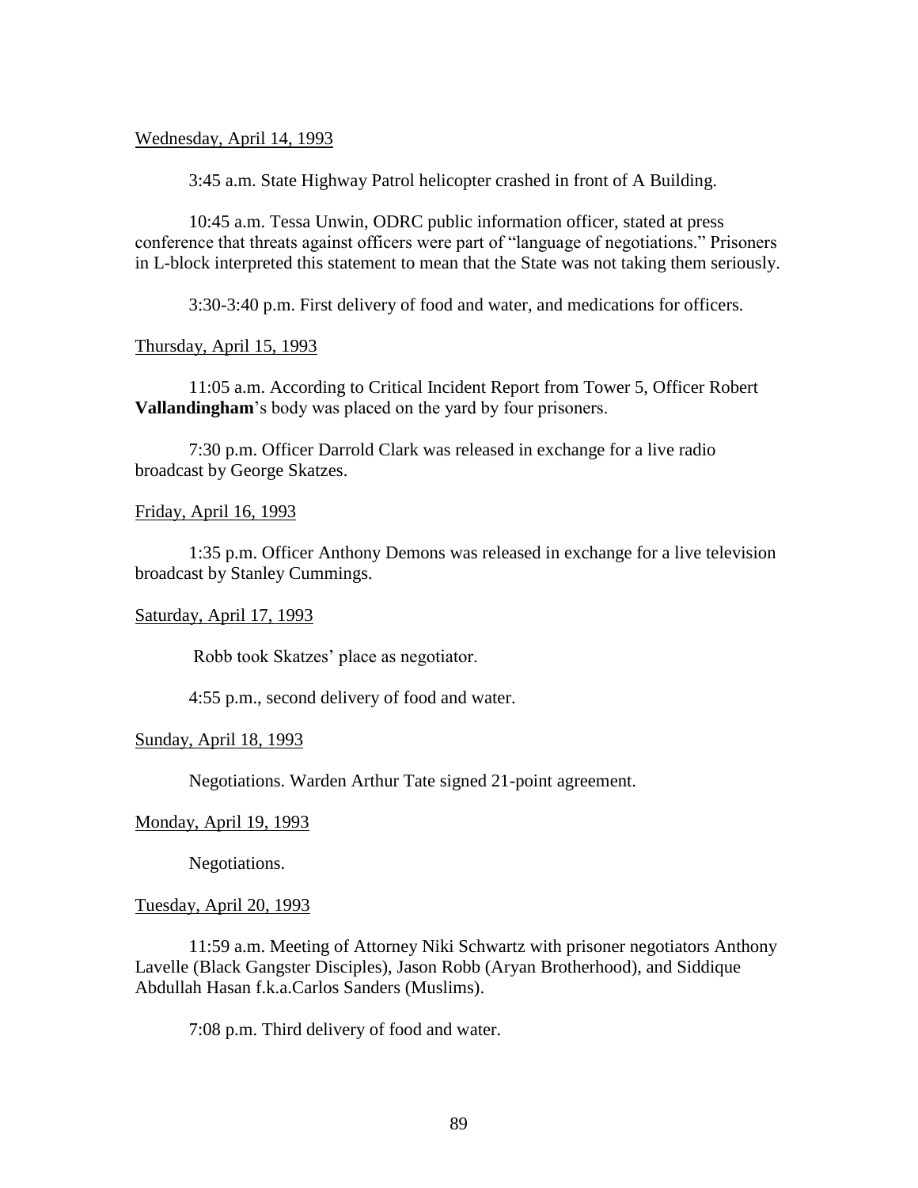<u>Wednesday, April 14, 1993</u>

3:45 a.m. State Highway Patrol helicopter crashed in front of A Building.

10:45 a.m. Tessa Unwin, ODRC public information officer, stated at press conference that threats against officers were part of "language of negotiations." Prisoners in L-block interpreted this statement to mean that the State was not taking them seriously.

3:30-3:40 p.m. First delivery of food and water, and medications for officers.

<u>Thursday, April 15, 1993</u>

11:05 a.m. According to Critical Incident Report from Tower 5, Officer Robert **Vallandingham**'s body was placed on the yard by four prisoners.

7:30 p.m. Officer Darrold Clark was released in exchange for a live radio broadcast by George Skatzes.

<u>Friday, April 16, 1993</u>

1:35 p.m. Officer Anthony Demons was released in exchange for a live television broadcast by Stanley Cummings.

<u>Saturday, April 17, 1993</u>

Robb took Skatzes' place as negotiator.

4:55 p.m., second delivery of food and water.

<u>Sunday, April 18, 1993</u>

Negotiations. Warden Arthur Tate signed 21-point agreement.

<u>Monday, April 19, 1993</u>

Negotiations.

<u>Tuesday, April 20, 1993</u>

11:59 a.m. Meeting of Attorney Niki Schwartz with prisoner negotiators Anthony Lavelle (Black Gangster Disciples), Jason Robb (Aryan Brotherhood), and Siddique Abdullah Hasan f.k.a.Carlos Sanders (Muslims).

7:08 p.m. Third delivery of food and water.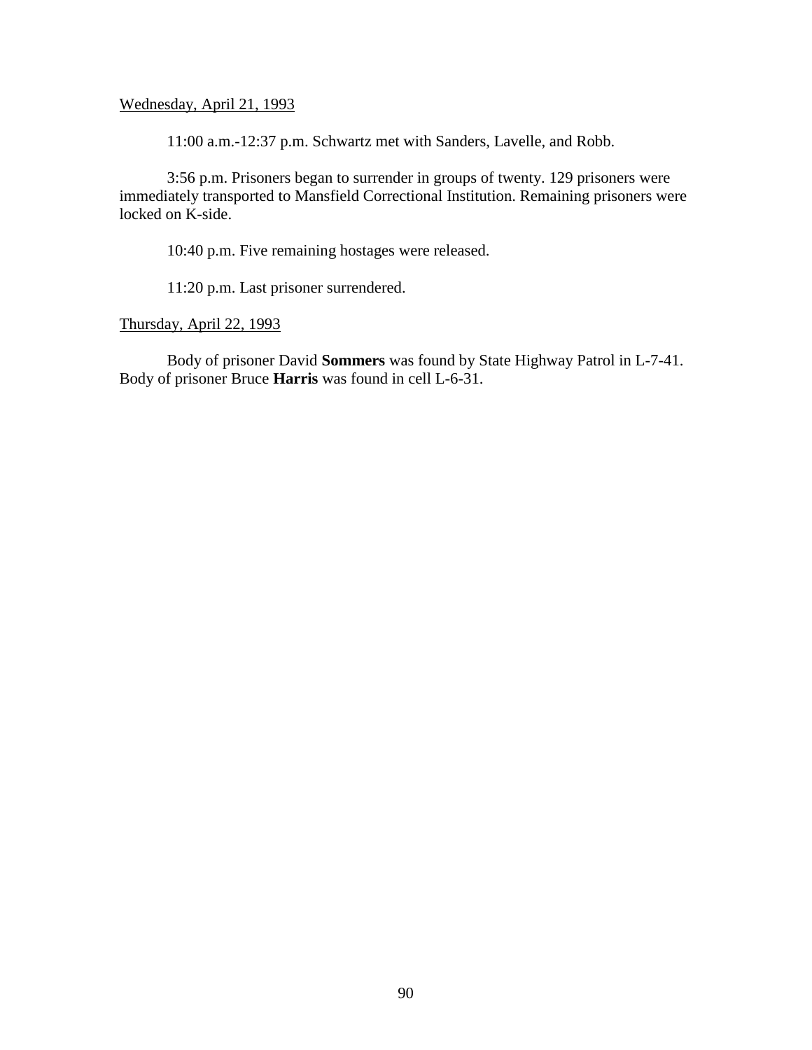Wednesday, April 21, 1993

11:00 a.m.-12:37 p.m. Schwartz met with Sanders, Lavelle, and Robb.

3:56 p.m. Prisoners began to surrender in groups of twenty. 129 prisoners were immediately transported to Mansfield Correctional Institution. Remaining prisoners were locked on K-side.

10:40 p.m. Five remaining hostages were released.

11:20 p.m. Last prisoner surrendered.

Thursday, April 22, 1993

Body of prisoner David **Sommers** was found by State Highway Patrol in L-7-41. Body of prisoner Bruce **Harris** was found in cell L-6-31.